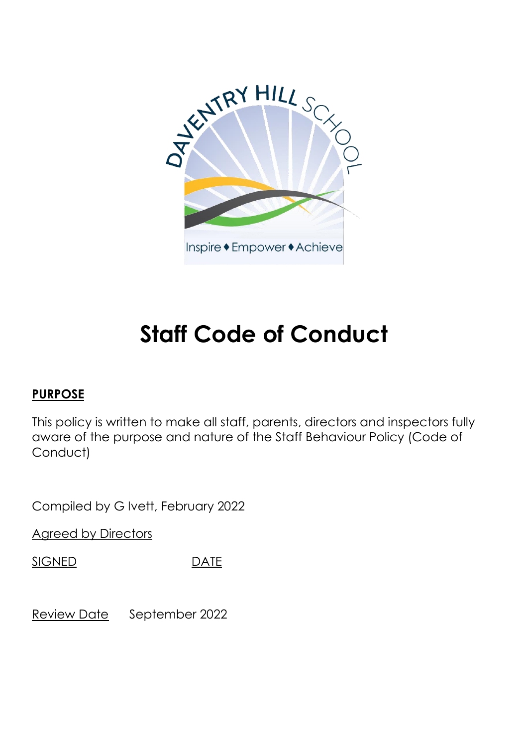# Staff Code of Conduct

**PURPOSE**

This policy is written to make all staff, parents, directors and inspectors fully aware of the purpose and nature of the Staff Behaviour Policy (Code of Conduct)

Compiled by G Ivett, February 2022

Agreed by Directors

SIGNED DATE

Review Date September 2022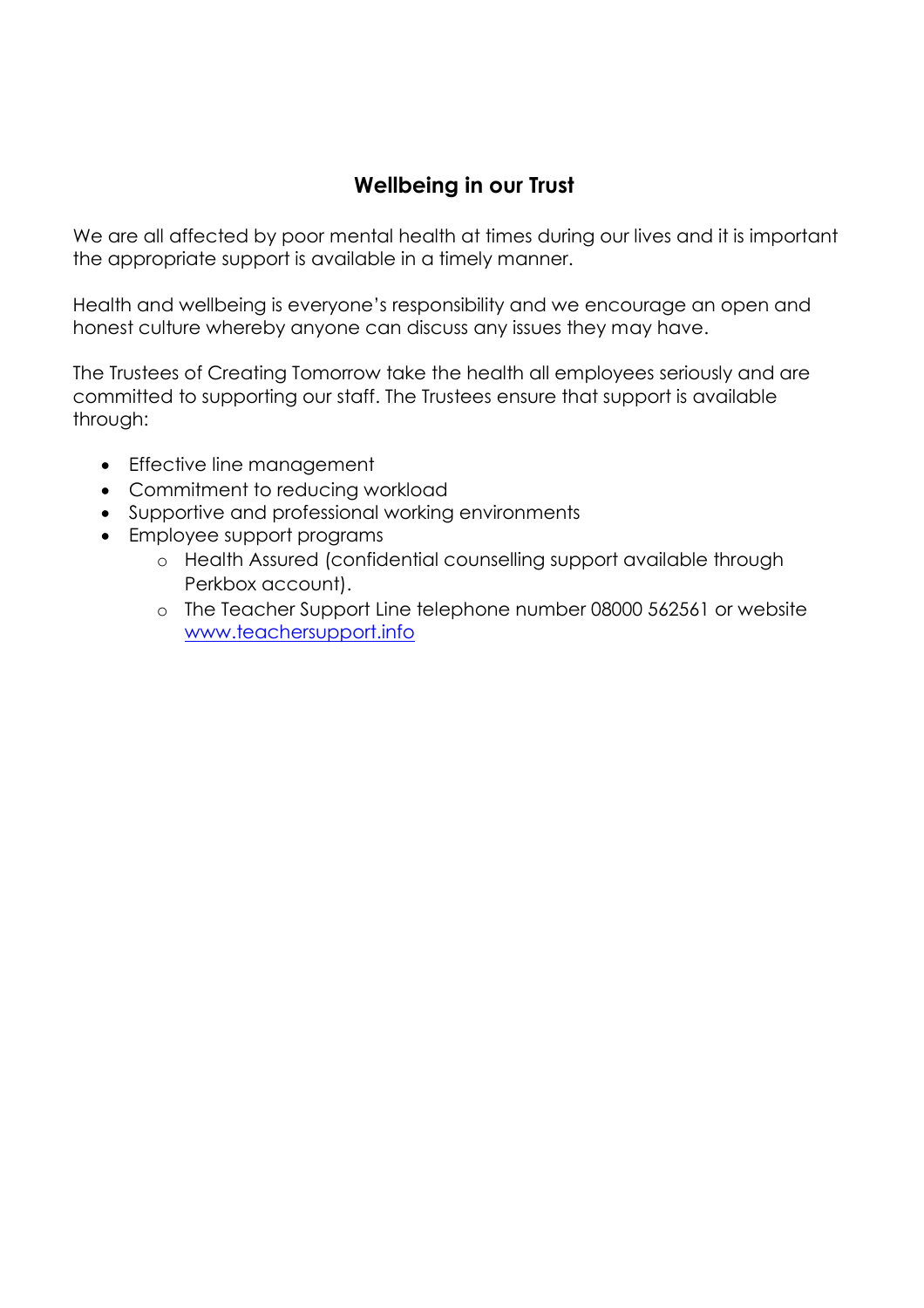## Wellbeing in our Trust

We are all affected by poor mental health at times during our lives and it is important the appropriate support is available in a timely manner.

Health and wellbeing is everyone's responsibility and we encourage an open and honest culture whereby anyone can discuss any issues they may have.

The Trustees of Creating Tomorrow take the health all employees seriously and are committed to supporting our staff. The Trustees ensure that support is available through:

- Effective line management
- Commitment to reducing workload
- Supportive and professional working environments
- Employee support programs
    - Health Assured (confidential counselling support available through Perkbox account).
    - The Teacher Support Line telephone number 08000 562561 or website [www.teachersupport.info](http://www.teachersupport.info)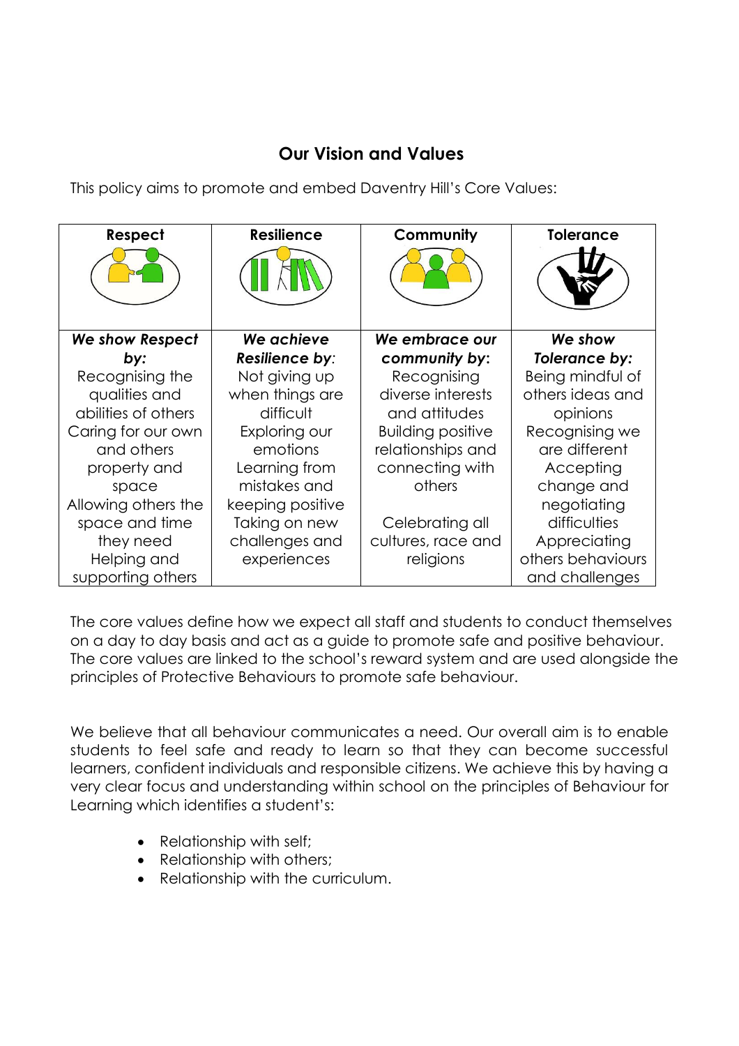## Our Vision and Values

This policy aims to promote and embed Daventry Hill's Core Values:

| Respect | Resilience | Community | Tolerance |
|---|---|---|---|
| ***We show Respect by:*** Recognising the qualities and abilities of others Caring for our own and others property and space Allowing others the space and time they need Helping and supporting others | ***We achieve Resilience by:*** Not giving up when things are difficult Exploring our emotions Learning from mistakes and keeping positive Taking on new challenges and experiences | ***We embrace our community by:*** Recognising diverse interests and attitudes Building positive relationships and connecting with others<br><br>Celebrating all cultures, race and religions | ***We show Tolerance by:*** Being mindful of others ideas and opinions Recognising we are different Accepting change and negotiating difficulties Appreciating others behaviours and challenges |

The core values define how we expect all staff and students to conduct themselves on a day to day basis and act as a guide to promote safe and positive behaviour. The core values are linked to the school's reward system and are used alongside the principles of Protective Behaviours to promote safe behaviour.

We believe that all behaviour communicates a need. Our overall aim is to enable students to feel safe and ready to learn so that they can become successful learners, confident individuals and responsible citizens. We achieve this by having a very clear focus and understanding within school on the principles of Behaviour for Learning which identifies a student's:

- Relationship with self;
- Relationship with others;
- Relationship with the curriculum.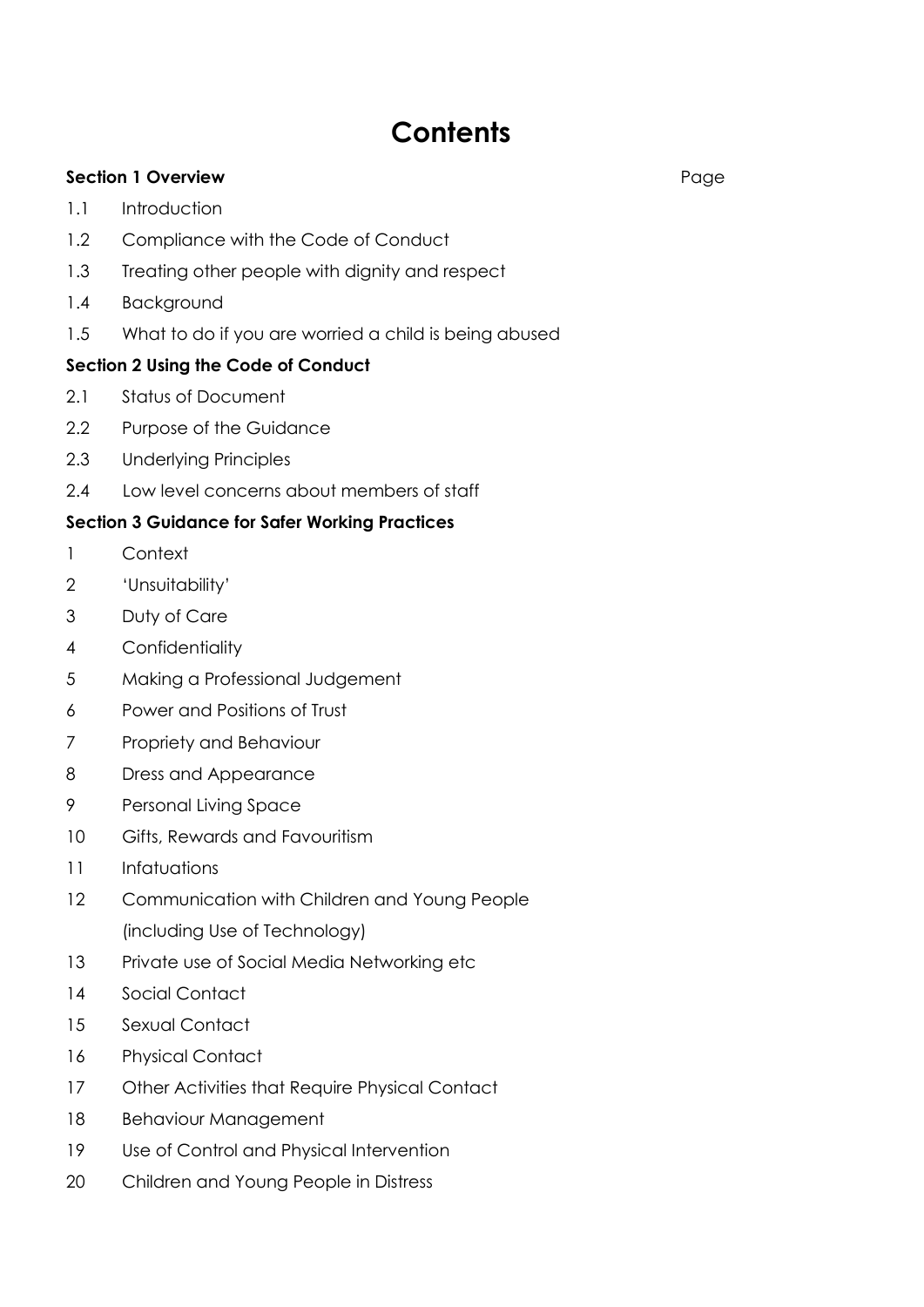# Contents

**Section 1 Overview** Page

- 1.1 Introduction
- 1.2 Compliance with the Code of Conduct
- 1.3 Treating other people with dignity and respect
- 1.4 Background
- 1.5 What to do if you are worried a child is being abused

**Section 2 Using the Code of Conduct**

- 2.1 Status of Document
- 2.2 Purpose of the Guidance
- 2.3 Underlying Principles
- 2.4 Low level concerns about members of staff

**Section 3 Guidance for Safer Working Practices**

- 1 Context
- 2 'Unsuitability'
- 3 Duty of Care
- 4 Confidentiality
- 5 Making a Professional Judgement
- 6 Power and Positions of Trust
- 7 Propriety and Behaviour
- 8 Dress and Appearance
- 9 Personal Living Space
- 10 Gifts, Rewards and Favouritism
- 11 Infatuations
- 12 Communication with Children and Young People (including Use of Technology)
- 13 Private use of Social Media Networking etc
- 14 Social Contact
- 15 Sexual Contact
- 16 Physical Contact
- 17 Other Activities that Require Physical Contact
- 18 Behaviour Management
- 19 Use of Control and Physical Intervention
- 20 Children and Young People in Distress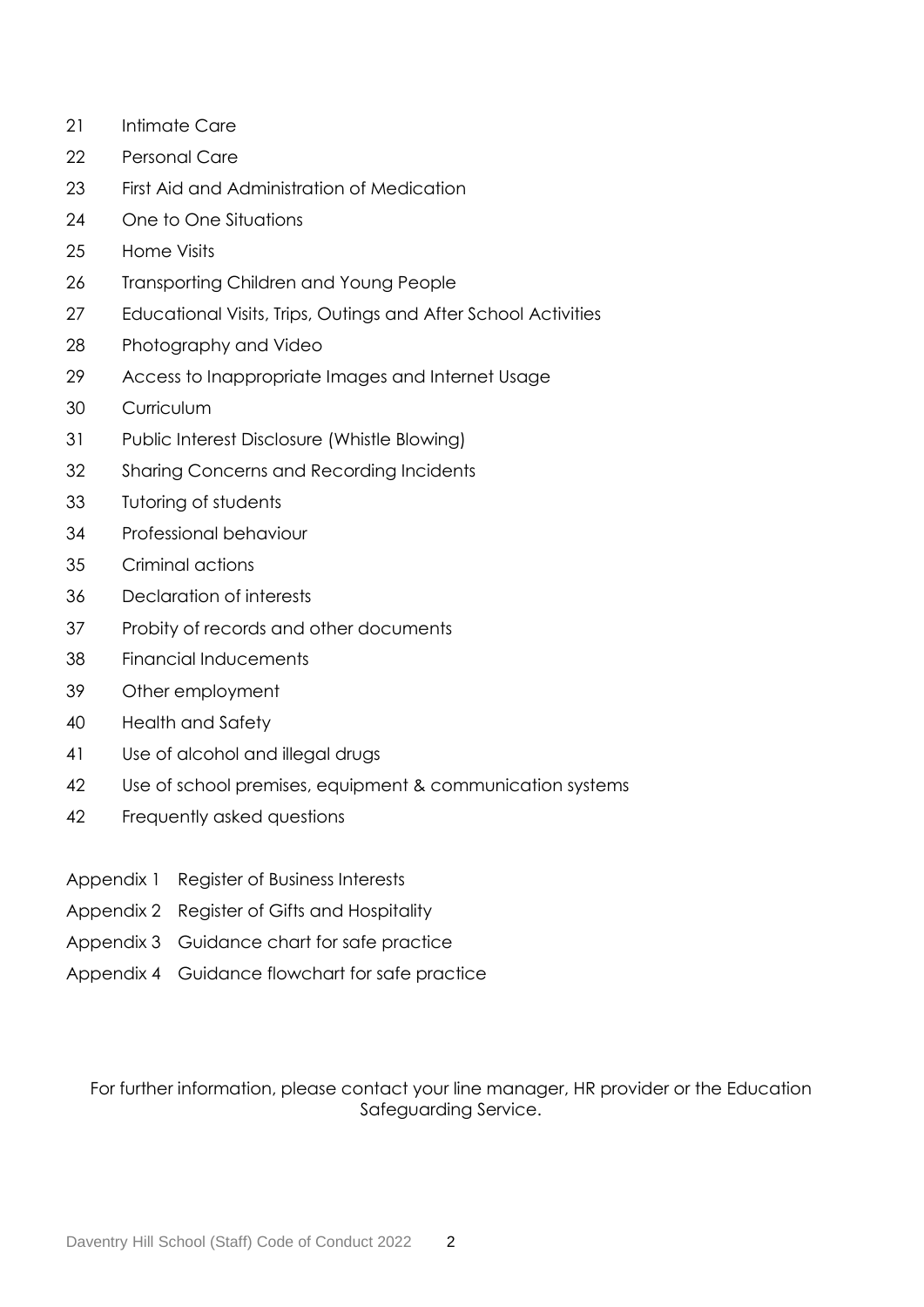21 Intimate Care

22 Personal Care

23 First Aid and Administration of Medication

24 One to One Situations

25 Home Visits

26 Transporting Children and Young People

27 Educational Visits, Trips, Outings and After School Activities

28 Photography and Video

29 Access to Inappropriate Images and Internet Usage

30 Curriculum

31 Public Interest Disclosure (Whistle Blowing)

32 Sharing Concerns and Recording Incidents

33 Tutoring of students

34 Professional behaviour

35 Criminal actions

36 Declaration of interests

37 Probity of records and other documents

38 Financial Inducements

39 Other employment

40 Health and Safety

41 Use of alcohol and illegal drugs

42 Use of school premises, equipment & communication systems

42 Frequently asked questions

Appendix 1 Register of Business Interests

Appendix 2 Register of Gifts and Hospitality

Appendix 3 Guidance chart for safe practice

Appendix 4 Guidance flowchart for safe practice

For further information, please contact your line manager, HR provider or the Education Safeguarding Service.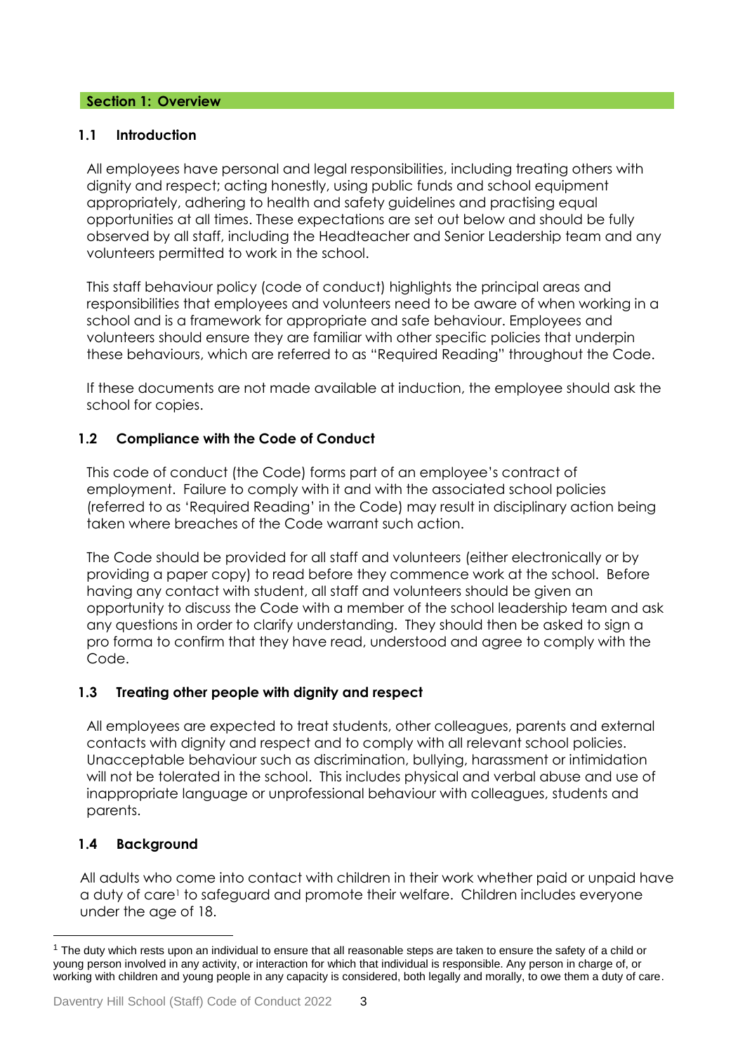## Section 1: Overview

### 1.1 Introduction

All employees have personal and legal responsibilities, including treating others with dignity and respect; acting honestly, using public funds and school equipment appropriately, adhering to health and safety guidelines and practising equal opportunities at all times. These expectations are set out below and should be fully observed by all staff, including the Headteacher and Senior Leadership team and any volunteers permitted to work in the school.

This staff behaviour policy (code of conduct) highlights the principal areas and responsibilities that employees and volunteers need to be aware of when working in a school and is a framework for appropriate and safe behaviour. Employees and volunteers should ensure they are familiar with other specific policies that underpin these behaviours, which are referred to as "Required Reading" throughout the Code.

If these documents are not made available at induction, the employee should ask the school for copies.

### 1.2 Compliance with the Code of Conduct

This code of conduct (the Code) forms part of an employee's contract of employment. Failure to comply with it and with the associated school policies (referred to as 'Required Reading' in the Code) may result in disciplinary action being taken where breaches of the Code warrant such action.

The Code should be provided for all staff and volunteers (either electronically or by providing a paper copy) to read before they commence work at the school. Before having any contact with student, all staff and volunteers should be given an opportunity to discuss the Code with a member of the school leadership team and ask any questions in order to clarify understanding. They should then be asked to sign a pro forma to confirm that they have read, understood and agree to comply with the Code.

### 1.3 Treating other people with dignity and respect

All employees are expected to treat students, other colleagues, parents and external contacts with dignity and respect and to comply with all relevant school policies. Unacceptable behaviour such as discrimination, bullying, harassment or intimidation will not be tolerated in the school. This includes physical and verbal abuse and use of inappropriate language or unprofessional behaviour with colleagues, students and parents.

### 1.4 Background

All adults who come into contact with children in their work whether paid or unpaid have a duty of care[1] to safeguard and promote their welfare. Children includes everyone under the age of 18.

---

[1] The duty which rests upon an individual to ensure that all reasonable steps are taken to ensure the safety of a child or young person involved in any activity, or interaction for which that individual is responsible. Any person in charge of, or working with children and young people in any capacity is considered, both legally and morally, to owe them a duty of care.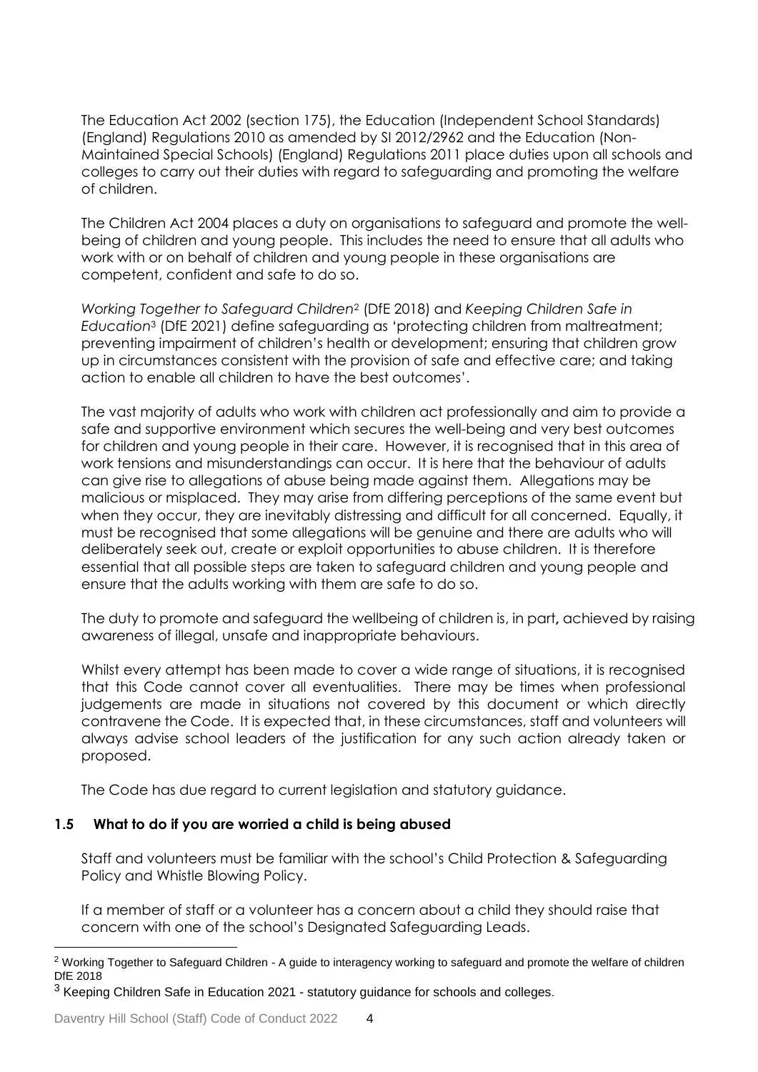The Education Act 2002 (section 175), the Education (Independent School Standards) (England) Regulations 2010 as amended by SI 2012/2962 and the Education (Non-Maintained Special Schools) (England) Regulations 2011 place duties upon all schools and colleges to carry out their duties with regard to safeguarding and promoting the welfare of children.

The Children Act 2004 places a duty on organisations to safeguard and promote the well-being of children and young people. This includes the need to ensure that all adults who work with or on behalf of children and young people in these organisations are competent, confident and safe to do so.

*Working Together to Safeguard Children*[2] (DfE 2018) and *Keeping Children Safe in Education*[3] (DfE 2021) define safeguarding as 'protecting children from maltreatment; preventing impairment of children's health or development; ensuring that children grow up in circumstances consistent with the provision of safe and effective care; and taking action to enable all children to have the best outcomes'.

The vast majority of adults who work with children act professionally and aim to provide a safe and supportive environment which secures the well-being and very best outcomes for children and young people in their care. However, it is recognised that in this area of work tensions and misunderstandings can occur. It is here that the behaviour of adults can give rise to allegations of abuse being made against them. Allegations may be malicious or misplaced. They may arise from differing perceptions of the same event but when they occur, they are inevitably distressing and difficult for all concerned. Equally, it must be recognised that some allegations will be genuine and there are adults who will deliberately seek out, create or exploit opportunities to abuse children. It is therefore essential that all possible steps are taken to safeguard children and young people and ensure that the adults working with them are safe to do so.

The duty to promote and safeguard the wellbeing of children is, in part**,** achieved by raising awareness of illegal, unsafe and inappropriate behaviours.

Whilst every attempt has been made to cover a wide range of situations, it is recognised that this Code cannot cover all eventualities. There may be times when professional judgements are made in situations not covered by this document or which directly contravene the Code. It is expected that, in these circumstances, staff and volunteers will always advise school leaders of the justification for any such action already taken or proposed.

The Code has due regard to current legislation and statutory guidance.

### 1.5 What to do if you are worried a child is being abused

Staff and volunteers must be familiar with the school's Child Protection & Safeguarding Policy and Whistle Blowing Policy.

If a member of staff or a volunteer has a concern about a child they should raise that concern with one of the school's Designated Safeguarding Leads.

---

[2] Working Together to Safeguard Children - A guide to interagency working to safeguard and promote the welfare of children DfE 2018

[3] Keeping Children Safe in Education 2021 - statutory guidance for schools and colleges.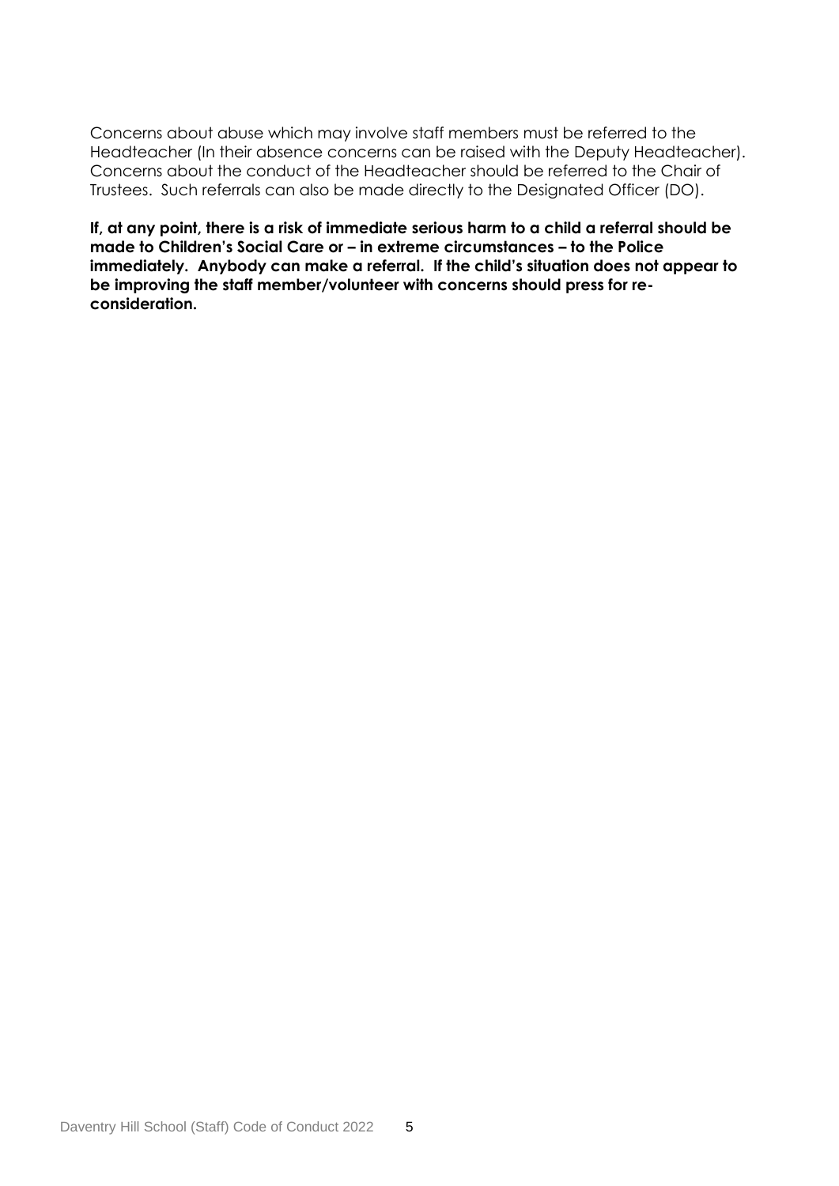Concerns about abuse which may involve staff members must be referred to the Headteacher (In their absence concerns can be raised with the Deputy Headteacher). Concerns about the conduct of the Headteacher should be referred to the Chair of Trustees. Such referrals can also be made directly to the Designated Officer (DO).

**If, at any point, there is a risk of immediate serious harm to a child a referral should be made to Children's Social Care or – in extreme circumstances – to the Police immediately. Anybody can make a referral. If the child's situation does not appear to be improving the staff member/volunteer with concerns should press for re-consideration.**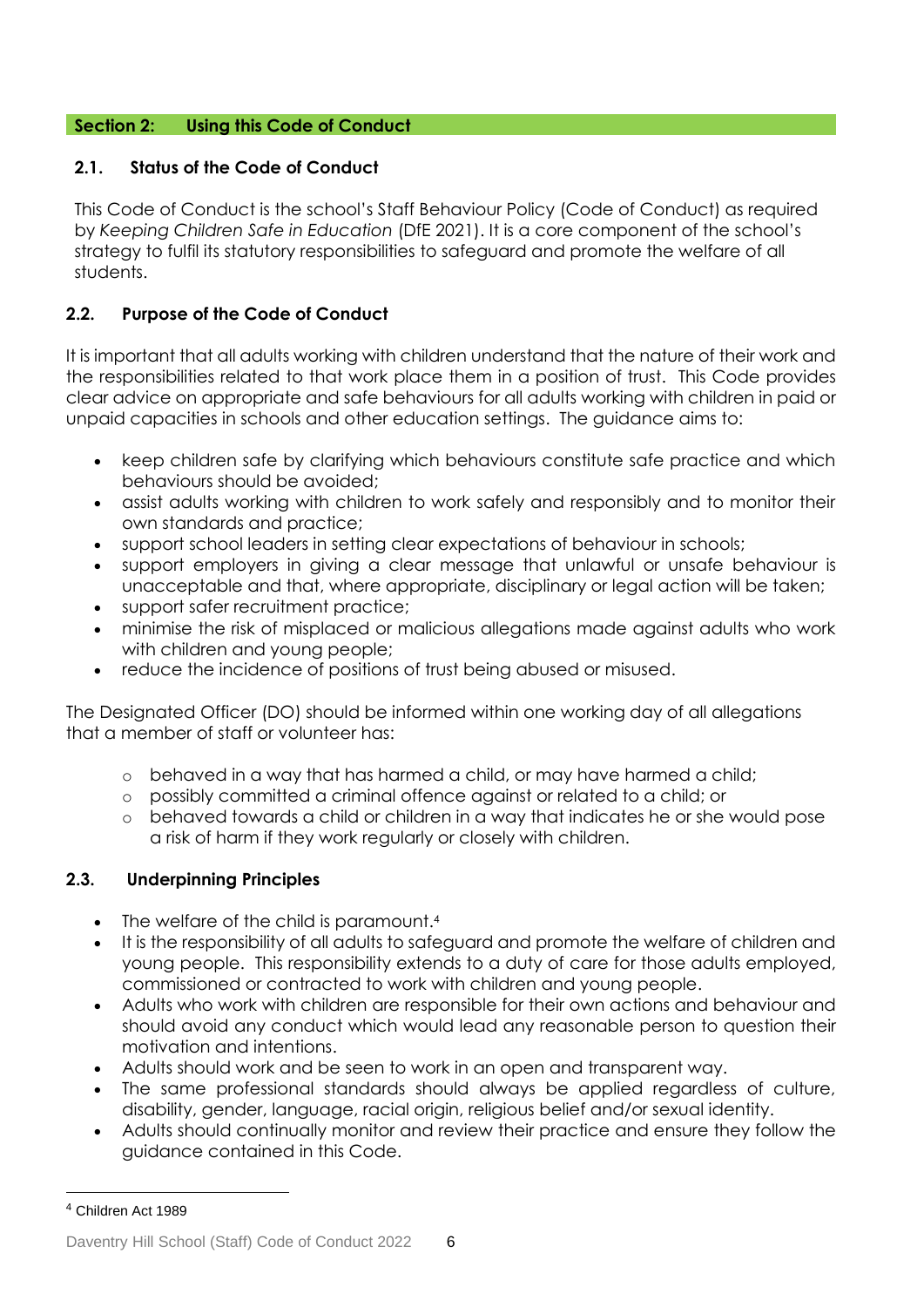## Section 2: Using this Code of Conduct

### 2.1. Status of the Code of Conduct

This Code of Conduct is the school's Staff Behaviour Policy (Code of Conduct) as required by *Keeping Children Safe in Education* (DfE 2021). It is a core component of the school's strategy to fulfil its statutory responsibilities to safeguard and promote the welfare of all students.

### 2.2. Purpose of the Code of Conduct

It is important that all adults working with children understand that the nature of their work and the responsibilities related to that work place them in a position of trust. This Code provides clear advice on appropriate and safe behaviours for all adults working with children in paid or unpaid capacities in schools and other education settings. The guidance aims to:

- keep children safe by clarifying which behaviours constitute safe practice and which behaviours should be avoided;
- assist adults working with children to work safely and responsibly and to monitor their own standards and practice;
- support school leaders in setting clear expectations of behaviour in schools;
- support employers in giving a clear message that unlawful or unsafe behaviour is unacceptable and that, where appropriate, disciplinary or legal action will be taken;
- support safer recruitment practice;
- minimise the risk of misplaced or malicious allegations made against adults who work with children and young people;
- reduce the incidence of positions of trust being abused or misused.

The Designated Officer (DO) should be informed within one working day of all allegations that a member of staff or volunteer has:

- behaved in a way that has harmed a child, or may have harmed a child;
- possibly committed a criminal offence against or related to a child; or
- behaved towards a child or children in a way that indicates he or she would pose a risk of harm if they work regularly or closely with children.

### 2.3. Underpinning Principles

- The welfare of the child is paramount.[4]
- It is the responsibility of all adults to safeguard and promote the welfare of children and young people. This responsibility extends to a duty of care for those adults employed, commissioned or contracted to work with children and young people.
- Adults who work with children are responsible for their own actions and behaviour and should avoid any conduct which would lead any reasonable person to question their motivation and intentions.
- Adults should work and be seen to work in an open and transparent way.
- The same professional standards should always be applied regardless of culture, disability, gender, language, racial origin, religious belief and/or sexual identity.
- Adults should continually monitor and review their practice and ensure they follow the guidance contained in this Code.

[4] Children Act 1989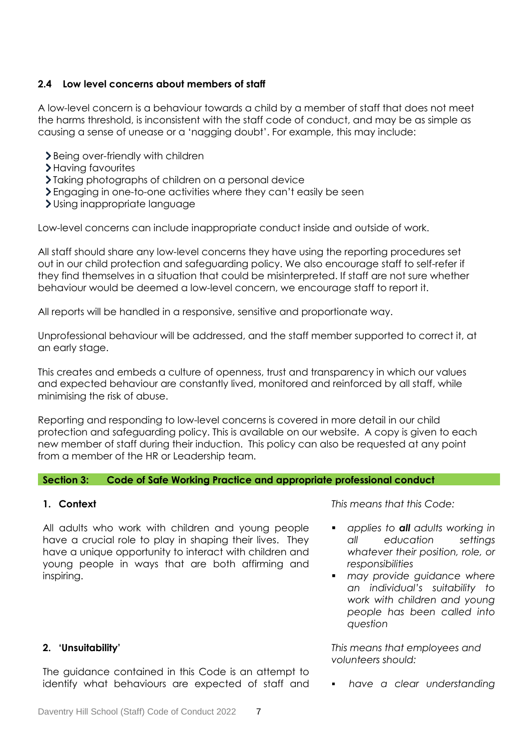### 2.4 Low level concerns about members of staff

A low-level concern is a behaviour towards a child by a member of staff that does not meet the harms threshold, is inconsistent with the staff code of conduct, and may be as simple as causing a sense of unease or a 'nagging doubt'. For example, this may include:

- Being over-friendly with children
- Having favourites
- Taking photographs of children on a personal device
- Engaging in one-to-one activities where they can't easily be seen
- Using inappropriate language

Low-level concerns can include inappropriate conduct inside and outside of work.

All staff should share any low-level concerns they have using the reporting procedures set out in our child protection and safeguarding policy. We also encourage staff to self-refer if they find themselves in a situation that could be misinterpreted. If staff are not sure whether behaviour would be deemed a low-level concern, we encourage staff to report it.

All reports will be handled in a responsive, sensitive and proportionate way.

Unprofessional behaviour will be addressed, and the staff member supported to correct it, at an early stage.

This creates and embeds a culture of openness, trust and transparency in which our values and expected behaviour are constantly lived, monitored and reinforced by all staff, while minimising the risk of abuse.

Reporting and responding to low-level concerns is covered in more detail in our child protection and safeguarding policy. This is available on our website. A copy is given to each new member of staff during their induction. This policy can also be requested at any point from a member of the HR or Leadership team.

## Section 3: Code of Safe Working Practice and appropriate professional conduct

### 1. Context

All adults who work with children and young people have a crucial role to play in shaping their lives. They have a unique opportunity to interact with children and young people in ways that are both affirming and inspiring.

*This means that this Code:*

- *applies to **all** adults working in all education settings whatever their position, role, or responsibilities*
- *may provide guidance where an individual's suitability to work with children and young people has been called into question*

### 2. 'Unsuitability'

The guidance contained in this Code is an attempt to identify what behaviours are expected of staff and

*This means that employees and volunteers should:*

- *have a clear understanding*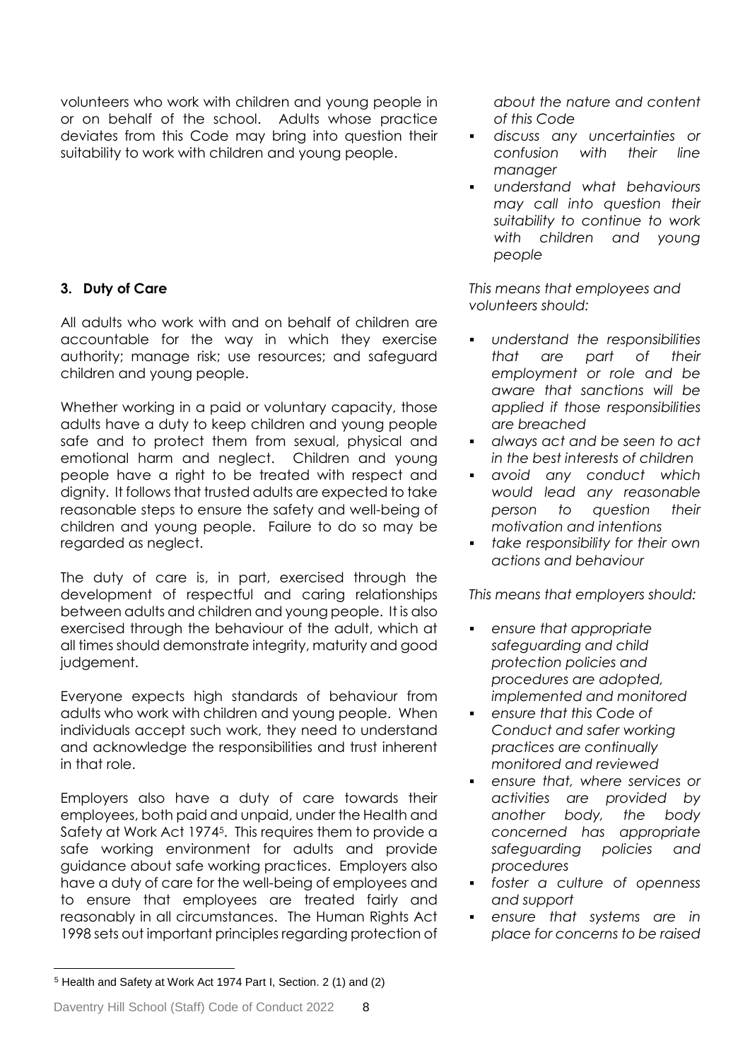volunteers who work with children and young people in or on behalf of the school. Adults whose practice deviates from this Code may bring into question their suitability to work with children and young people.

### 3. Duty of Care

All adults who work with and on behalf of children are accountable for the way in which they exercise authority; manage risk; use resources; and safeguard children and young people.

Whether working in a paid or voluntary capacity, those adults have a duty to keep children and young people safe and to protect them from sexual, physical and emotional harm and neglect. Children and young people have a right to be treated with respect and dignity. It follows that trusted adults are expected to take reasonable steps to ensure the safety and well-being of children and young people. Failure to do so may be regarded as neglect.

The duty of care is, in part, exercised through the development of respectful and caring relationships between adults and children and young people. It is also exercised through the behaviour of the adult, which at all times should demonstrate integrity, maturity and good judgement.

Everyone expects high standards of behaviour from adults who work with children and young people. When individuals accept such work, they need to understand and acknowledge the responsibilities and trust inherent in that role.

Employers also have a duty of care towards their employees, both paid and unpaid, under the Health and Safety at Work Act 1974[5]. This requires them to provide a safe working environment for adults and provide guidance about safe working practices. Employers also have a duty of care for the well-being of employees and to ensure that employees are treated fairly and reasonably in all circumstances. The Human Rights Act 1998 sets out important principles regarding protection of

*about the nature and content of this Code*

- *discuss any uncertainties or confusion with their line manager*
- *understand what behaviours may call into question their suitability to continue to work with children and young people*

*This means that employees and volunteers should:*

- *understand the responsibilities that are part of their employment or role and be aware that sanctions will be applied if those responsibilities are breached*
- *always act and be seen to act in the best interests of children*
- *avoid any conduct which would lead any reasonable person to question their motivation and intentions*
- *take responsibility for their own actions and behaviour*

*This means that employers should:*

- *ensure that appropriate safeguarding and child protection policies and procedures are adopted, implemented and monitored*
- *ensure that this Code of Conduct and safer working practices are continually monitored and reviewed*
- *ensure that, where services or activities are provided by another body, the body concerned has appropriate safeguarding policies and procedures*
- *foster a culture of openness and support*
- *ensure that systems are in place for concerns to be raised*

[5] Health and Safety at Work Act 1974 Part I, Section. 2 (1) and (2)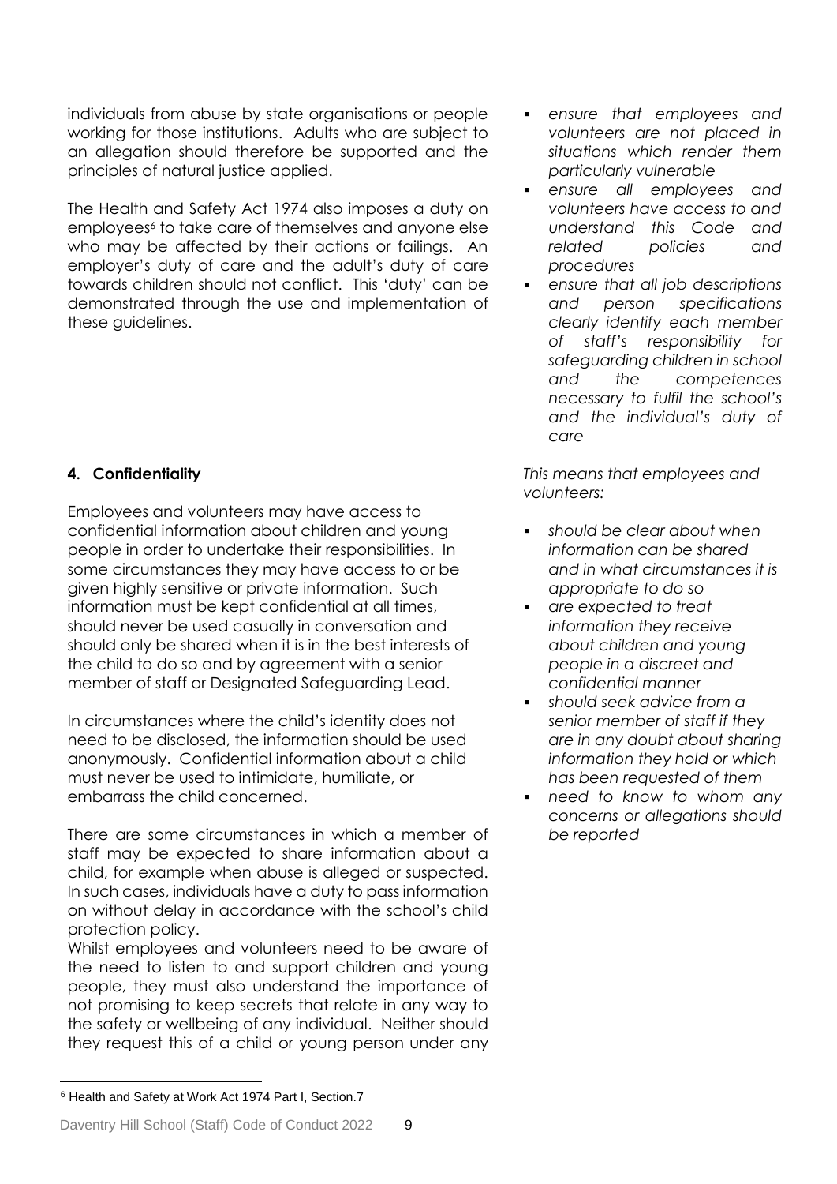individuals from abuse by state organisations or people working for those institutions. Adults who are subject to an allegation should therefore be supported and the principles of natural justice applied.

The Health and Safety Act 1974 also imposes a duty on employees[6] to take care of themselves and anyone else who may be affected by their actions or failings. An employer's duty of care and the adult's duty of care towards children should not conflict. This 'duty' can be demonstrated through the use and implementation of these guidelines.

- *ensure that employees and volunteers are not placed in situations which render them particularly vulnerable*
- *ensure all employees and volunteers have access to and understand this Code and related policies and procedures*
- *ensure that all job descriptions and person specifications clearly identify each member of staff's responsibility for safeguarding children in school and the competences necessary to fulfil the school's and the individual's duty of care*

## 4. Confidentiality

Employees and volunteers may have access to confidential information about children and young people in order to undertake their responsibilities. In some circumstances they may have access to or be given highly sensitive or private information. Such information must be kept confidential at all times, should never be used casually in conversation and should only be shared when it is in the best interests of the child to do so and by agreement with a senior member of staff or Designated Safeguarding Lead.

In circumstances where the child's identity does not need to be disclosed, the information should be used anonymously. Confidential information about a child must never be used to intimidate, humiliate, or embarrass the child concerned.

There are some circumstances in which a member of staff may be expected to share information about a child, for example when abuse is alleged or suspected. In such cases, individuals have a duty to pass information on without delay in accordance with the school's child protection policy.

Whilst employees and volunteers need to be aware of the need to listen to and support children and young people, they must also understand the importance of not promising to keep secrets that relate in any way to the safety or wellbeing of any individual. Neither should they request this of a child or young person under any

*This means that employees and volunteers:*

- *should be clear about when information can be shared and in what circumstances it is appropriate to do so*
- *are expected to treat information they receive about children and young people in a discreet and confidential manner*
- *should seek advice from a senior member of staff if they are in any doubt about sharing information they hold or which has been requested of them*
- *need to know to whom any concerns or allegations should be reported*

[6] Health and Safety at Work Act 1974 Part I, Section.7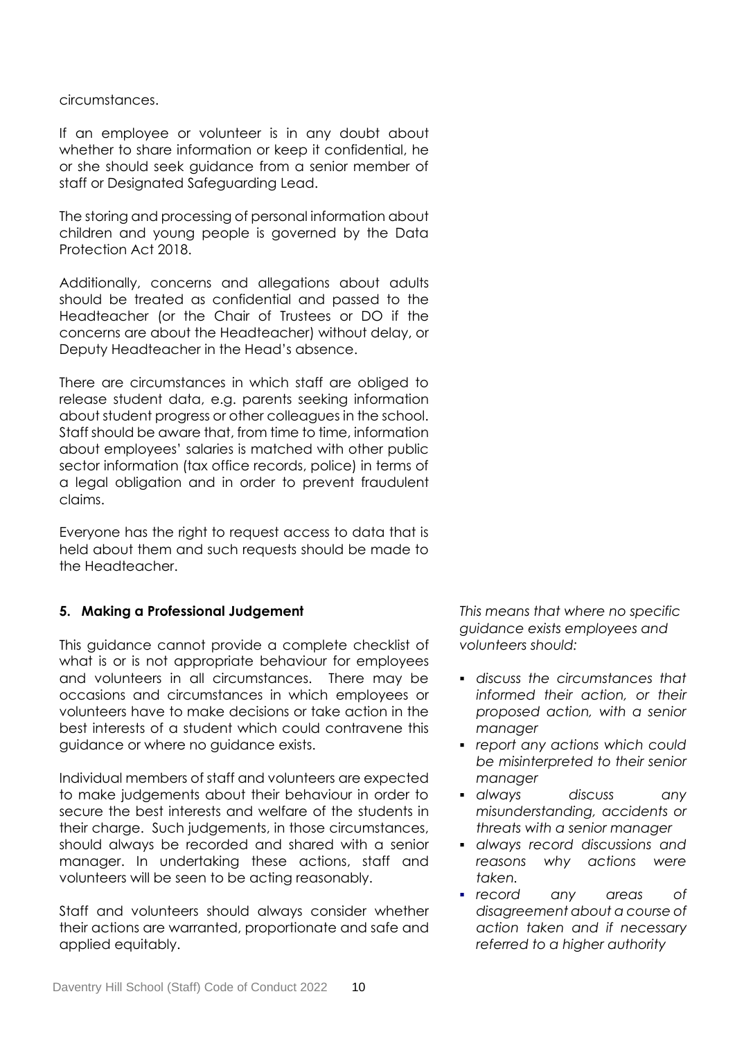circumstances.

If an employee or volunteer is in any doubt about whether to share information or keep it confidential, he or she should seek guidance from a senior member of staff or Designated Safeguarding Lead.

The storing and processing of personal information about children and young people is governed by the Data Protection Act 2018.

Additionally, concerns and allegations about adults should be treated as confidential and passed to the Headteacher (or the Chair of Trustees or DO if the concerns are about the Headteacher) without delay, or Deputy Headteacher in the Head's absence.

There are circumstances in which staff are obliged to release student data, e.g. parents seeking information about student progress or other colleagues in the school. Staff should be aware that, from time to time, information about employees' salaries is matched with other public sector information (tax office records, police) in terms of a legal obligation and in order to prevent fraudulent claims.

Everyone has the right to request access to data that is held about them and such requests should be made to the Headteacher.

**5. Making a Professional Judgement**

This guidance cannot provide a complete checklist of what is or is not appropriate behaviour for employees and volunteers in all circumstances. There may be occasions and circumstances in which employees or volunteers have to make decisions or take action in the best interests of a student which could contravene this guidance or where no guidance exists.

Individual members of staff and volunteers are expected to make judgements about their behaviour in order to secure the best interests and welfare of the students in their charge. Such judgements, in those circumstances, should always be recorded and shared with a senior manager. In undertaking these actions, staff and volunteers will be seen to be acting reasonably.

Staff and volunteers should always consider whether their actions are warranted, proportionate and safe and applied equitably.

*This means that where no specific guidance exists employees and volunteers should:*

- *discuss the circumstances that informed their action, or their proposed action, with a senior manager*
- *report any actions which could be misinterpreted to their senior manager*
- *always discuss any misunderstanding, accidents or threats with a senior manager*
- *always record discussions and reasons why actions were taken.*
- *record any areas of disagreement about a course of action taken and if necessary referred to a higher authority*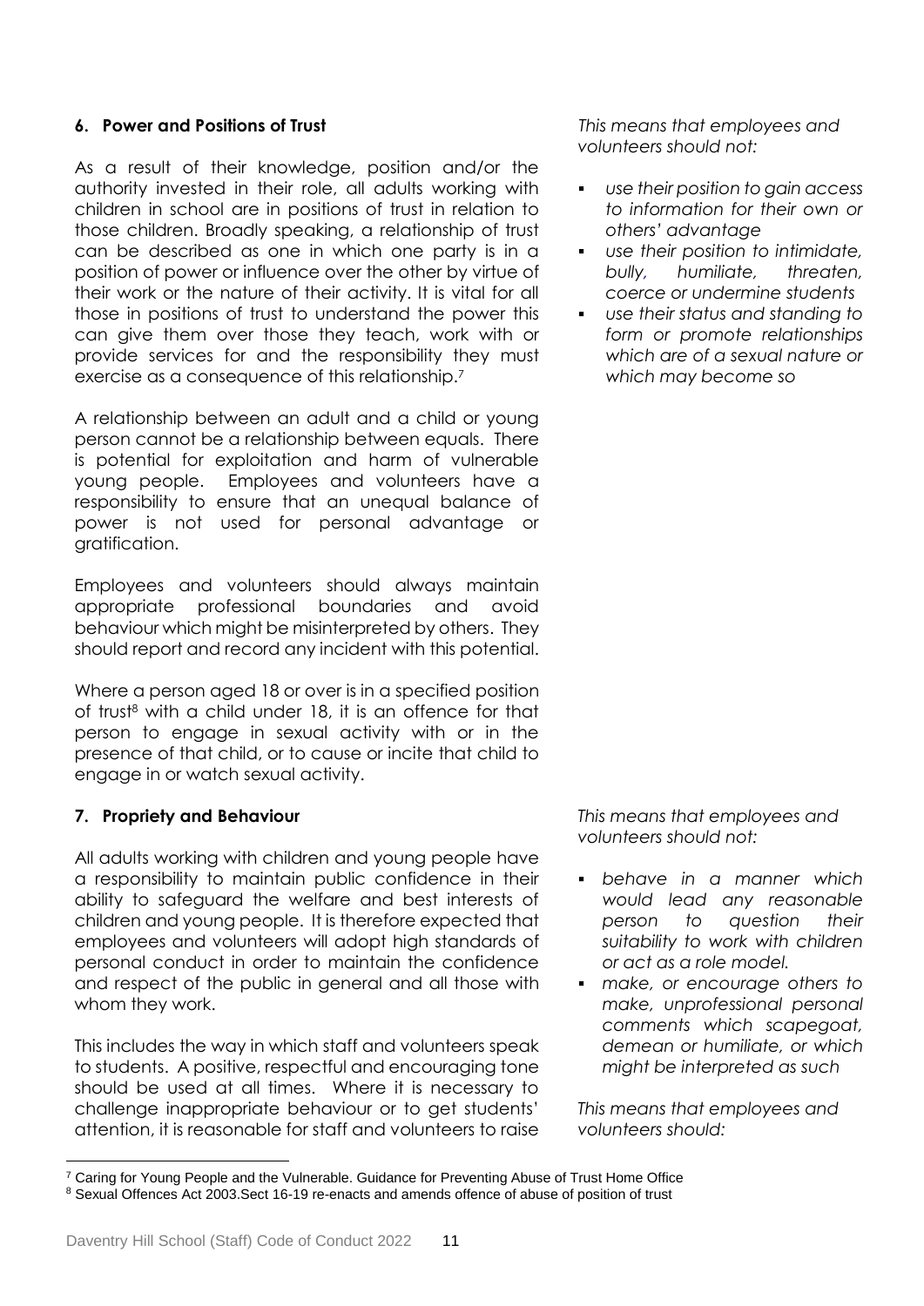### 6. Power and Positions of Trust

As a result of their knowledge, position and/or the authority invested in their role, all adults working with children in school are in positions of trust in relation to those children. Broadly speaking, a relationship of trust can be described as one in which one party is in a position of power or influence over the other by virtue of their work or the nature of their activity. It is vital for all those in positions of trust to understand the power this can give them over those they teach, work with or provide services for and the responsibility they must exercise as a consequence of this relationship.[7]

A relationship between an adult and a child or young person cannot be a relationship between equals. There is potential for exploitation and harm of vulnerable young people. Employees and volunteers have a responsibility to ensure that an unequal balance of power is not used for personal advantage or gratification.

Employees and volunteers should always maintain appropriate professional boundaries and avoid behaviour which might be misinterpreted by others. They should report and record any incident with this potential.

Where a person aged 18 or over is in a specified position of trust[8] with a child under 18, it is an offence for that person to engage in sexual activity with or in the presence of that child, or to cause or incite that child to engage in or watch sexual activity.

*This means that employees and volunteers should not:*

- *use their position to gain access to information for their own or others' advantage*
- *use their position to intimidate, bully, humiliate, threaten, coerce or undermine students*
- *use their status and standing to form or promote relationships which are of a sexual nature or which may become so*

### 7. Propriety and Behaviour

All adults working with children and young people have a responsibility to maintain public confidence in their ability to safeguard the welfare and best interests of children and young people. It is therefore expected that employees and volunteers will adopt high standards of personal conduct in order to maintain the confidence and respect of the public in general and all those with whom they work.

This includes the way in which staff and volunteers speak to students. A positive, respectful and encouraging tone should be used at all times. Where it is necessary to challenge inappropriate behaviour or to get students' attention, it is reasonable for staff and volunteers to raise

*This means that employees and volunteers should not:*

- *behave in a manner which would lead any reasonable person to question their suitability to work with children or act as a role model.*
- *make, or encourage others to make, unprofessional personal comments which scapegoat, demean or humiliate, or which might be interpreted as such*

*This means that employees and volunteers should:*

---

[7] Caring for Young People and the Vulnerable. Guidance for Preventing Abuse of Trust Home Office

[8] Sexual Offences Act 2003.Sect 16-19 re-enacts and amends offence of abuse of position of trust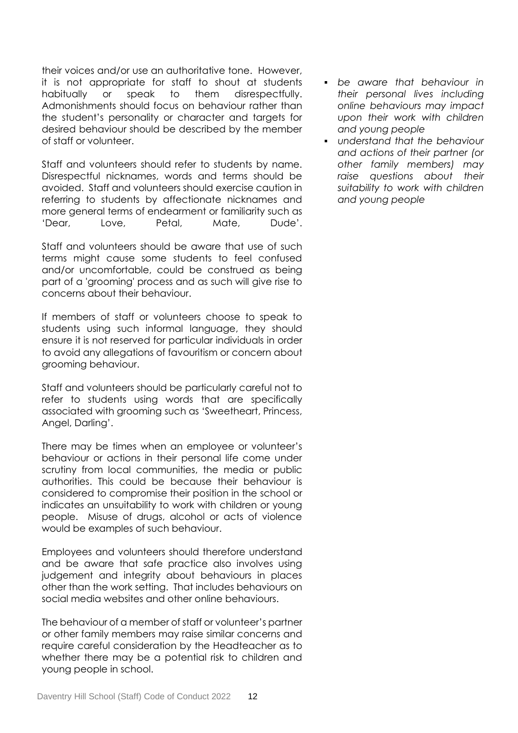their voices and/or use an authoritative tone. However, it is not appropriate for staff to shout at students habitually or speak to them disrespectfully. Admonishments should focus on behaviour rather than the student's personality or character and targets for desired behaviour should be described by the member of staff or volunteer.

Staff and volunteers should refer to students by name. Disrespectful nicknames, words and terms should be avoided. Staff and volunteers should exercise caution in referring to students by affectionate nicknames and more general terms of endearment or familiarity such as 'Dear, Love, Petal, Mate, Dude'.

Staff and volunteers should be aware that use of such terms might cause some students to feel confused and/or uncomfortable, could be construed as being part of a 'grooming' process and as such will give rise to concerns about their behaviour.

If members of staff or volunteers choose to speak to students using such informal language, they should ensure it is not reserved for particular individuals in order to avoid any allegations of favouritism or concern about grooming behaviour.

Staff and volunteers should be particularly careful not to refer to students using words that are specifically associated with grooming such as 'Sweetheart, Princess, Angel, Darling'.

There may be times when an employee or volunteer's behaviour or actions in their personal life come under scrutiny from local communities, the media or public authorities. This could be because their behaviour is considered to compromise their position in the school or indicates an unsuitability to work with children or young people. Misuse of drugs, alcohol or acts of violence would be examples of such behaviour.

Employees and volunteers should therefore understand and be aware that safe practice also involves using judgement and integrity about behaviours in places other than the work setting. That includes behaviours on social media websites and other online behaviours.

The behaviour of a member of staff or volunteer's partner or other family members may raise similar concerns and require careful consideration by the Headteacher as to whether there may be a potential risk to children and young people in school.

- *be aware that behaviour in their personal lives including online behaviours may impact upon their work with children and young people*
- *understand that the behaviour and actions of their partner (or other family members) may raise questions about their suitability to work with children and young people*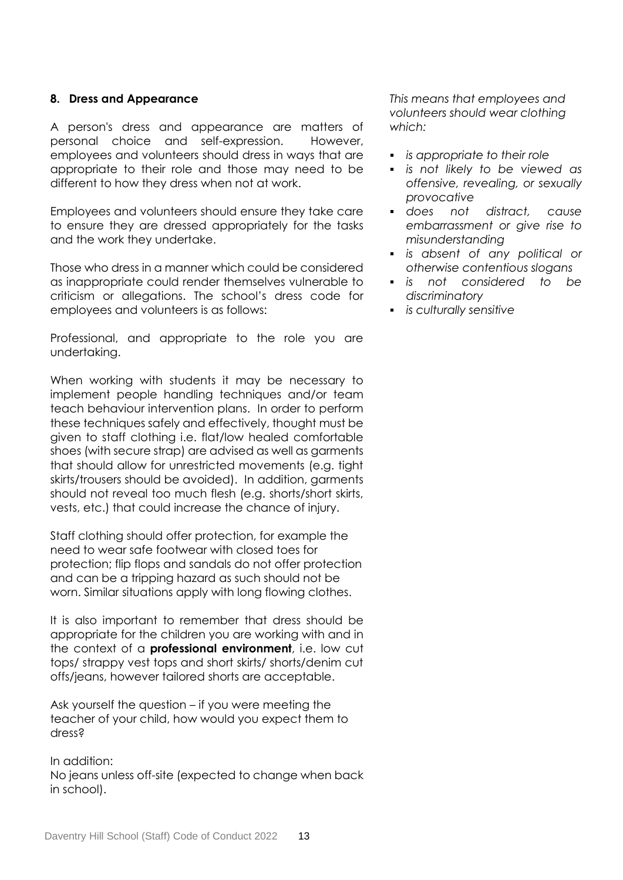## 8. Dress and Appearance

A person's dress and appearance are matters of personal choice and self-expression. However, employees and volunteers should dress in ways that are appropriate to their role and those may need to be different to how they dress when not at work.

Employees and volunteers should ensure they take care to ensure they are dressed appropriately for the tasks and the work they undertake.

Those who dress in a manner which could be considered as inappropriate could render themselves vulnerable to criticism or allegations. The school's dress code for employees and volunteers is as follows:

Professional, and appropriate to the role you are undertaking.

When working with students it may be necessary to implement people handling techniques and/or team teach behaviour intervention plans. In order to perform these techniques safely and effectively, thought must be given to staff clothing i.e. flat/low healed comfortable shoes (with secure strap) are advised as well as garments that should allow for unrestricted movements (e.g. tight skirts/trousers should be avoided). In addition, garments should not reveal too much flesh (e.g. shorts/short skirts, vests, etc.) that could increase the chance of injury.

Staff clothing should offer protection, for example the need to wear safe footwear with closed toes for protection; flip flops and sandals do not offer protection and can be a tripping hazard as such should not be worn. Similar situations apply with long flowing clothes.

It is also important to remember that dress should be appropriate for the children you are working with and in the context of a **professional environment**, i.e. low cut tops/ strappy vest tops and short skirts/ shorts/denim cut offs/jeans, however tailored shorts are acceptable.

Ask yourself the question – if you were meeting the teacher of your child, how would you expect them to dress?

In addition:
No jeans unless off-site (expected to change when back in school).

*This means that employees and volunteers should wear clothing which:*

- *is appropriate to their role*
- *is not likely to be viewed as offensive, revealing, or sexually provocative*
- *does not distract, cause embarrassment or give rise to misunderstanding*
- *is absent of any political or otherwise contentious slogans*
- *is not considered to be discriminatory*
- *is culturally sensitive*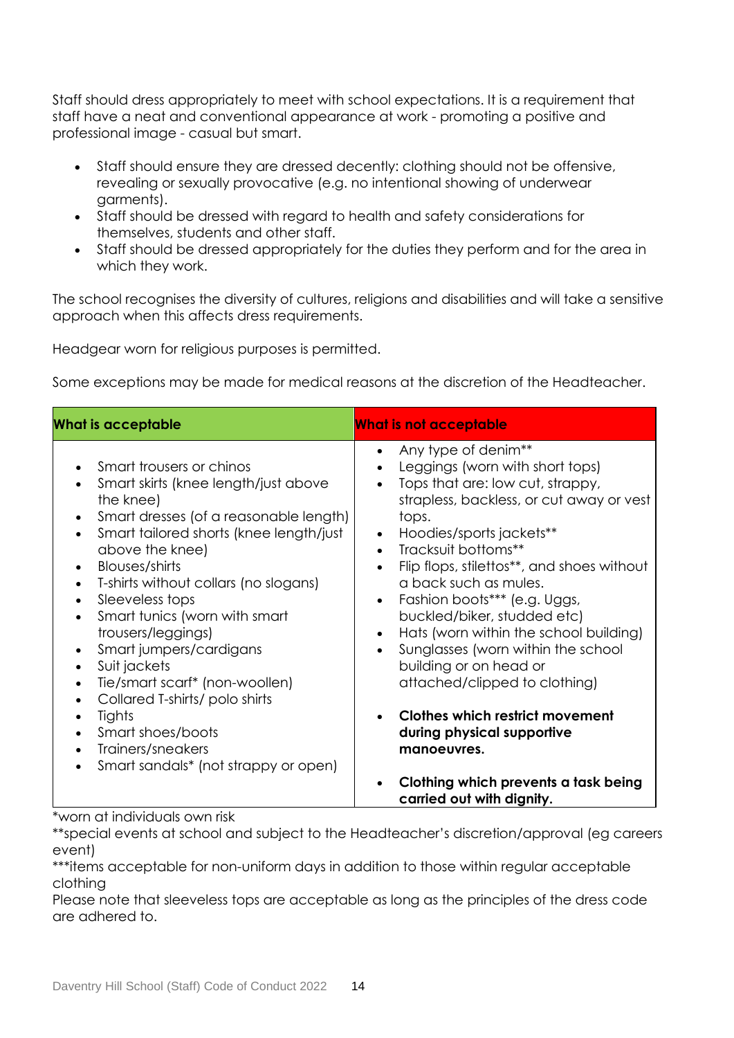Staff should dress appropriately to meet with school expectations. It is a requirement that staff have a neat and conventional appearance at work - promoting a positive and professional image - casual but smart.

- Staff should ensure they are dressed decently: clothing should not be offensive, revealing or sexually provocative (e.g. no intentional showing of underwear garments).
- Staff should be dressed with regard to health and safety considerations for themselves, students and other staff.
- Staff should be dressed appropriately for the duties they perform and for the area in which they work.

The school recognises the diversity of cultures, religions and disabilities and will take a sensitive approach when this affects dress requirements.

Headgear worn for religious purposes is permitted.

Some exceptions may be made for medical reasons at the discretion of the Headteacher.

| **What is acceptable** | **What is not acceptable** |
|---|---|
| • Smart trousers or chinos<br>• Smart skirts (knee length/just above the knee)<br>• Smart dresses (of a reasonable length)<br>• Smart tailored shorts (knee length/just above the knee)<br>• Blouses/shirts<br>• T-shirts without collars (no slogans)<br>• Sleeveless tops<br>• Smart tunics (worn with smart trousers/leggings)<br>• Smart jumpers/cardigans<br>• Suit jackets<br>• Tie/smart scarf* (non-woollen)<br>• Collared T-shirts/ polo shirts<br>• Tights<br>• Smart shoes/boots<br>• Trainers/sneakers<br>• Smart sandals* (not strappy or open) | • Any type of denim**<br>• Leggings (worn with short tops)<br>• Tops that are: low cut, strappy, strapless, backless, or cut away or vest tops.<br>• Hoodies/sports jackets**<br>• Tracksuit bottoms**<br>• Flip flops, stilettos**, and shoes without a back such as mules.<br>• Fashion boots*** (e.g. Uggs, buckled/biker, studded etc)<br>• Hats (worn within the school building)<br>• Sunglasses (worn within the school building or on head or attached/clipped to clothing)<br>• **Clothes which restrict movement during physical supportive manoeuvres.**<br>• **Clothing which prevents a task being carried out with dignity.** |

*worn at individuals own risk

**special events at school and subject to the Headteacher's discretion/approval (eg careers event)

***items acceptable for non-uniform days in addition to those within regular acceptable clothing

Please note that sleeveless tops are acceptable as long as the principles of the dress code are adhered to.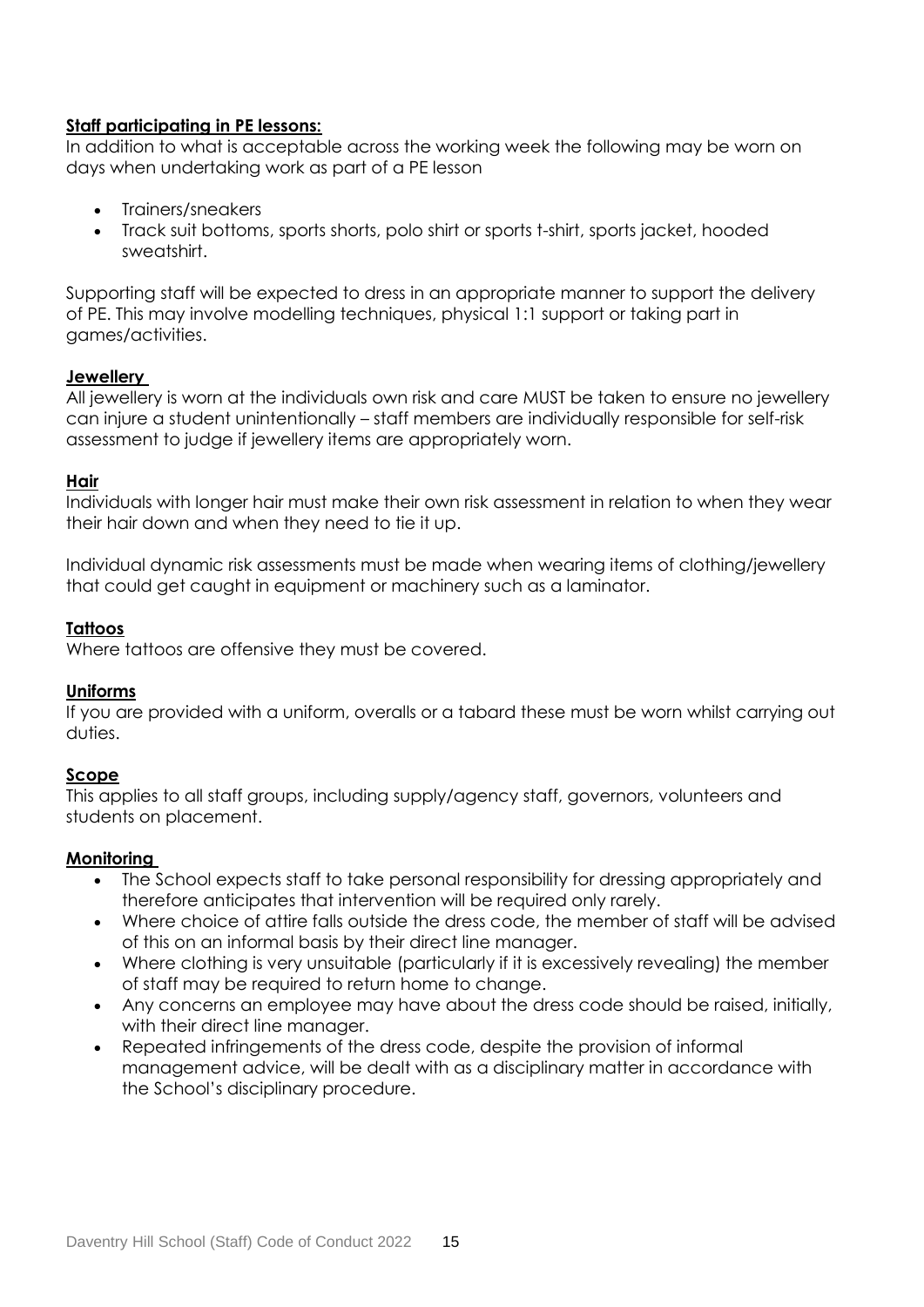**Staff participating in PE lessons:**

In addition to what is acceptable across the working week the following may be worn on days when undertaking work as part of a PE lesson

- Trainers/sneakers
- Track suit bottoms, sports shorts, polo shirt or sports t-shirt, sports jacket, hooded sweatshirt.

Supporting staff will be expected to dress in an appropriate manner to support the delivery of PE. This may involve modelling techniques, physical 1:1 support or taking part in games/activities.

**Jewellery**

All jewellery is worn at the individuals own risk and care MUST be taken to ensure no jewellery can injure a student unintentionally – staff members are individually responsible for self-risk assessment to judge if jewellery items are appropriately worn.

**Hair**

Individuals with longer hair must make their own risk assessment in relation to when they wear their hair down and when they need to tie it up.

Individual dynamic risk assessments must be made when wearing items of clothing/jewellery that could get caught in equipment or machinery such as a laminator.

**Tattoos**

Where tattoos are offensive they must be covered.

**Uniforms**

If you are provided with a uniform, overalls or a tabard these must be worn whilst carrying out duties.

**Scope**

This applies to all staff groups, including supply/agency staff, governors, volunteers and students on placement.

**Monitoring**

- The School expects staff to take personal responsibility for dressing appropriately and therefore anticipates that intervention will be required only rarely.
- Where choice of attire falls outside the dress code, the member of staff will be advised of this on an informal basis by their direct line manager.
- Where clothing is very unsuitable (particularly if it is excessively revealing) the member of staff may be required to return home to change.
- Any concerns an employee may have about the dress code should be raised, initially, with their direct line manager.
- Repeated infringements of the dress code, despite the provision of informal management advice, will be dealt with as a disciplinary matter in accordance with the School's disciplinary procedure.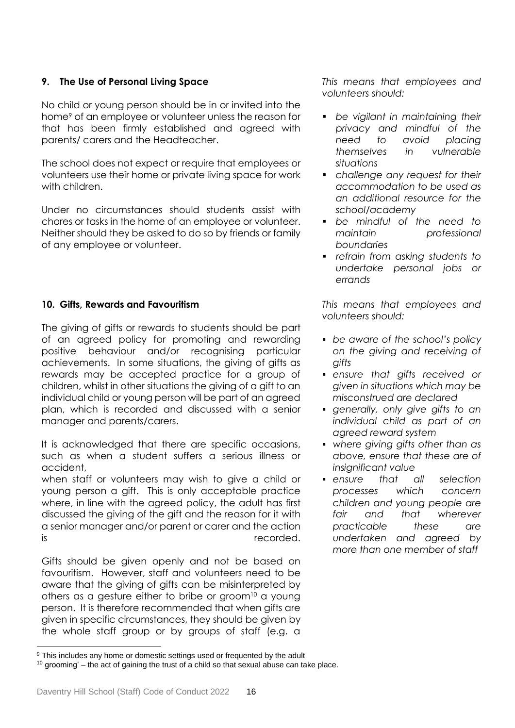## 9. The Use of Personal Living Space

No child or young person should be in or invited into the home[9] of an employee or volunteer unless the reason for that has been firmly established and agreed with parents/ carers and the Headteacher.

The school does not expect or require that employees or volunteers use their home or private living space for work with children.

Under no circumstances should students assist with chores or tasks in the home of an employee or volunteer. Neither should they be asked to do so by friends or family of any employee or volunteer.

*This means that employees and volunteers should:*

- *be vigilant in maintaining their privacy and mindful of the need to avoid placing themselves in vulnerable situations*
- *challenge any request for their accommodation to be used as an additional resource for the school/academy*
- *be mindful of the need to maintain professional boundaries*
- *refrain from asking students to undertake personal jobs or errands*

## 10. Gifts, Rewards and Favouritism

The giving of gifts or rewards to students should be part of an agreed policy for promoting and rewarding positive behaviour and/or recognising particular achievements. In some situations, the giving of gifts as rewards may be accepted practice for a group of children, whilst in other situations the giving of a gift to an individual child or young person will be part of an agreed plan, which is recorded and discussed with a senior manager and parents/carers.

It is acknowledged that there are specific occasions, such as when a student suffers a serious illness or accident,
when staff or volunteers may wish to give a child or young person a gift. This is only acceptable practice where, in line with the agreed policy, the adult has first discussed the giving of the gift and the reason for it with a senior manager and/or parent or carer and the action is recorded.

Gifts should be given openly and not be based on favouritism. However, staff and volunteers need to be aware that the giving of gifts can be misinterpreted by others as a gesture either to bribe or groom[10] a young person. It is therefore recommended that when gifts are given in specific circumstances, they should be given by the whole staff group or by groups of staff (e.g. a

*This means that employees and volunteers should:*

- *be aware of the school's policy on the giving and receiving of gifts*
- *ensure that gifts received or given in situations which may be misconstrued are declared*
- *generally, only give gifts to an individual child as part of an agreed reward system*
- *where giving gifts other than as above, ensure that these are of insignificant value*
- *ensure that all selection processes which concern children and young people are fair and that wherever practicable these are undertaken and agreed by more than one member of staff*

---

[9] This includes any home or domestic settings used or frequented by the adult

[10] grooming' – the act of gaining the trust of a child so that sexual abuse can take place.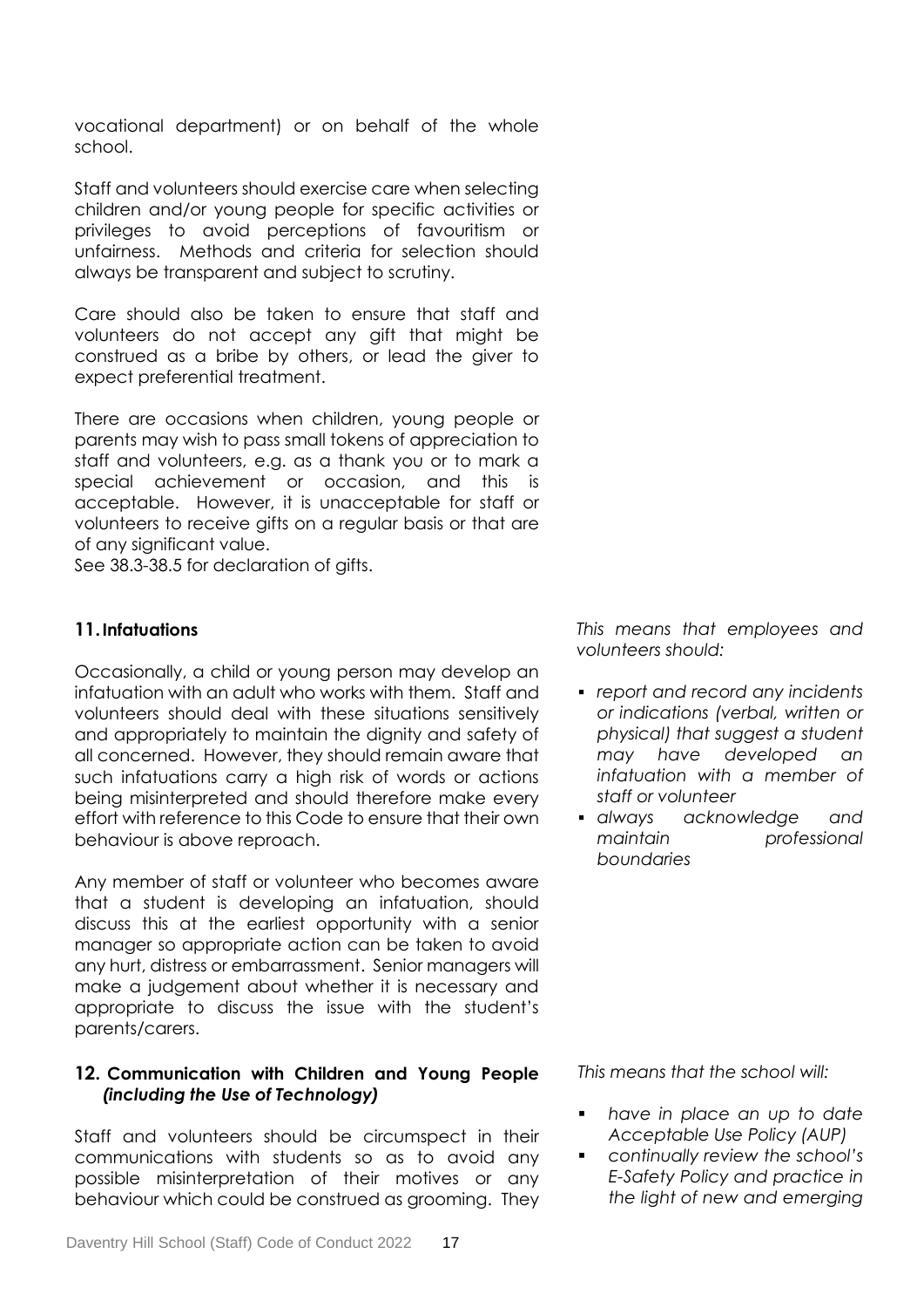vocational department) or on behalf of the whole school.

Staff and volunteers should exercise care when selecting children and/or young people for specific activities or privileges to avoid perceptions of favouritism or unfairness. Methods and criteria for selection should always be transparent and subject to scrutiny.

Care should also be taken to ensure that staff and volunteers do not accept any gift that might be construed as a bribe by others, or lead the giver to expect preferential treatment.

There are occasions when children, young people or parents may wish to pass small tokens of appreciation to staff and volunteers, e.g. as a thank you or to mark a special achievement or occasion, and this is acceptable. However, it is unacceptable for staff or volunteers to receive gifts on a regular basis or that are of any significant value.
See 38.3-38.5 for declaration of gifts.

## 11. Infatuations

Occasionally, a child or young person may develop an infatuation with an adult who works with them. Staff and volunteers should deal with these situations sensitively and appropriately to maintain the dignity and safety of all concerned. However, they should remain aware that such infatuations carry a high risk of words or actions being misinterpreted and should therefore make every effort with reference to this Code to ensure that their own behaviour is above reproach.

Any member of staff or volunteer who becomes aware that a student is developing an infatuation, should discuss this at the earliest opportunity with a senior manager so appropriate action can be taken to avoid any hurt, distress or embarrassment. Senior managers will make a judgement about whether it is necessary and appropriate to discuss the issue with the student's parents/carers.

*This means that employees and volunteers should:*

- *report and record any incidents or indications (verbal, written or physical) that suggest a student may have developed an infatuation with a member of staff or volunteer*
- *always acknowledge and maintain professional boundaries*

## 12. Communication with Children and Young People *(including the Use of Technology)*

Staff and volunteers should be circumspect in their communications with students so as to avoid any possible misinterpretation of their motives or any behaviour which could be construed as grooming. They

*This means that the school will:*

- *have in place an up to date Acceptable Use Policy (AUP)*
- *continually review the school's E-Safety Policy and practice in the light of new and emerging*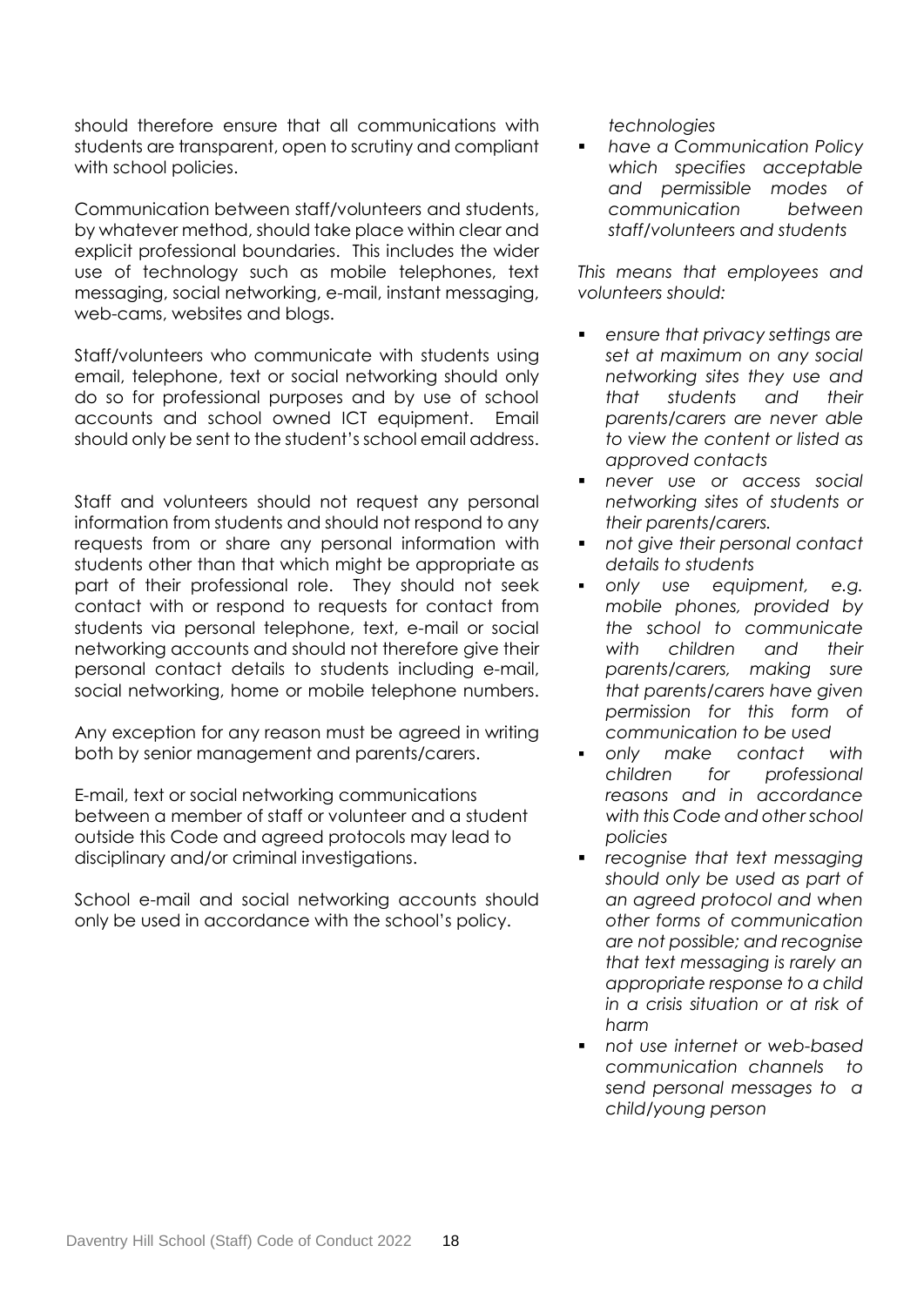should therefore ensure that all communications with students are transparent, open to scrutiny and compliant with school policies.

Communication between staff/volunteers and students, by whatever method, should take place within clear and explicit professional boundaries. This includes the wider use of technology such as mobile telephones, text messaging, social networking, e-mail, instant messaging, web-cams, websites and blogs.

Staff/volunteers who communicate with students using email, telephone, text or social networking should only do so for professional purposes and by use of school accounts and school owned ICT equipment. Email should only be sent to the student's school email address.

Staff and volunteers should not request any personal information from students and should not respond to any requests from or share any personal information with students other than that which might be appropriate as part of their professional role. They should not seek contact with or respond to requests for contact from students via personal telephone, text, e-mail or social networking accounts and should not therefore give their personal contact details to students including e-mail, social networking, home or mobile telephone numbers.

Any exception for any reason must be agreed in writing both by senior management and parents/carers.

E-mail, text or social networking communications between a member of staff or volunteer and a student outside this Code and agreed protocols may lead to disciplinary and/or criminal investigations.

School e-mail and social networking accounts should only be used in accordance with the school's policy.

*technologies*

- *have a Communication Policy which specifies acceptable and permissible modes of communication between staff/volunteers and students*

*This means that employees and volunteers should:*

- *ensure that privacy settings are set at maximum on any social networking sites they use and that students and their parents/carers are never able to view the content or listed as approved contacts*
- *never use or access social networking sites of students or their parents/carers.*
- *not give their personal contact details to students*
- *only use equipment, e.g. mobile phones, provided by the school to communicate with children and their parents/carers, making sure that parents/carers have given permission for this form of communication to be used*
- *only make contact with children for professional reasons and in accordance with this Code and other school policies*
- *recognise that text messaging should only be used as part of an agreed protocol and when other forms of communication are not possible; and recognise that text messaging is rarely an appropriate response to a child in a crisis situation or at risk of harm*
- *not use internet or web-based communication channels to send personal messages to a child/young person*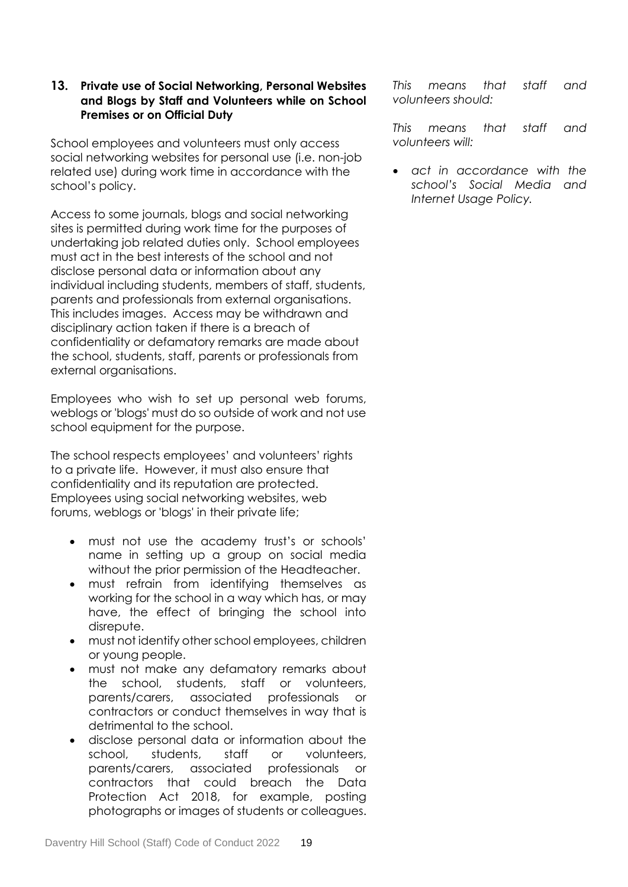## 13. Private use of Social Networking, Personal Websites and Blogs by Staff and Volunteers while on School Premises or on Official Duty

School employees and volunteers must only access social networking websites for personal use (i.e. non-job related use) during work time in accordance with the school's policy.

Access to some journals, blogs and social networking sites is permitted during work time for the purposes of undertaking job related duties only. School employees must act in the best interests of the school and not disclose personal data or information about any individual including students, members of staff, students, parents and professionals from external organisations. This includes images. Access may be withdrawn and disciplinary action taken if there is a breach of confidentiality or defamatory remarks are made about the school, students, staff, parents or professionals from external organisations.

Employees who wish to set up personal web forums, weblogs or 'blogs' must do so outside of work and not use school equipment for the purpose.

The school respects employees' and volunteers' rights to a private life. However, it must also ensure that confidentiality and its reputation are protected. Employees using social networking websites, web forums, weblogs or 'blogs' in their private life;

- must not use the academy trust's or schools' name in setting up a group on social media without the prior permission of the Headteacher.
- must refrain from identifying themselves as working for the school in a way which has, or may have, the effect of bringing the school into disrepute.
- must not identify other school employees, children or young people.
- must not make any defamatory remarks about the school, students, staff or volunteers, parents/carers, associated professionals or contractors or conduct themselves in way that is detrimental to the school.
- disclose personal data or information about the school, students, staff or volunteers, parents/carers, associated professionals or contractors that could breach the Data Protection Act 2018, for example, posting photographs or images of students or colleagues.

*This means that staff and volunteers should:*

*This means that staff and volunteers will:*

- *act in accordance with the school's Social Media and Internet Usage Policy.*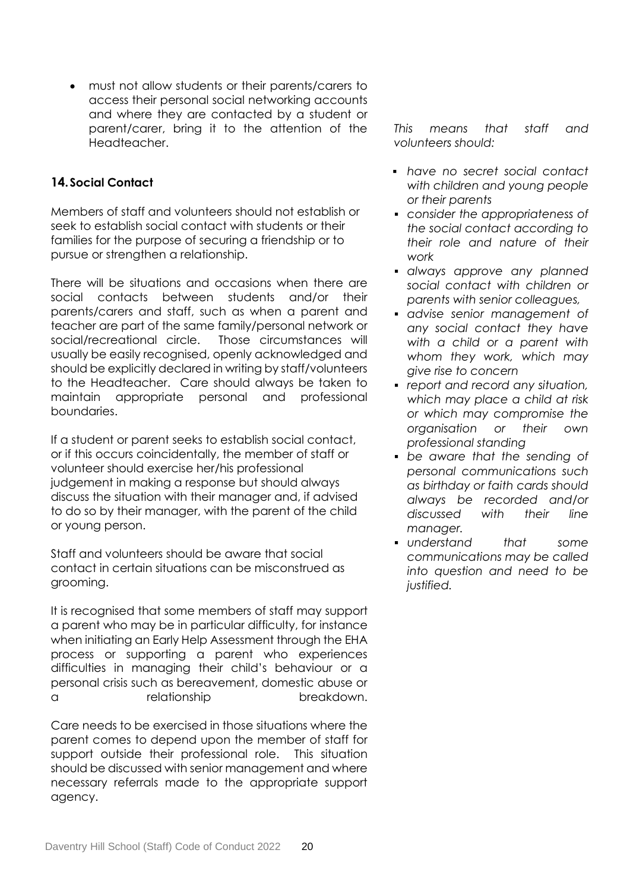- must not allow students or their parents/carers to access their personal social networking accounts and where they are contacted by a student or parent/carer, bring it to the attention of the Headteacher.

## 14. Social Contact

Members of staff and volunteers should not establish or seek to establish social contact with students or their families for the purpose of securing a friendship or to pursue or strengthen a relationship.

There will be situations and occasions when there are social contacts between students and/or their parents/carers and staff, such as when a parent and teacher are part of the same family/personal network or social/recreational circle. Those circumstances will usually be easily recognised, openly acknowledged and should be explicitly declared in writing by staff/volunteers to the Headteacher. Care should always be taken to maintain appropriate personal and professional boundaries.

If a student or parent seeks to establish social contact, or if this occurs coincidentally, the member of staff or volunteer should exercise her/his professional judgement in making a response but should always discuss the situation with their manager and, if advised to do so by their manager, with the parent of the child or young person.

Staff and volunteers should be aware that social contact in certain situations can be misconstrued as grooming.

It is recognised that some members of staff may support a parent who may be in particular difficulty, for instance when initiating an Early Help Assessment through the EHA process or supporting a parent who experiences difficulties in managing their child's behaviour or a personal crisis such as bereavement, domestic abuse or a relationship breakdown.

Care needs to be exercised in those situations where the parent comes to depend upon the member of staff for support outside their professional role. This situation should be discussed with senior management and where necessary referrals made to the appropriate support agency.

*This means that staff and volunteers should:*

- *have no secret social contact with children and young people or their parents*
- *consider the appropriateness of the social contact according to their role and nature of their work*
- *always approve any planned social contact with children or parents with senior colleagues,*
- *advise senior management of any social contact they have with a child or a parent with whom they work, which may give rise to concern*
- *report and record any situation, which may place a child at risk or which may compromise the organisation or their own professional standing*
- *be aware that the sending of personal communications such as birthday or faith cards should always be recorded and/or discussed with their line manager.*
- *understand that some communications may be called into question and need to be justified.*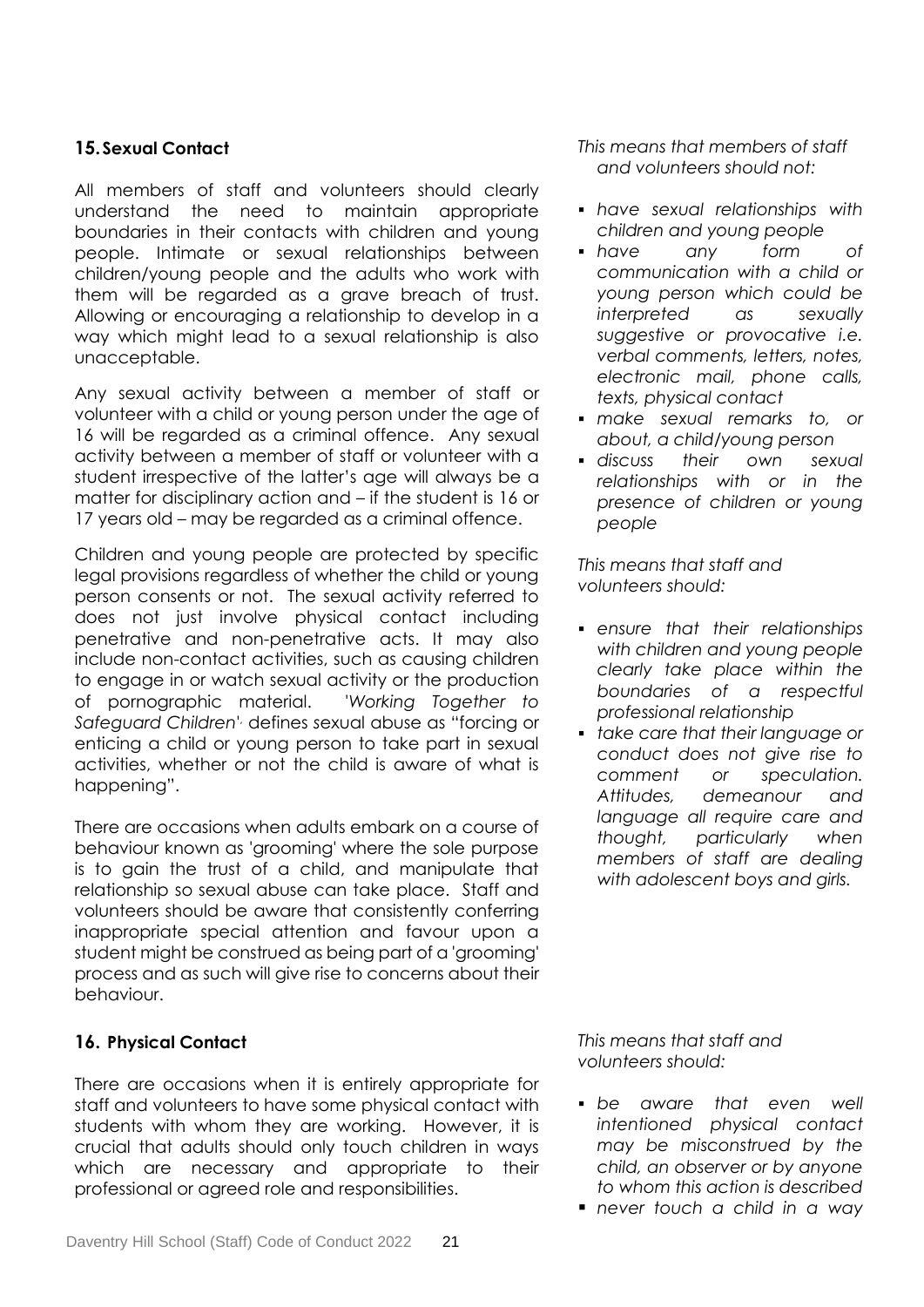## 15. Sexual Contact

All members of staff and volunteers should clearly understand the need to maintain appropriate boundaries in their contacts with children and young people. Intimate or sexual relationships between children/young people and the adults who work with them will be regarded as a grave breach of trust. Allowing or encouraging a relationship to develop in a way which might lead to a sexual relationship is also unacceptable.

Any sexual activity between a member of staff or volunteer with a child or young person under the age of 16 will be regarded as a criminal offence. Any sexual activity between a member of staff or volunteer with a student irrespective of the latter's age will always be a matter for disciplinary action and – if the student is 16 or 17 years old – may be regarded as a criminal offence.

Children and young people are protected by specific legal provisions regardless of whether the child or young person consents or not. The sexual activity referred to does not just involve physical contact including penetrative and non-penetrative acts. It may also include non-contact activities, such as causing children to engage in or watch sexual activity or the production of pornographic material. '*Working Together to Safeguard Children*', defines sexual abuse as "forcing or enticing a child or young person to take part in sexual activities, whether or not the child is aware of what is happening".

There are occasions when adults embark on a course of behaviour known as 'grooming' where the sole purpose is to gain the trust of a child, and manipulate that relationship so sexual abuse can take place. Staff and volunteers should be aware that consistently conferring inappropriate special attention and favour upon a student might be construed as being part of a 'grooming' process and as such will give rise to concerns about their behaviour.

*This means that members of staff and volunteers should not:*

- *have sexual relationships with children and young people*
- *have any form of communication with a child or young person which could be interpreted as sexually suggestive or provocative i.e. verbal comments, letters, notes, electronic mail, phone calls, texts, physical contact*
- *make sexual remarks to, or about, a child/young person*
- *discuss their own sexual relationships with or in the presence of children or young people*

*This means that staff and volunteers should:*

- *ensure that their relationships with children and young people clearly take place within the boundaries of a respectful professional relationship*
- *take care that their language or conduct does not give rise to comment or speculation. Attitudes, demeanour and language all require care and thought, particularly when members of staff are dealing with adolescent boys and girls.*

## 16. Physical Contact

There are occasions when it is entirely appropriate for staff and volunteers to have some physical contact with students with whom they are working. However, it is crucial that adults should only touch children in ways which are necessary and appropriate to their professional or agreed role and responsibilities.

*This means that staff and volunteers should:*

- *be aware that even well intentioned physical contact may be misconstrued by the child, an observer or by anyone to whom this action is described*
- *never touch a child in a way*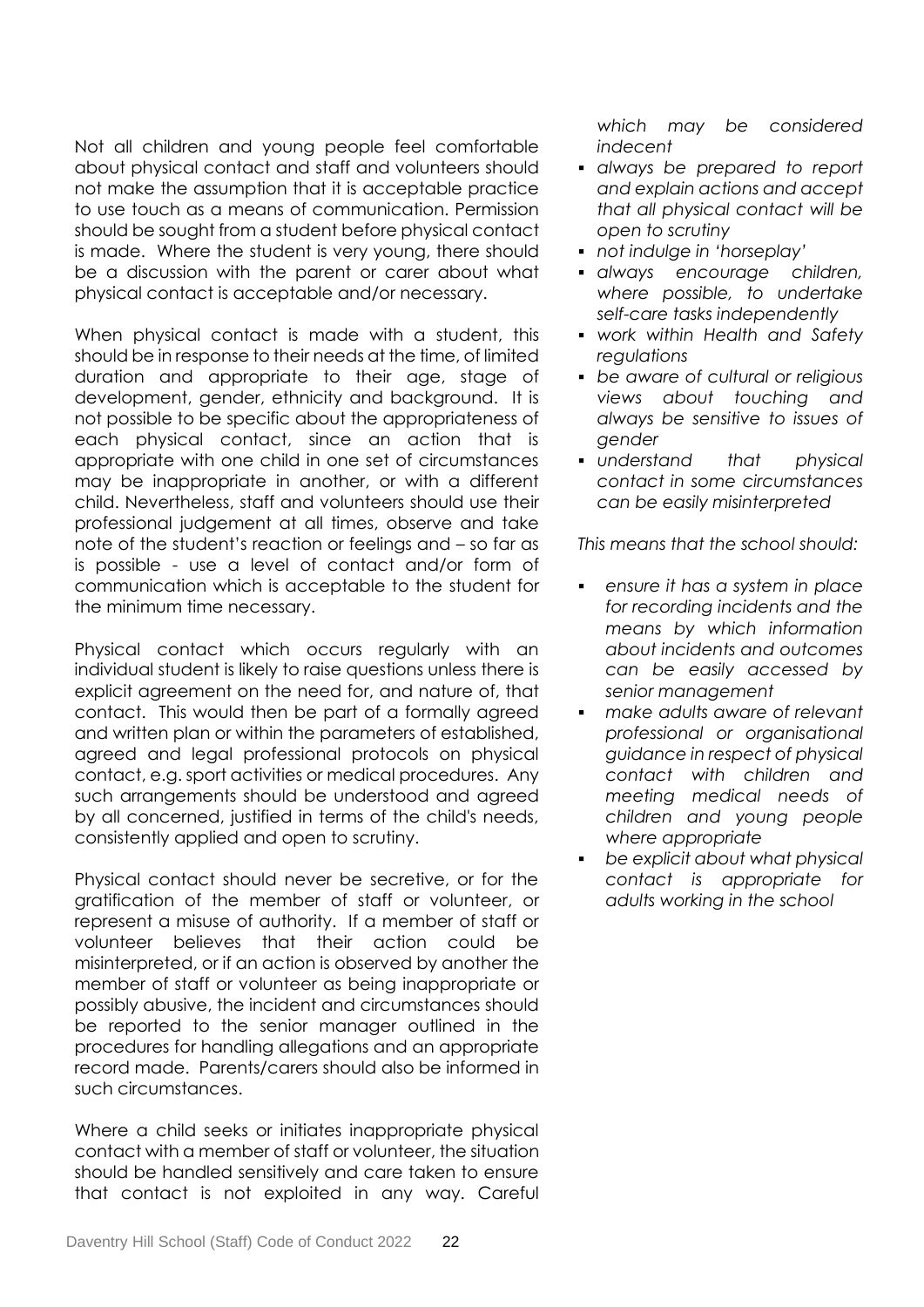Not all children and young people feel comfortable about physical contact and staff and volunteers should not make the assumption that it is acceptable practice to use touch as a means of communication. Permission should be sought from a student before physical contact is made. Where the student is very young, there should be a discussion with the parent or carer about what physical contact is acceptable and/or necessary.

When physical contact is made with a student, this should be in response to their needs at the time, of limited duration and appropriate to their age, stage of development, gender, ethnicity and background. It is not possible to be specific about the appropriateness of each physical contact, since an action that is appropriate with one child in one set of circumstances may be inappropriate in another, or with a different child. Nevertheless, staff and volunteers should use their professional judgement at all times, observe and take note of the student's reaction or feelings and – so far as is possible - use a level of contact and/or form of communication which is acceptable to the student for the minimum time necessary.

Physical contact which occurs regularly with an individual student is likely to raise questions unless there is explicit agreement on the need for, and nature of, that contact. This would then be part of a formally agreed and written plan or within the parameters of established, agreed and legal professional protocols on physical contact, e.g. sport activities or medical procedures. Any such arrangements should be understood and agreed by all concerned, justified in terms of the child's needs, consistently applied and open to scrutiny.

Physical contact should never be secretive, or for the gratification of the member of staff or volunteer, or represent a misuse of authority. If a member of staff or volunteer believes that their action could be misinterpreted, or if an action is observed by another the member of staff or volunteer as being inappropriate or possibly abusive, the incident and circumstances should be reported to the senior manager outlined in the procedures for handling allegations and an appropriate record made. Parents/carers should also be informed in such circumstances.

Where a child seeks or initiates inappropriate physical contact with a member of staff or volunteer, the situation should be handled sensitively and care taken to ensure that contact is not exploited in any way. Careful

*which may be considered indecent*

- *always be prepared to report and explain actions and accept that all physical contact will be open to scrutiny*
- *not indulge in 'horseplay'*
- *always encourage children, where possible, to undertake self-care tasks independently*
- *work within Health and Safety regulations*
- *be aware of cultural or religious views about touching and always be sensitive to issues of gender*
- *understand that physical contact in some circumstances can be easily misinterpreted*

*This means that the school should:*

- *ensure it has a system in place for recording incidents and the means by which information about incidents and outcomes can be easily accessed by senior management*
- *make adults aware of relevant professional or organisational guidance in respect of physical contact with children and meeting medical needs of children and young people where appropriate*
- *be explicit about what physical contact is appropriate for adults working in the school*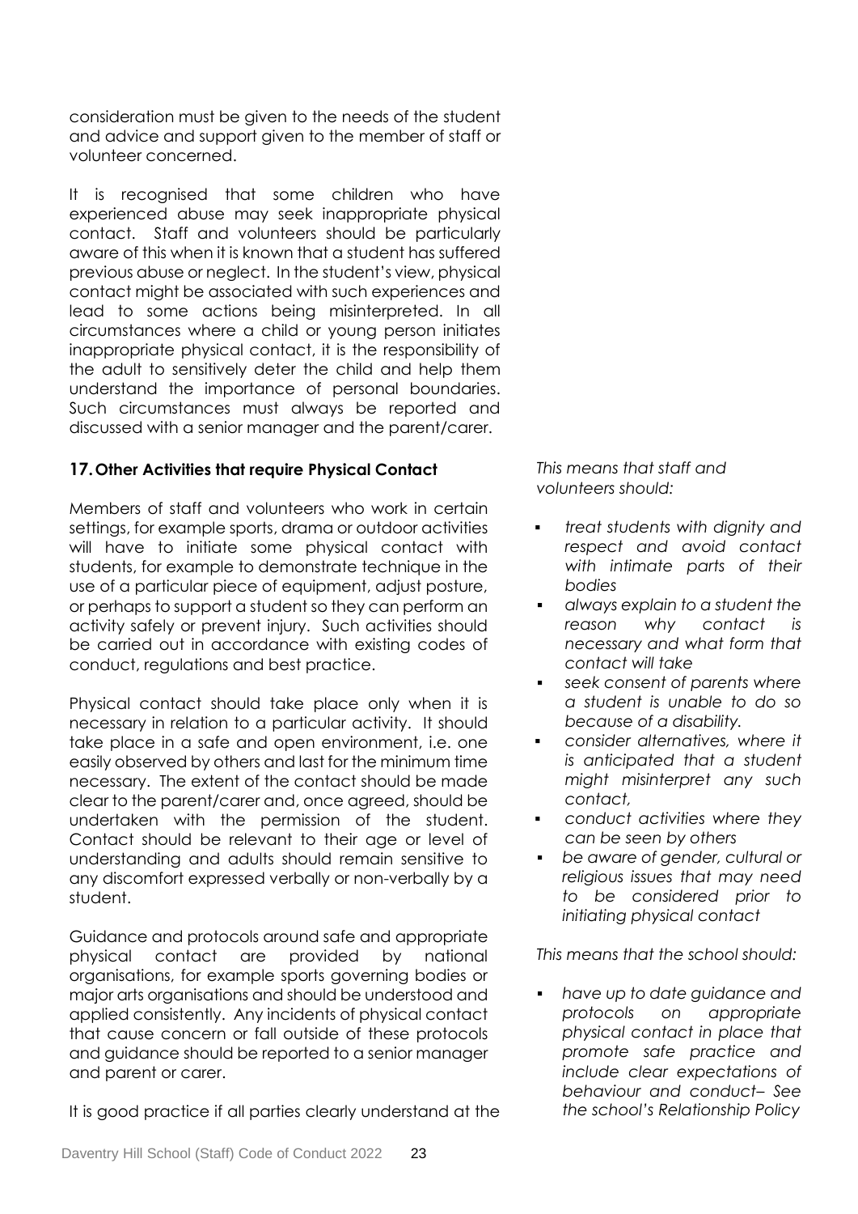consideration must be given to the needs of the student and advice and support given to the member of staff or volunteer concerned.

It is recognised that some children who have experienced abuse may seek inappropriate physical contact. Staff and volunteers should be particularly aware of this when it is known that a student has suffered previous abuse or neglect. In the student's view, physical contact might be associated with such experiences and lead to some actions being misinterpreted. In all circumstances where a child or young person initiates inappropriate physical contact, it is the responsibility of the adult to sensitively deter the child and help them understand the importance of personal boundaries. Such circumstances must always be reported and discussed with a senior manager and the parent/carer.

### 17. Other Activities that require Physical Contact

Members of staff and volunteers who work in certain settings, for example sports, drama or outdoor activities will have to initiate some physical contact with students, for example to demonstrate technique in the use of a particular piece of equipment, adjust posture, or perhaps to support a student so they can perform an activity safely or prevent injury. Such activities should be carried out in accordance with existing codes of conduct, regulations and best practice.

Physical contact should take place only when it is necessary in relation to a particular activity. It should take place in a safe and open environment, i.e. one easily observed by others and last for the minimum time necessary. The extent of the contact should be made clear to the parent/carer and, once agreed, should be undertaken with the permission of the student. Contact should be relevant to their age or level of understanding and adults should remain sensitive to any discomfort expressed verbally or non-verbally by a student.

Guidance and protocols around safe and appropriate physical contact are provided by national organisations, for example sports governing bodies or major arts organisations and should be understood and applied consistently. Any incidents of physical contact that cause concern or fall outside of these protocols and guidance should be reported to a senior manager and parent or carer.

It is good practice if all parties clearly understand at the

*This means that staff and volunteers should:*

- *treat students with dignity and respect and avoid contact with intimate parts of their bodies*
- *always explain to a student the reason why contact is necessary and what form that contact will take*
- *seek consent of parents where a student is unable to do so because of a disability.*
- *consider alternatives, where it is anticipated that a student might misinterpret any such contact,*
- *conduct activities where they can be seen by others*
- *be aware of gender, cultural or religious issues that may need to be considered prior to initiating physical contact*

*This means that the school should:*

- *have up to date guidance and protocols on appropriate physical contact in place that promote safe practice and include clear expectations of behaviour and conduct– See the school's Relationship Policy*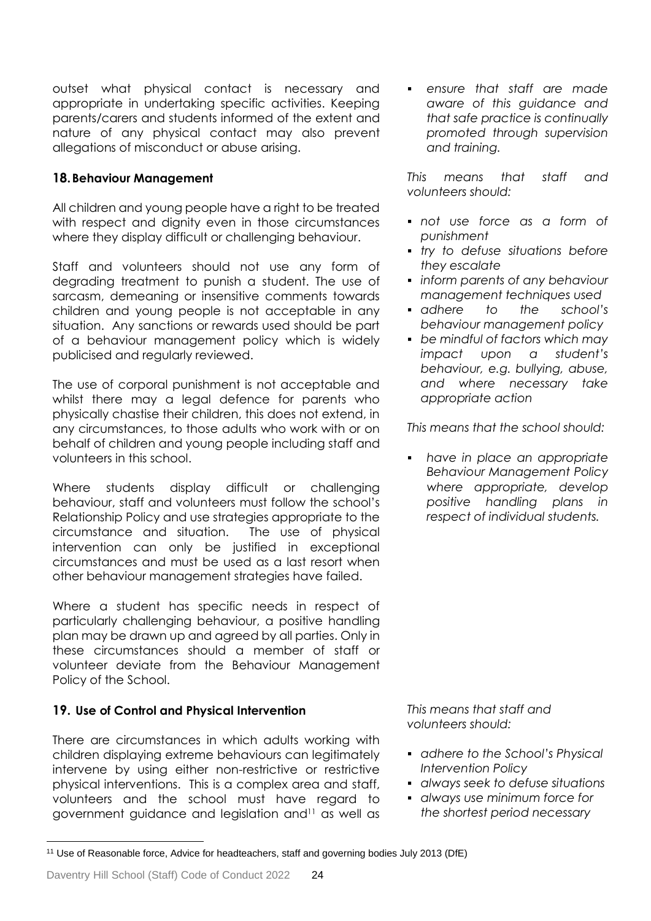outset what physical contact is necessary and appropriate in undertaking specific activities. Keeping parents/carers and students informed of the extent and nature of any physical contact may also prevent allegations of misconduct or abuse arising.

- *ensure that staff are made aware of this guidance and that safe practice is continually promoted through supervision and training.*

## 18. Behaviour Management

All children and young people have a right to be treated with respect and dignity even in those circumstances where they display difficult or challenging behaviour.

Staff and volunteers should not use any form of degrading treatment to punish a student. The use of sarcasm, demeaning or insensitive comments towards children and young people is not acceptable in any situation. Any sanctions or rewards used should be part of a behaviour management policy which is widely publicised and regularly reviewed.

The use of corporal punishment is not acceptable and whilst there may a legal defence for parents who physically chastise their children, this does not extend, in any circumstances, to those adults who work with or on behalf of children and young people including staff and volunteers in this school.

Where students display difficult or challenging behaviour, staff and volunteers must follow the school's Relationship Policy and use strategies appropriate to the circumstance and situation. The use of physical intervention can only be justified in exceptional circumstances and must be used as a last resort when other behaviour management strategies have failed.

Where a student has specific needs in respect of particularly challenging behaviour, a positive handling plan may be drawn up and agreed by all parties. Only in these circumstances should a member of staff or volunteer deviate from the Behaviour Management Policy of the School.

*This means that staff and volunteers should:*

- *not use force as a form of punishment*
- *try to defuse situations before they escalate*
- *inform parents of any behaviour management techniques used*
- *adhere to the school's behaviour management policy*
- *be mindful of factors which may impact upon a student's behaviour, e.g. bullying, abuse, and where necessary take appropriate action*

*This means that the school should:*

- *have in place an appropriate Behaviour Management Policy where appropriate, develop positive handling plans in respect of individual students.*

## 19. Use of Control and Physical Intervention

There are circumstances in which adults working with children displaying extreme behaviours can legitimately intervene by using either non-restrictive or restrictive physical interventions. This is a complex area and staff, volunteers and the school must have regard to government guidance and legislation and[11] as well as

*This means that staff and volunteers should:*

- *adhere to the School's Physical Intervention Policy*
- *always seek to defuse situations*
- *always use minimum force for the shortest period necessary*

[11] Use of Reasonable force, Advice for headteachers, staff and governing bodies July 2013 (DfE)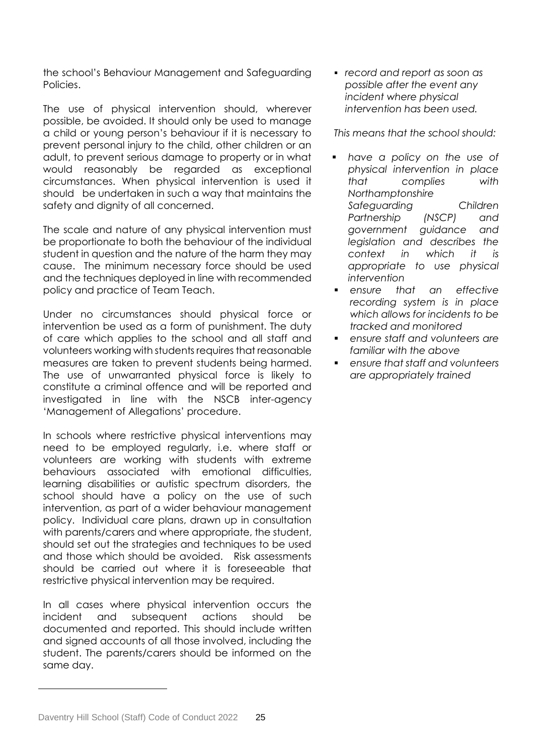the school's Behaviour Management and Safeguarding Policies.

The use of physical intervention should, wherever possible, be avoided. It should only be used to manage a child or young person's behaviour if it is necessary to prevent personal injury to the child, other children or an adult, to prevent serious damage to property or in what would reasonably be regarded as exceptional circumstances. When physical intervention is used it should be undertaken in such a way that maintains the safety and dignity of all concerned.

The scale and nature of any physical intervention must be proportionate to both the behaviour of the individual student in question and the nature of the harm they may cause. The minimum necessary force should be used and the techniques deployed in line with recommended policy and practice of Team Teach.

Under no circumstances should physical force or intervention be used as a form of punishment. The duty of care which applies to the school and all staff and volunteers working with students requires that reasonable measures are taken to prevent students being harmed. The use of unwarranted physical force is likely to constitute a criminal offence and will be reported and investigated in line with the NSCB inter-agency 'Management of Allegations' procedure.

In schools where restrictive physical interventions may need to be employed regularly, i.e. where staff or volunteers are working with students with extreme behaviours associated with emotional difficulties, learning disabilities or autistic spectrum disorders, the school should have a policy on the use of such intervention, as part of a wider behaviour management policy. Individual care plans, drawn up in consultation with parents/carers and where appropriate, the student, should set out the strategies and techniques to be used and those which should be avoided. Risk assessments should be carried out where it is foreseeable that restrictive physical intervention may be required.

In all cases where physical intervention occurs the incident and subsequent actions should be documented and reported. This should include written and signed accounts of all those involved, including the student. The parents/carers should be informed on the same day.

- *record and report as soon as possible after the event any incident where physical intervention has been used.*

*This means that the school should:*

- *have a policy on the use of physical intervention in place that complies with Northamptonshire Safeguarding Children Partnership (NSCP) and government guidance and legislation and describes the context in which it is appropriate to use physical intervention*
- *ensure that an effective recording system is in place which allows for incidents to be tracked and monitored*
- *ensure staff and volunteers are familiar with the above*
- *ensure that staff and volunteers are appropriately trained*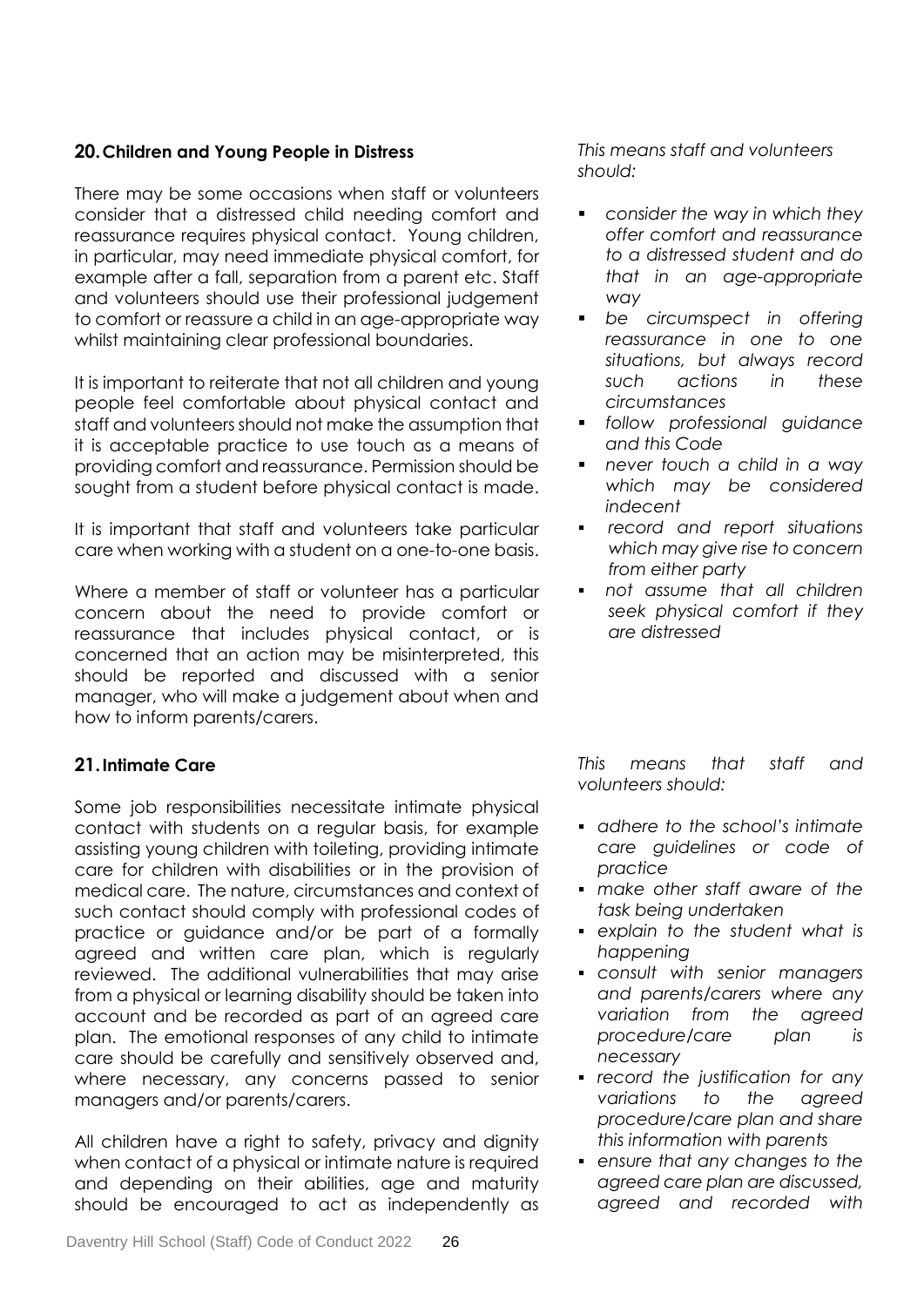## 20. Children and Young People in Distress

There may be some occasions when staff or volunteers consider that a distressed child needing comfort and reassurance requires physical contact. Young children, in particular, may need immediate physical comfort, for example after a fall, separation from a parent etc. Staff and volunteers should use their professional judgement to comfort or reassure a child in an age-appropriate way whilst maintaining clear professional boundaries.

It is important to reiterate that not all children and young people feel comfortable about physical contact and staff and volunteers should not make the assumption that it is acceptable practice to use touch as a means of providing comfort and reassurance. Permission should be sought from a student before physical contact is made.

It is important that staff and volunteers take particular care when working with a student on a one-to-one basis.

Where a member of staff or volunteer has a particular concern about the need to provide comfort or reassurance that includes physical contact, or is concerned that an action may be misinterpreted, this should be reported and discussed with a senior manager, who will make a judgement about when and how to inform parents/carers.

*This means staff and volunteers should:*

- *consider the way in which they offer comfort and reassurance to a distressed student and do that in an age-appropriate way*
- *be circumspect in offering reassurance in one to one situations, but always record such actions in these circumstances*
- *follow professional guidance and this Code*
- *never touch a child in a way which may be considered indecent*
- *record and report situations which may give rise to concern from either party*
- *not assume that all children seek physical comfort if they are distressed*

## 21. Intimate Care

Some job responsibilities necessitate intimate physical contact with students on a regular basis, for example assisting young children with toileting, providing intimate care for children with disabilities or in the provision of medical care. The nature, circumstances and context of such contact should comply with professional codes of practice or guidance and/or be part of a formally agreed and written care plan, which is regularly reviewed. The additional vulnerabilities that may arise from a physical or learning disability should be taken into account and be recorded as part of an agreed care plan. The emotional responses of any child to intimate care should be carefully and sensitively observed and, where necessary, any concerns passed to senior managers and/or parents/carers.

All children have a right to safety, privacy and dignity when contact of a physical or intimate nature is required and depending on their abilities, age and maturity should be encouraged to act as independently as

*This means that staff and volunteers should:*

- *adhere to the school's intimate care guidelines or code of practice*
- *make other staff aware of the task being undertaken*
- *explain to the student what is happening*
- *consult with senior managers and parents/carers where any variation from the agreed procedure/care plan is necessary*
- *record the justification for any variations to the agreed procedure/care plan and share this information with parents*
- *ensure that any changes to the agreed care plan are discussed, agreed and recorded with*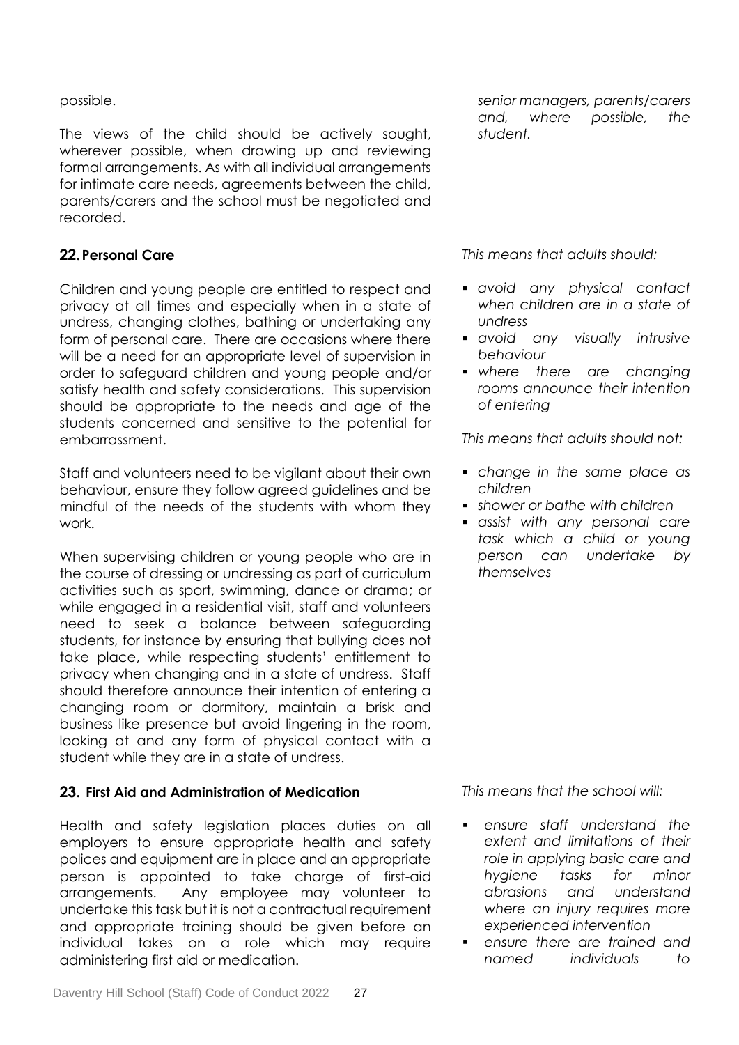possible.

The views of the child should be actively sought, wherever possible, when drawing up and reviewing formal arrangements. As with all individual arrangements for intimate care needs, agreements between the child, parents/carers and the school must be negotiated and recorded.

*senior managers, parents/carers and, where possible, the student.*

## 22. Personal Care

Children and young people are entitled to respect and privacy at all times and especially when in a state of undress, changing clothes, bathing or undertaking any form of personal care. There are occasions where there will be a need for an appropriate level of supervision in order to safeguard children and young people and/or satisfy health and safety considerations. This supervision should be appropriate to the needs and age of the students concerned and sensitive to the potential for embarrassment.

Staff and volunteers need to be vigilant about their own behaviour, ensure they follow agreed guidelines and be mindful of the needs of the students with whom they work.

When supervising children or young people who are in the course of dressing or undressing as part of curriculum activities such as sport, swimming, dance or drama; or while engaged in a residential visit, staff and volunteers need to seek a balance between safeguarding students, for instance by ensuring that bullying does not take place, while respecting students' entitlement to privacy when changing and in a state of undress. Staff should therefore announce their intention of entering a changing room or dormitory, maintain a brisk and business like presence but avoid lingering in the room, looking at and any form of physical contact with a student while they are in a state of undress.

*This means that adults should:*

- *avoid any physical contact when children are in a state of undress*
- *avoid any visually intrusive behaviour*
- *where there are changing rooms announce their intention of entering*

*This means that adults should not:*

- *change in the same place as children*
- *shower or bathe with children*
- *assist with any personal care task which a child or young person can undertake by themselves*

## 23. First Aid and Administration of Medication

Health and safety legislation places duties on all employers to ensure appropriate health and safety polices and equipment are in place and an appropriate person is appointed to take charge of first-aid arrangements. Any employee may volunteer to undertake this task but it is not a contractual requirement and appropriate training should be given before an individual takes on a role which may require administering first aid or medication.

*This means that the school will:*

- *ensure staff understand the extent and limitations of their role in applying basic care and hygiene tasks for minor abrasions and understand where an injury requires more experienced intervention*
- *ensure there are trained and named individuals to*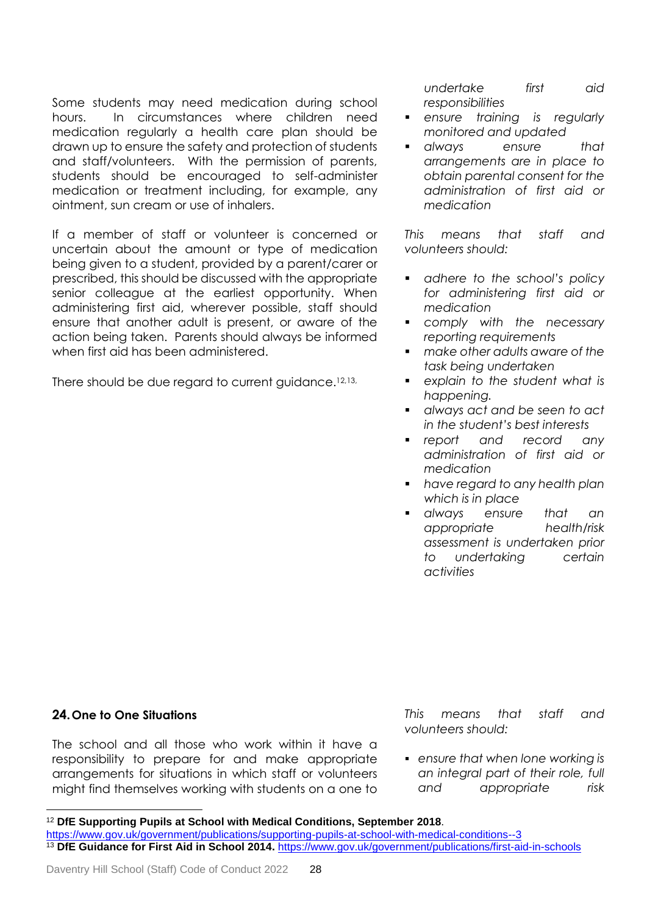Some students may need medication during school hours. In circumstances where children need medication regularly a health care plan should be drawn up to ensure the safety and protection of students and staff/volunteers. With the permission of parents, students should be encouraged to self-administer medication or treatment including, for example, any ointment, sun cream or use of inhalers.

If a member of staff or volunteer is concerned or uncertain about the amount or type of medication being given to a student, provided by a parent/carer or prescribed, this should be discussed with the appropriate senior colleague at the earliest opportunity. When administering first aid, wherever possible, staff should ensure that another adult is present, or aware of the action being taken. Parents should always be informed when first aid has been administered.

There should be due regard to current guidance.[12,13]

*undertake first aid responsibilities*

- *ensure training is regularly monitored and updated*
- *always ensure that arrangements are in place to obtain parental consent for the administration of first aid or medication*

*This means that staff and volunteers should:*

- *adhere to the school's policy for administering first aid or medication*
- *comply with the necessary reporting requirements*
- *make other adults aware of the task being undertaken*
- *explain to the student what is happening.*
- *always act and be seen to act in the student's best interests*
- *report and record any administration of first aid or medication*
- *have regard to any health plan which is in place*
- *always ensure that an appropriate health/risk assessment is undertaken prior to undertaking certain activities*

## 24. One to One Situations

The school and all those who work within it have a responsibility to prepare for and make appropriate arrangements for situations in which staff or volunteers might find themselves working with students on a one to

*This means that staff and volunteers should:*

- *ensure that when lone working is an integral part of their role, full and appropriate risk*

---

[12] **DfE Supporting Pupils at School with Medical Conditions, September 2018**. https://www.gov.uk/government/publications/supporting-pupils-at-school-with-medical-conditions--3

[13] **DfE Guidance for First Aid in School 2014.** https://www.gov.uk/government/publications/first-aid-in-schools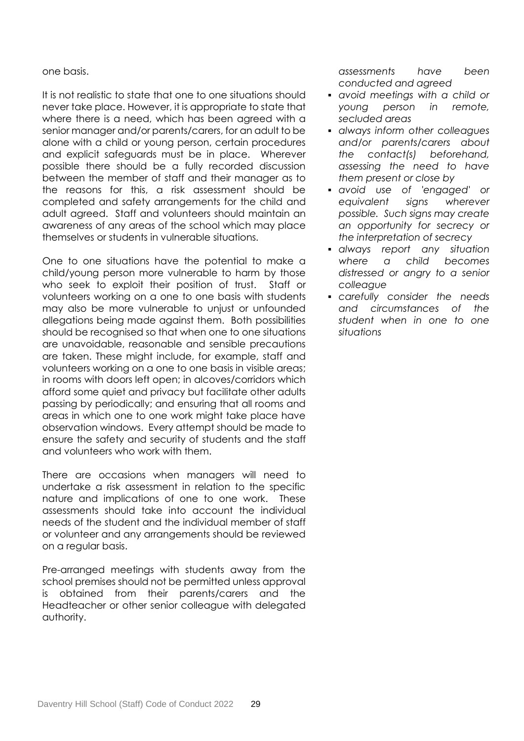one basis.

It is not realistic to state that one to one situations should never take place. However, it is appropriate to state that where there is a need, which has been agreed with a senior manager and/or parents/carers, for an adult to be alone with a child or young person, certain procedures and explicit safeguards must be in place. Wherever possible there should be a fully recorded discussion between the member of staff and their manager as to the reasons for this, a risk assessment should be completed and safety arrangements for the child and adult agreed. Staff and volunteers should maintain an awareness of any areas of the school which may place themselves or students in vulnerable situations.

One to one situations have the potential to make a child/young person more vulnerable to harm by those who seek to exploit their position of trust. Staff or volunteers working on a one to one basis with students may also be more vulnerable to unjust or unfounded allegations being made against them. Both possibilities should be recognised so that when one to one situations are unavoidable, reasonable and sensible precautions are taken. These might include, for example, staff and volunteers working on a one to one basis in visible areas; in rooms with doors left open; in alcoves/corridors which afford some quiet and privacy but facilitate other adults passing by periodically; and ensuring that all rooms and areas in which one to one work might take place have observation windows. Every attempt should be made to ensure the safety and security of students and the staff and volunteers who work with them.

There are occasions when managers will need to undertake a risk assessment in relation to the specific nature and implications of one to one work. These assessments should take into account the individual needs of the student and the individual member of staff or volunteer and any arrangements should be reviewed on a regular basis.

Pre-arranged meetings with students away from the school premises should not be permitted unless approval is obtained from their parents/carers and the Headteacher or other senior colleague with delegated authority.

*assessments have been conducted and agreed*

- *avoid meetings with a child or young person in remote, secluded areas*
- *always inform other colleagues and/or parents/carers about the contact(s) beforehand, assessing the need to have them present or close by*
- *avoid use of 'engaged' or equivalent signs wherever possible. Such signs may create an opportunity for secrecy or the interpretation of secrecy*
- *always report any situation where a child becomes distressed or angry to a senior colleague*
- *carefully consider the needs and circumstances of the student when in one to one situations*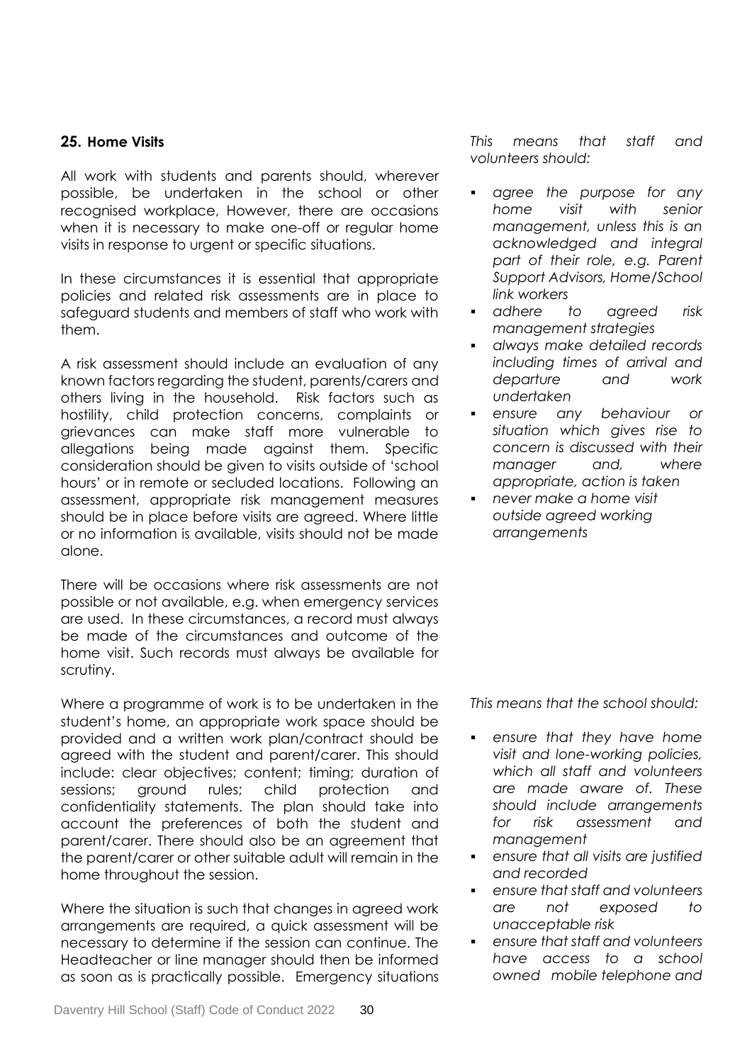## 25. Home Visits

All work with students and parents should, wherever possible, be undertaken in the school or other recognised workplace, However, there are occasions when it is necessary to make one-off or regular home visits in response to urgent or specific situations.

In these circumstances it is essential that appropriate policies and related risk assessments are in place to safeguard students and members of staff who work with them.

A risk assessment should include an evaluation of any known factors regarding the student, parents/carers and others living in the household. Risk factors such as hostility, child protection concerns, complaints or grievances can make staff more vulnerable to allegations being made against them. Specific consideration should be given to visits outside of 'school hours' or in remote or secluded locations. Following an assessment, appropriate risk management measures should be in place before visits are agreed. Where little or no information is available, visits should not be made alone.

There will be occasions where risk assessments are not possible or not available, e.g. when emergency services are used. In these circumstances, a record must always be made of the circumstances and outcome of the home visit. Such records must always be available for scrutiny.

Where a programme of work is to be undertaken in the student's home, an appropriate work space should be provided and a written work plan/contract should be agreed with the student and parent/carer. This should include: clear objectives; content; timing; duration of sessions; ground rules; child protection and confidentiality statements. The plan should take into account the preferences of both the student and parent/carer. There should also be an agreement that the parent/carer or other suitable adult will remain in the home throughout the session.

Where the situation is such that changes in agreed work arrangements are required, a quick assessment will be necessary to determine if the session can continue. The Headteacher or line manager should then be informed as soon as is practically possible. Emergency situations

*This means that staff and volunteers should:*

- *agree the purpose for any home visit with senior management, unless this is an acknowledged and integral part of their role, e.g. Parent Support Advisors, Home/School link workers*
- *adhere to agreed risk management strategies*
- *always make detailed records including times of arrival and departure and work undertaken*
- *ensure any behaviour or situation which gives rise to concern is discussed with their manager and, where appropriate, action is taken*
- *never make a home visit outside agreed working arrangements*

*This means that the school should:*

- *ensure that they have home visit and lone-working policies, which all staff and volunteers are made aware of. These should include arrangements for risk assessment and management*
- *ensure that all visits are justified and recorded*
- *ensure that staff and volunteers are not exposed to unacceptable risk*
- *ensure that staff and volunteers have access to a school owned mobile telephone and*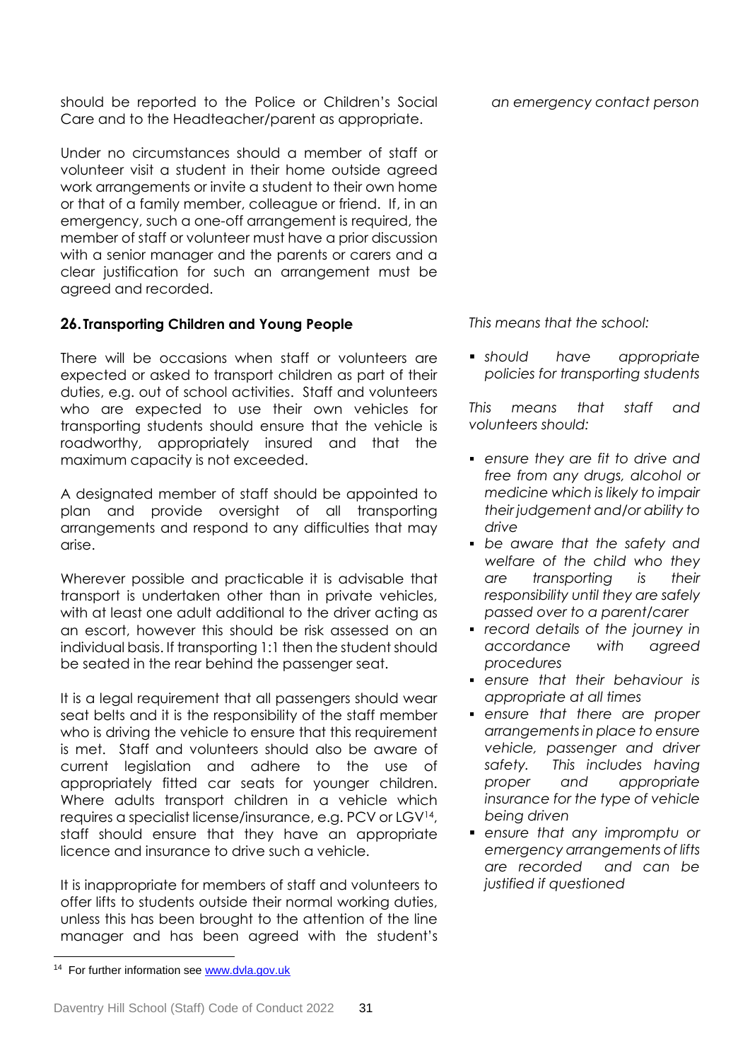should be reported to the Police or Children's Social Care and to the Headteacher/parent as appropriate.

*an emergency contact person*

Under no circumstances should a member of staff or volunteer visit a student in their home outside agreed work arrangements or invite a student to their own home or that of a family member, colleague or friend. If, in an emergency, such a one-off arrangement is required, the member of staff or volunteer must have a prior discussion with a senior manager and the parents or carers and a clear justification for such an arrangement must be agreed and recorded.

## 26. Transporting Children and Young People

There will be occasions when staff or volunteers are expected or asked to transport children as part of their duties, e.g. out of school activities. Staff and volunteers who are expected to use their own vehicles for transporting students should ensure that the vehicle is roadworthy, appropriately insured and that the maximum capacity is not exceeded.

A designated member of staff should be appointed to plan and provide oversight of all transporting arrangements and respond to any difficulties that may arise.

Wherever possible and practicable it is advisable that transport is undertaken other than in private vehicles, with at least one adult additional to the driver acting as an escort, however this should be risk assessed on an individual basis. If transporting 1:1 then the student should be seated in the rear behind the passenger seat.

It is a legal requirement that all passengers should wear seat belts and it is the responsibility of the staff member who is driving the vehicle to ensure that this requirement is met. Staff and volunteers should also be aware of current legislation and adhere to the use of appropriately fitted car seats for younger children. Where adults transport children in a vehicle which requires a specialist license/insurance, e.g. PCV or LGV[14], staff should ensure that they have an appropriate licence and insurance to drive such a vehicle.

It is inappropriate for members of staff and volunteers to offer lifts to students outside their normal working duties, unless this has been brought to the attention of the line manager and has been agreed with the student's

*This means that the school:*

- *should have appropriate policies for transporting students*

*This means that staff and volunteers should:*

- *ensure they are fit to drive and free from any drugs, alcohol or medicine which is likely to impair their judgement and/or ability to drive*
- *be aware that the safety and welfare of the child who they are transporting is their responsibility until they are safely passed over to a parent/carer*
- *record details of the journey in accordance with agreed procedures*
- *ensure that their behaviour is appropriate at all times*
- *ensure that there are proper arrangements in place to ensure vehicle, passenger and driver safety. This includes having proper and appropriate insurance for the type of vehicle being driven*
- *ensure that any impromptu or emergency arrangements of lifts are recorded and can be justified if questioned*

---

[14] For further information see www.dvla.gov.uk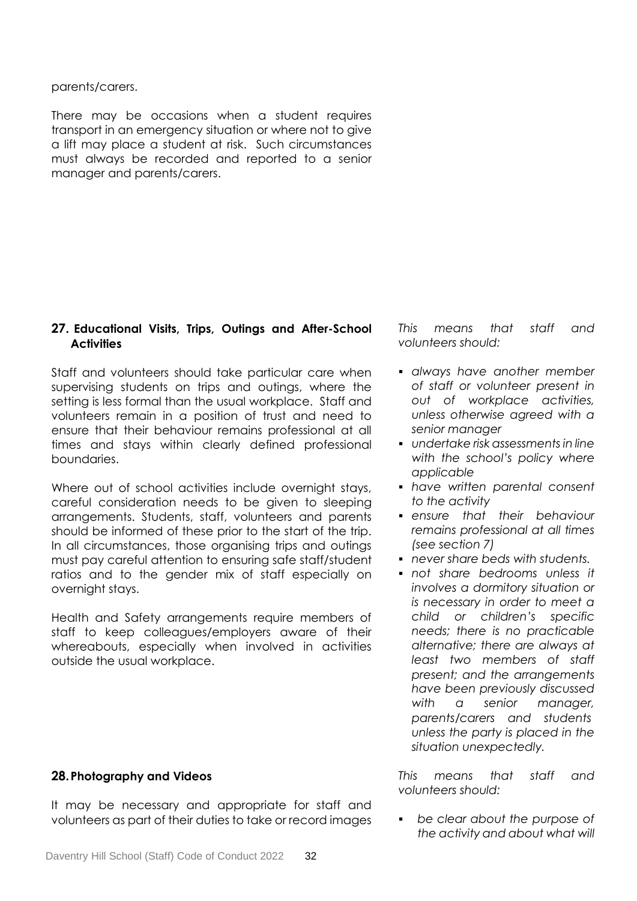parents/carers.

There may be occasions when a student requires transport in an emergency situation or where not to give a lift may place a student at risk. Such circumstances must always be recorded and reported to a senior manager and parents/carers.

## 27. Educational Visits, Trips, Outings and After-School Activities

Staff and volunteers should take particular care when supervising students on trips and outings, where the setting is less formal than the usual workplace. Staff and volunteers remain in a position of trust and need to ensure that their behaviour remains professional at all times and stays within clearly defined professional boundaries.

Where out of school activities include overnight stays, careful consideration needs to be given to sleeping arrangements. Students, staff, volunteers and parents should be informed of these prior to the start of the trip. In all circumstances, those organising trips and outings must pay careful attention to ensuring safe staff/student ratios and to the gender mix of staff especially on overnight stays.

Health and Safety arrangements require members of staff to keep colleagues/employers aware of their whereabouts, especially when involved in activities outside the usual workplace.

*This means that staff and volunteers should:*

- *always have another member of staff or volunteer present in out of workplace activities, unless otherwise agreed with a senior manager*
- *undertake risk assessments in line with the school's policy where applicable*
- *have written parental consent to the activity*
- *ensure that their behaviour remains professional at all times (see section 7)*
- *never share beds with students.*
- *not share bedrooms unless it involves a dormitory situation or is necessary in order to meet a child or children's specific needs; there is no practicable alternative; there are always at least two members of staff present; and the arrangements have been previously discussed with a senior manager, parents/carers and students unless the party is placed in the situation unexpectedly.*

## 28. Photography and Videos

It may be necessary and appropriate for staff and volunteers as part of their duties to take or record images

*This means that staff and volunteers should:*

- *be clear about the purpose of the activity and about what will*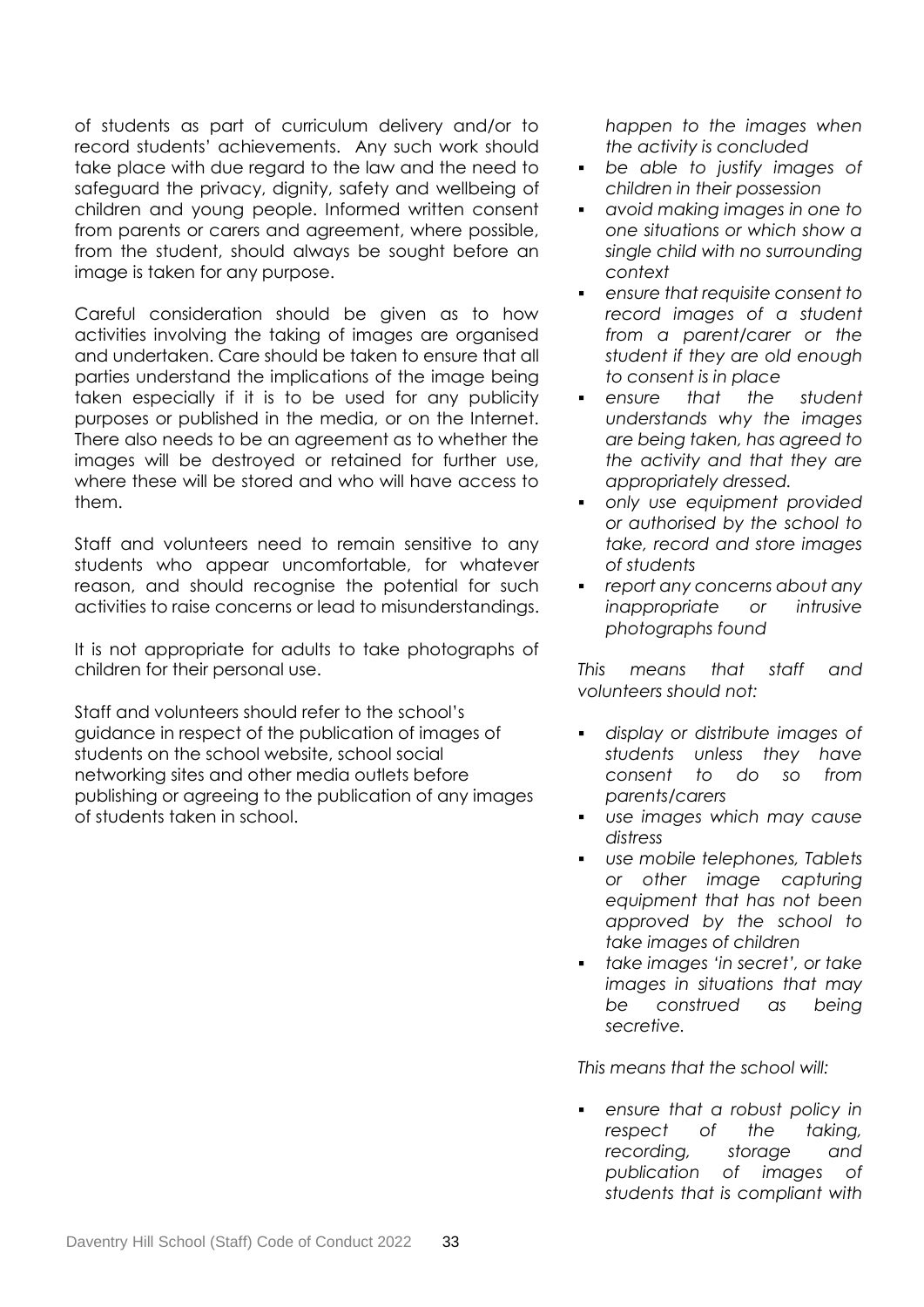of students as part of curriculum delivery and/or to record students' achievements. Any such work should take place with due regard to the law and the need to safeguard the privacy, dignity, safety and wellbeing of children and young people. Informed written consent from parents or carers and agreement, where possible, from the student, should always be sought before an image is taken for any purpose.

Careful consideration should be given as to how activities involving the taking of images are organised and undertaken. Care should be taken to ensure that all parties understand the implications of the image being taken especially if it is to be used for any publicity purposes or published in the media, or on the Internet. There also needs to be an agreement as to whether the images will be destroyed or retained for further use, where these will be stored and who will have access to them.

Staff and volunteers need to remain sensitive to any students who appear uncomfortable, for whatever reason, and should recognise the potential for such activities to raise concerns or lead to misunderstandings.

It is not appropriate for adults to take photographs of children for their personal use.

Staff and volunteers should refer to the school's guidance in respect of the publication of images of students on the school website, school social networking sites and other media outlets before publishing or agreeing to the publication of any images of students taken in school.

*happen to the images when the activity is concluded*

- *be able to justify images of children in their possession*
- *avoid making images in one to one situations or which show a single child with no surrounding context*
- *ensure that requisite consent to record images of a student from a parent/carer or the student if they are old enough to consent is in place*
- *ensure that the student understands why the images are being taken, has agreed to the activity and that they are appropriately dressed.*
- *only use equipment provided or authorised by the school to take, record and store images of students*
- *report any concerns about any inappropriate or intrusive photographs found*

*This means that staff and volunteers should not:*

- *display or distribute images of students unless they have consent to do so from parents/carers*
- *use images which may cause distress*
- *use mobile telephones, Tablets or other image capturing equipment that has not been approved by the school to take images of children*
- *take images 'in secret', or take images in situations that may be construed as being secretive.*

*This means that the school will:*

- *ensure that a robust policy in respect of the taking, recording, storage and publication of images of students that is compliant with*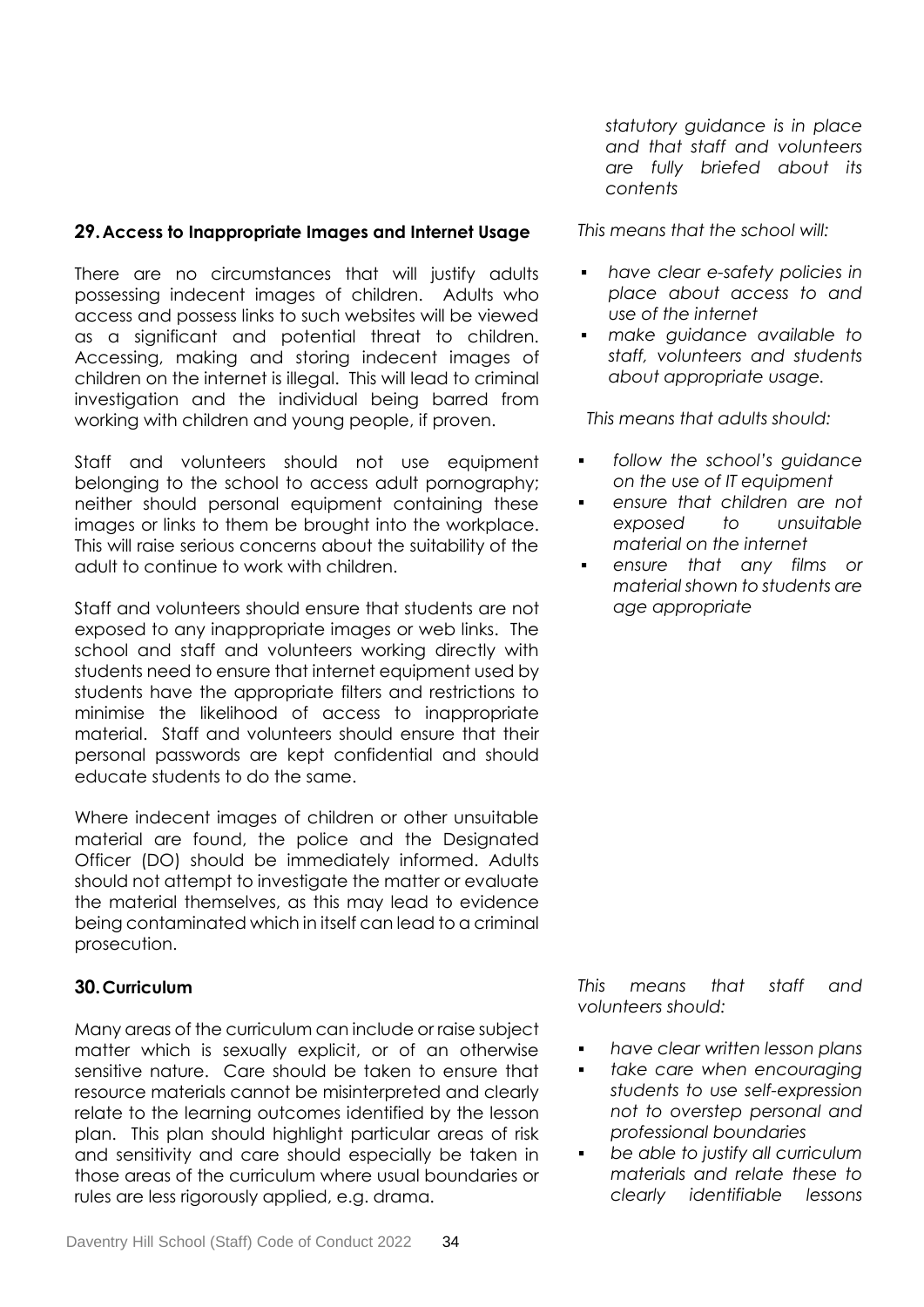*statutory guidance is in place and that staff and volunteers are fully briefed about its contents*

## 29. Access to Inappropriate Images and Internet Usage

There are no circumstances that will justify adults possessing indecent images of children. Adults who access and possess links to such websites will be viewed as a significant and potential threat to children. Accessing, making and storing indecent images of children on the internet is illegal. This will lead to criminal investigation and the individual being barred from working with children and young people, if proven.

Staff and volunteers should not use equipment belonging to the school to access adult pornography; neither should personal equipment containing these images or links to them be brought into the workplace. This will raise serious concerns about the suitability of the adult to continue to work with children.

Staff and volunteers should ensure that students are not exposed to any inappropriate images or web links. The school and staff and volunteers working directly with students need to ensure that internet equipment used by students have the appropriate filters and restrictions to minimise the likelihood of access to inappropriate material. Staff and volunteers should ensure that their personal passwords are kept confidential and should educate students to do the same.

Where indecent images of children or other unsuitable material are found, the police and the Designated Officer (DO) should be immediately informed. Adults should not attempt to investigate the matter or evaluate the material themselves, as this may lead to evidence being contaminated which in itself can lead to a criminal prosecution.

*This means that the school will:*

- *have clear e-safety policies in place about access to and use of the internet*
- *make guidance available to staff, volunteers and students about appropriate usage.*

*This means that adults should:*

- *follow the school's guidance on the use of IT equipment*
- *ensure that children are not exposed to unsuitable material on the internet*
- *ensure that any films or material shown to students are age appropriate*

## 30. Curriculum

Many areas of the curriculum can include or raise subject matter which is sexually explicit, or of an otherwise sensitive nature. Care should be taken to ensure that resource materials cannot be misinterpreted and clearly relate to the learning outcomes identified by the lesson plan. This plan should highlight particular areas of risk and sensitivity and care should especially be taken in those areas of the curriculum where usual boundaries or rules are less rigorously applied, e.g. drama.

*This means that staff and volunteers should:*

- *have clear written lesson plans*
- *take care when encouraging students to use self-expression not to overstep personal and professional boundaries*
- *be able to justify all curriculum materials and relate these to clearly identifiable lessons*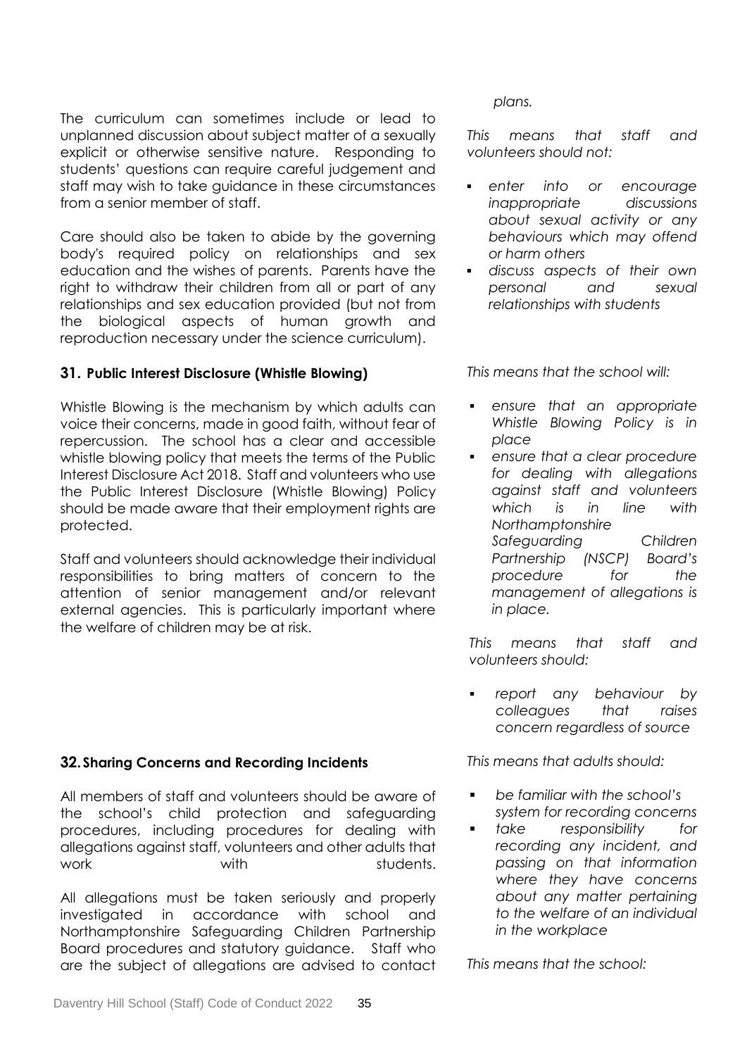The curriculum can sometimes include or lead to unplanned discussion about subject matter of a sexually explicit or otherwise sensitive nature. Responding to students' questions can require careful judgement and staff may wish to take guidance in these circumstances from a senior member of staff.

Care should also be taken to abide by the governing body's required policy on relationships and sex education and the wishes of parents. Parents have the right to withdraw their children from all or part of any relationships and sex education provided (but not from the biological aspects of human growth and reproduction necessary under the science curriculum).

*plans.*

*This means that staff and volunteers should not:*

- *enter into or encourage inappropriate discussions about sexual activity or any behaviours which may offend or harm others*
- *discuss aspects of their own personal and sexual relationships with students*

## 31. Public Interest Disclosure (Whistle Blowing)

Whistle Blowing is the mechanism by which adults can voice their concerns, made in good faith, without fear of repercussion. The school has a clear and accessible whistle blowing policy that meets the terms of the Public Interest Disclosure Act 2018. Staff and volunteers who use the Public Interest Disclosure (Whistle Blowing) Policy should be made aware that their employment rights are protected.

Staff and volunteers should acknowledge their individual responsibilities to bring matters of concern to the attention of senior management and/or relevant external agencies. This is particularly important where the welfare of children may be at risk.

*This means that the school will:*

- *ensure that an appropriate Whistle Blowing Policy is in place*
- *ensure that a clear procedure for dealing with allegations against staff and volunteers which is in line with Northamptonshire Safeguarding Children Partnership (NSCP) Board's procedure for the management of allegations is in place.*

*This means that staff and volunteers should:*

- *report any behaviour by colleagues that raises concern regardless of source*

## 32. Sharing Concerns and Recording Incidents

All members of staff and volunteers should be aware of the school's child protection and safeguarding procedures, including procedures for dealing with allegations against staff, volunteers and other adults that work with students.

All allegations must be taken seriously and properly investigated in accordance with school and Northamptonshire Safeguarding Children Partnership Board procedures and statutory guidance. Staff who are the subject of allegations are advised to contact

*This means that adults should:*

- *be familiar with the school's system for recording concerns*
- *take responsibility for recording any incident, and passing on that information where they have concerns about any matter pertaining to the welfare of an individual in the workplace*

*This means that the school:*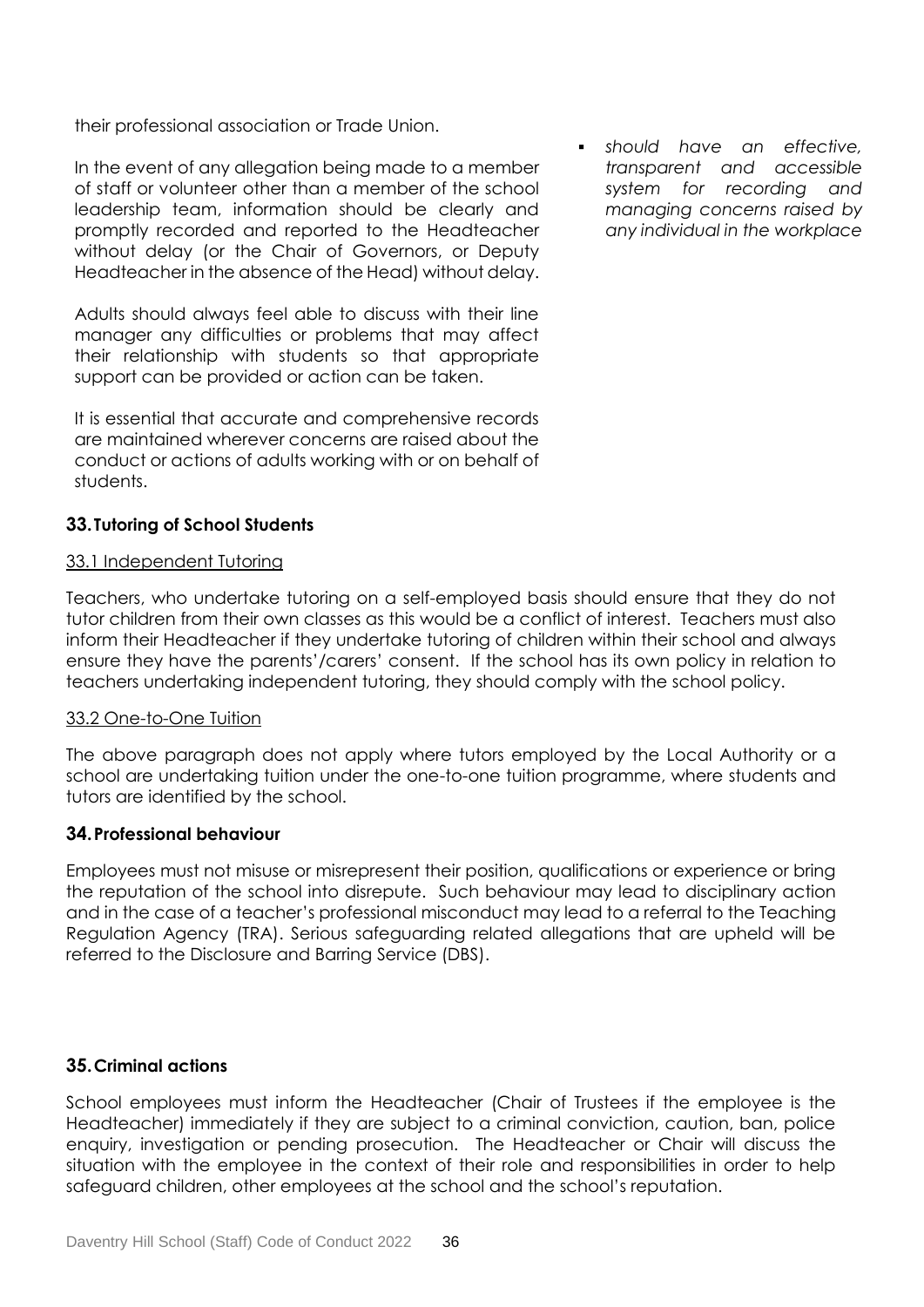their professional association or Trade Union.

In the event of any allegation being made to a member of staff or volunteer other than a member of the school leadership team, information should be clearly and promptly recorded and reported to the Headteacher without delay (or the Chair of Governors, or Deputy Headteacher in the absence of the Head) without delay.

Adults should always feel able to discuss with their line manager any difficulties or problems that may affect their relationship with students so that appropriate support can be provided or action can be taken.

It is essential that accurate and comprehensive records are maintained wherever concerns are raised about the conduct or actions of adults working with or on behalf of students.

- *should have an effective, transparent and accessible system for recording and managing concerns raised by any individual in the workplace*

## 33. Tutoring of School Students

33.1 Independent Tutoring

Teachers, who undertake tutoring on a self-employed basis should ensure that they do not tutor children from their own classes as this would be a conflict of interest. Teachers must also inform their Headteacher if they undertake tutoring of children within their school and always ensure they have the parents'/carers' consent. If the school has its own policy in relation to teachers undertaking independent tutoring, they should comply with the school policy.

33.2 One-to-One Tuition

The above paragraph does not apply where tutors employed by the Local Authority or a school are undertaking tuition under the one-to-one tuition programme, where students and tutors are identified by the school.

## 34. Professional behaviour

Employees must not misuse or misrepresent their position, qualifications or experience or bring the reputation of the school into disrepute. Such behaviour may lead to disciplinary action and in the case of a teacher's professional misconduct may lead to a referral to the Teaching Regulation Agency (TRA). Serious safeguarding related allegations that are upheld will be referred to the Disclosure and Barring Service (DBS).

## 35. Criminal actions

School employees must inform the Headteacher (Chair of Trustees if the employee is the Headteacher) immediately if they are subject to a criminal conviction, caution, ban, police enquiry, investigation or pending prosecution. The Headteacher or Chair will discuss the situation with the employee in the context of their role and responsibilities in order to help safeguard children, other employees at the school and the school's reputation.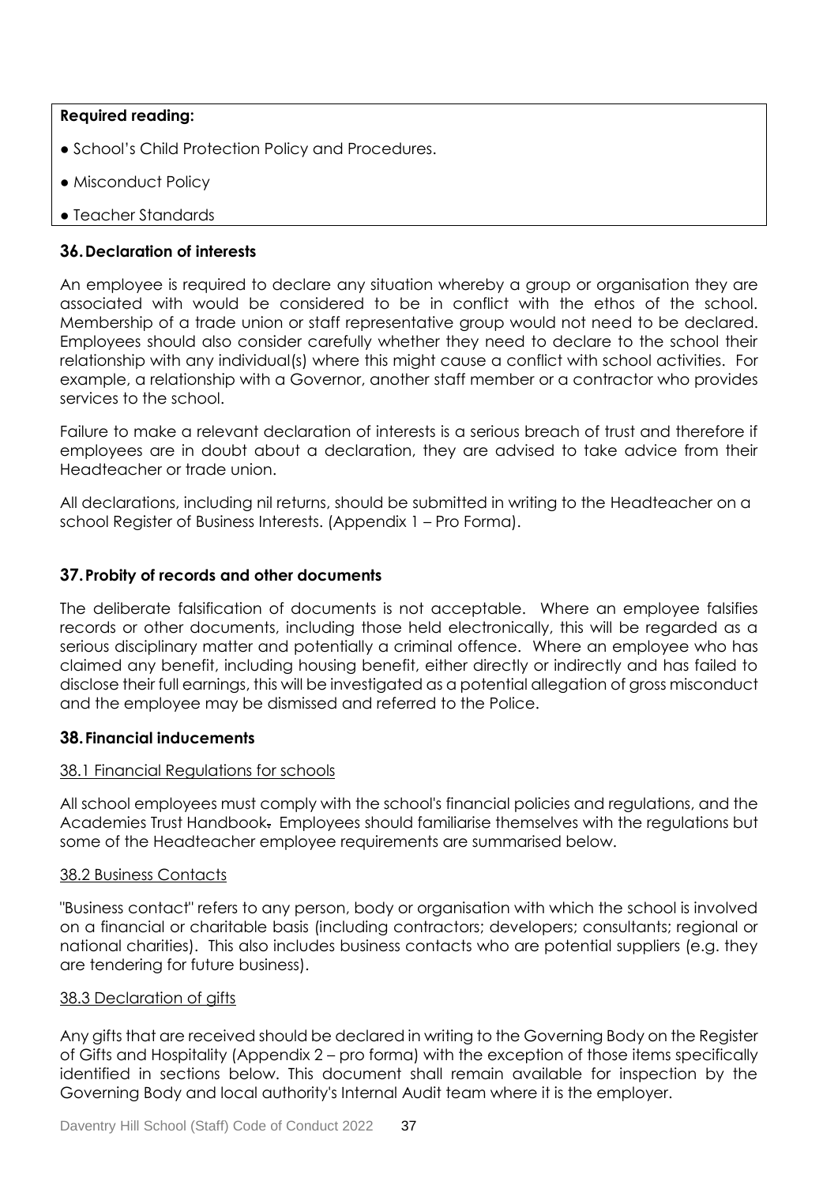**Required reading:**

- School's Child Protection Policy and Procedures.
- Misconduct Policy
- Teacher Standards

## 36. Declaration of interests

An employee is required to declare any situation whereby a group or organisation they are associated with would be considered to be in conflict with the ethos of the school. Membership of a trade union or staff representative group would not need to be declared. Employees should also consider carefully whether they need to declare to the school their relationship with any individual(s) where this might cause a conflict with school activities. For example, a relationship with a Governor, another staff member or a contractor who provides services to the school.

Failure to make a relevant declaration of interests is a serious breach of trust and therefore if employees are in doubt about a declaration, they are advised to take advice from their Headteacher or trade union.

All declarations, including nil returns, should be submitted in writing to the Headteacher on a school Register of Business Interests. (Appendix 1 – Pro Forma).

## 37. Probity of records and other documents

The deliberate falsification of documents is not acceptable. Where an employee falsifies records or other documents, including those held electronically, this will be regarded as a serious disciplinary matter and potentially a criminal offence. Where an employee who has claimed any benefit, including housing benefit, either directly or indirectly and has failed to disclose their full earnings, this will be investigated as a potential allegation of gross misconduct and the employee may be dismissed and referred to the Police.

## 38. Financial inducements

### 38.1 Financial Regulations for schools

All school employees must comply with the school's financial policies and regulations, and the Academies Trust Handbook. Employees should familiarise themselves with the regulations but some of the Headteacher employee requirements are summarised below.

### 38.2 Business Contacts

"Business contact" refers to any person, body or organisation with which the school is involved on a financial or charitable basis (including contractors; developers; consultants; regional or national charities). This also includes business contacts who are potential suppliers (e.g. they are tendering for future business).

### 38.3 Declaration of gifts

Any gifts that are received should be declared in writing to the Governing Body on the Register of Gifts and Hospitality (Appendix 2 – pro forma) with the exception of those items specifically identified in sections below. This document shall remain available for inspection by the Governing Body and local authority's Internal Audit team where it is the employer.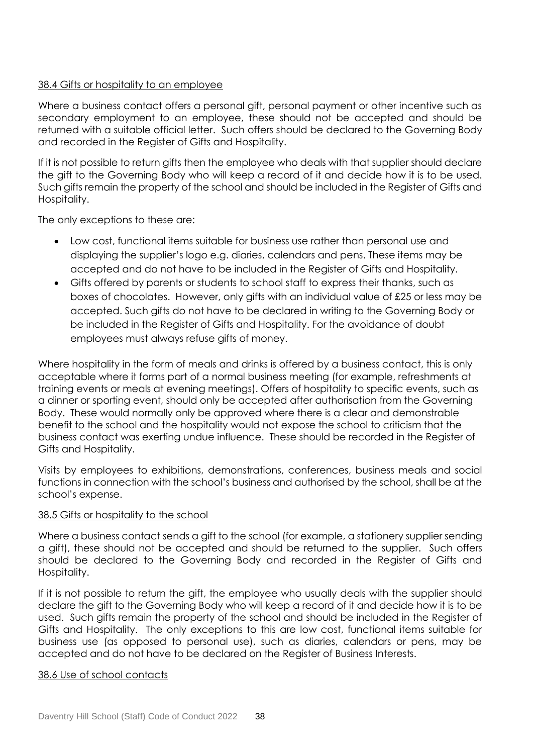### 38.4 Gifts or hospitality to an employee

Where a business contact offers a personal gift, personal payment or other incentive such as secondary employment to an employee, these should not be accepted and should be returned with a suitable official letter. Such offers should be declared to the Governing Body and recorded in the Register of Gifts and Hospitality.

If it is not possible to return gifts then the employee who deals with that supplier should declare the gift to the Governing Body who will keep a record of it and decide how it is to be used. Such gifts remain the property of the school and should be included in the Register of Gifts and Hospitality.

The only exceptions to these are:

- Low cost, functional items suitable for business use rather than personal use and displaying the supplier's logo e.g. diaries, calendars and pens. These items may be accepted and do not have to be included in the Register of Gifts and Hospitality.
- Gifts offered by parents or students to school staff to express their thanks, such as boxes of chocolates. However, only gifts with an individual value of £25 or less may be accepted. Such gifts do not have to be declared in writing to the Governing Body or be included in the Register of Gifts and Hospitality. For the avoidance of doubt employees must always refuse gifts of money.

Where hospitality in the form of meals and drinks is offered by a business contact, this is only acceptable where it forms part of a normal business meeting (for example, refreshments at training events or meals at evening meetings). Offers of hospitality to specific events, such as a dinner or sporting event, should only be accepted after authorisation from the Governing Body. These would normally only be approved where there is a clear and demonstrable benefit to the school and the hospitality would not expose the school to criticism that the business contact was exerting undue influence. These should be recorded in the Register of Gifts and Hospitality.

Visits by employees to exhibitions, demonstrations, conferences, business meals and social functions in connection with the school's business and authorised by the school, shall be at the school's expense.

### 38.5 Gifts or hospitality to the school

Where a business contact sends a gift to the school (for example, a stationery supplier sending a gift), these should not be accepted and should be returned to the supplier. Such offers should be declared to the Governing Body and recorded in the Register of Gifts and Hospitality.

If it is not possible to return the gift, the employee who usually deals with the supplier should declare the gift to the Governing Body who will keep a record of it and decide how it is to be used. Such gifts remain the property of the school and should be included in the Register of Gifts and Hospitality. The only exceptions to this are low cost, functional items suitable for business use (as opposed to personal use), such as diaries, calendars or pens, may be accepted and do not have to be declared on the Register of Business Interests.

### 38.6 Use of school contacts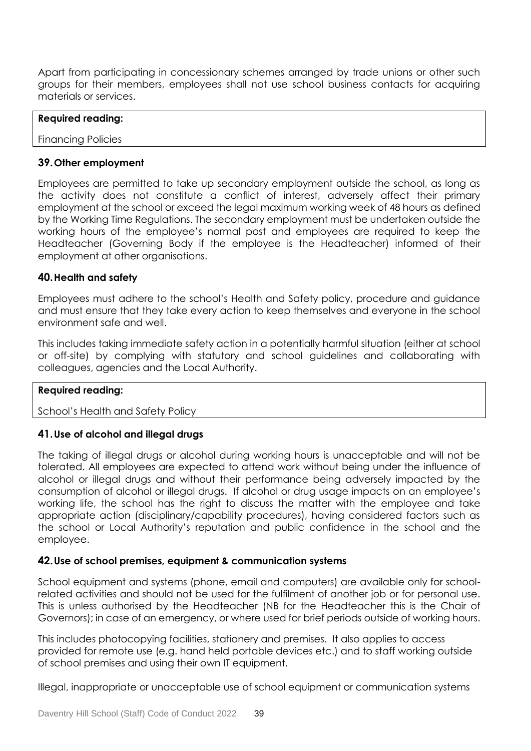Apart from participating in concessionary schemes arranged by trade unions or other such groups for their members, employees shall not use school business contacts for acquiring materials or services.

| **Required reading:** |
|---|
| Financing Policies |

### 39. Other employment

Employees are permitted to take up secondary employment outside the school, as long as the activity does not constitute a conflict of interest, adversely affect their primary employment at the school or exceed the legal maximum working week of 48 hours as defined by the Working Time Regulations. The secondary employment must be undertaken outside the working hours of the employee's normal post and employees are required to keep the Headteacher (Governing Body if the employee is the Headteacher) informed of their employment at other organisations.

### 40. Health and safety

Employees must adhere to the school's Health and Safety policy, procedure and guidance and must ensure that they take every action to keep themselves and everyone in the school environment safe and well.

This includes taking immediate safety action in a potentially harmful situation (either at school or off-site) by complying with statutory and school guidelines and collaborating with colleagues, agencies and the Local Authority.

| **Required reading:** |
|---|
| School's Health and Safety Policy |

### 41. Use of alcohol and illegal drugs

The taking of illegal drugs or alcohol during working hours is unacceptable and will not be tolerated. All employees are expected to attend work without being under the influence of alcohol or illegal drugs and without their performance being adversely impacted by the consumption of alcohol or illegal drugs. If alcohol or drug usage impacts on an employee's working life, the school has the right to discuss the matter with the employee and take appropriate action (disciplinary/capability procedures), having considered factors such as the school or Local Authority's reputation and public confidence in the school and the employee.

### 42. Use of school premises, equipment & communication systems

School equipment and systems (phone, email and computers) are available only for school-related activities and should not be used for the fulfilment of another job or for personal use. This is unless authorised by the Headteacher (NB for the Headteacher this is the Chair of Governors); in case of an emergency, or where used for brief periods outside of working hours.

This includes photocopying facilities, stationery and premises. It also applies to access provided for remote use (e.g. hand held portable devices etc.) and to staff working outside of school premises and using their own IT equipment.

Illegal, inappropriate or unacceptable use of school equipment or communication systems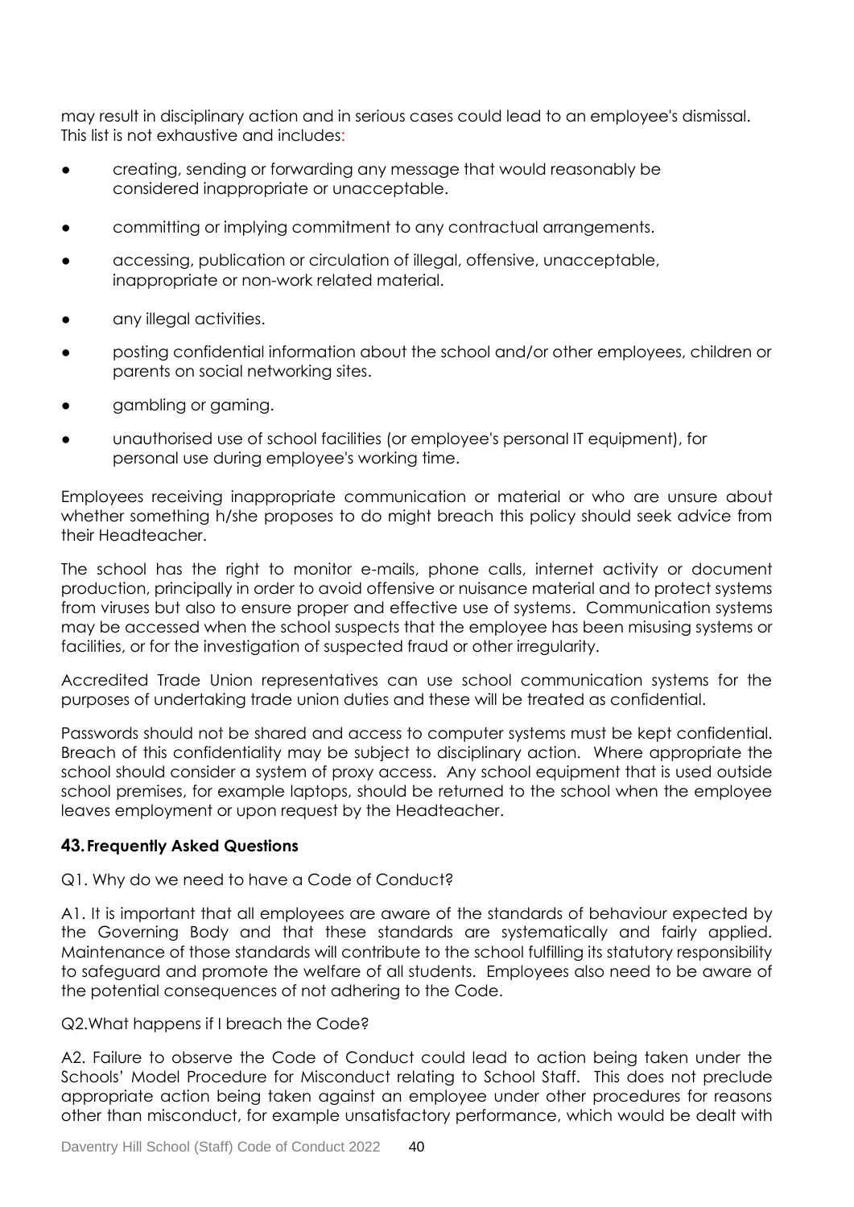may result in disciplinary action and in serious cases could lead to an employee's dismissal. This list is not exhaustive and includes:

- creating, sending or forwarding any message that would reasonably be considered inappropriate or unacceptable.
- committing or implying commitment to any contractual arrangements.
- accessing, publication or circulation of illegal, offensive, unacceptable, inappropriate or non-work related material.
- any illegal activities.
- posting confidential information about the school and/or other employees, children or parents on social networking sites.
- gambling or gaming.
- unauthorised use of school facilities (or employee's personal IT equipment), for personal use during employee's working time.

Employees receiving inappropriate communication or material or who are unsure about whether something h/she proposes to do might breach this policy should seek advice from their Headteacher.

The school has the right to monitor e-mails, phone calls, internet activity or document production, principally in order to avoid offensive or nuisance material and to protect systems from viruses but also to ensure proper and effective use of systems. Communication systems may be accessed when the school suspects that the employee has been misusing systems or facilities, or for the investigation of suspected fraud or other irregularity.

Accredited Trade Union representatives can use school communication systems for the purposes of undertaking trade union duties and these will be treated as confidential.

Passwords should not be shared and access to computer systems must be kept confidential. Breach of this confidentiality may be subject to disciplinary action. Where appropriate the school should consider a system of proxy access. Any school equipment that is used outside school premises, for example laptops, should be returned to the school when the employee leaves employment or upon request by the Headteacher.

## 43. Frequently Asked Questions

Q1. Why do we need to have a Code of Conduct?

A1. It is important that all employees are aware of the standards of behaviour expected by the Governing Body and that these standards are systematically and fairly applied. Maintenance of those standards will contribute to the school fulfilling its statutory responsibility to safeguard and promote the welfare of all students. Employees also need to be aware of the potential consequences of not adhering to the Code.

Q2.What happens if I breach the Code?

A2. Failure to observe the Code of Conduct could lead to action being taken under the Schools' Model Procedure for Misconduct relating to School Staff. This does not preclude appropriate action being taken against an employee under other procedures for reasons other than misconduct, for example unsatisfactory performance, which would be dealt with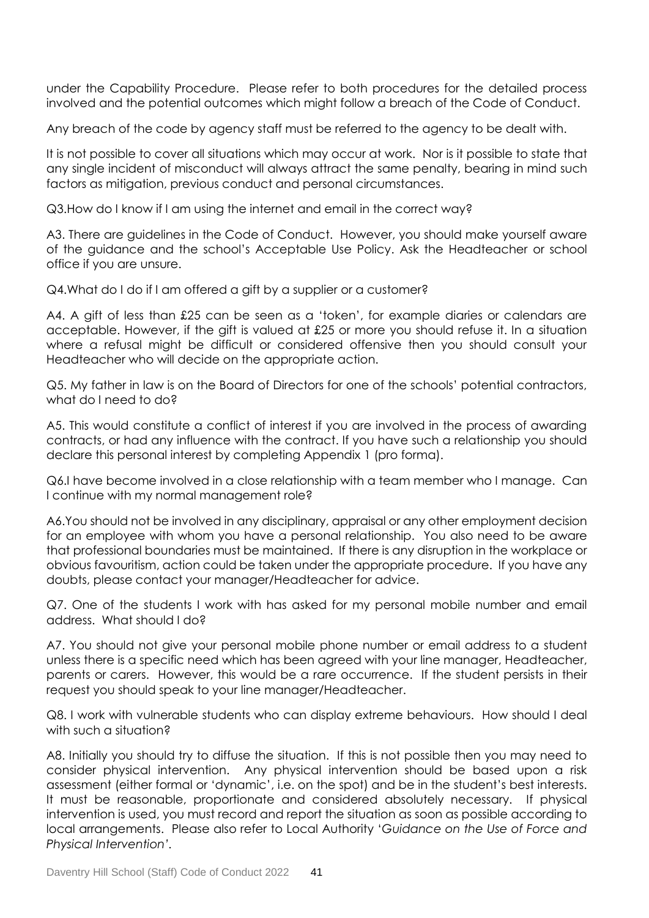under the Capability Procedure. Please refer to both procedures for the detailed process involved and the potential outcomes which might follow a breach of the Code of Conduct.

Any breach of the code by agency staff must be referred to the agency to be dealt with.

It is not possible to cover all situations which may occur at work. Nor is it possible to state that any single incident of misconduct will always attract the same penalty, bearing in mind such factors as mitigation, previous conduct and personal circumstances.

Q3.How do I know if I am using the internet and email in the correct way?

A3. There are guidelines in the Code of Conduct. However, you should make yourself aware of the guidance and the school's Acceptable Use Policy. Ask the Headteacher or school office if you are unsure.

Q4.What do I do if I am offered a gift by a supplier or a customer?

A4. A gift of less than £25 can be seen as a 'token', for example diaries or calendars are acceptable. However, if the gift is valued at £25 or more you should refuse it. In a situation where a refusal might be difficult or considered offensive then you should consult your Headteacher who will decide on the appropriate action.

Q5. My father in law is on the Board of Directors for one of the schools' potential contractors, what do I need to do?

A5. This would constitute a conflict of interest if you are involved in the process of awarding contracts, or had any influence with the contract. If you have such a relationship you should declare this personal interest by completing Appendix 1 (pro forma).

Q6.I have become involved in a close relationship with a team member who I manage. Can I continue with my normal management role?

A6.You should not be involved in any disciplinary, appraisal or any other employment decision for an employee with whom you have a personal relationship. You also need to be aware that professional boundaries must be maintained. If there is any disruption in the workplace or obvious favouritism, action could be taken under the appropriate procedure. If you have any doubts, please contact your manager/Headteacher for advice.

Q7. One of the students I work with has asked for my personal mobile number and email address. What should I do?

A7. You should not give your personal mobile phone number or email address to a student unless there is a specific need which has been agreed with your line manager, Headteacher, parents or carers. However, this would be a rare occurrence. If the student persists in their request you should speak to your line manager/Headteacher.

Q8. I work with vulnerable students who can display extreme behaviours. How should I deal with such a situation?

A8. Initially you should try to diffuse the situation. If this is not possible then you may need to consider physical intervention. Any physical intervention should be based upon a risk assessment (either formal or 'dynamic', i.e. on the spot) and be in the student's best interests. It must be reasonable, proportionate and considered absolutely necessary. If physical intervention is used, you must record and report the situation as soon as possible according to local arrangements. Please also refer to Local Authority '*Guidance on the Use of Force and Physical Intervention'*.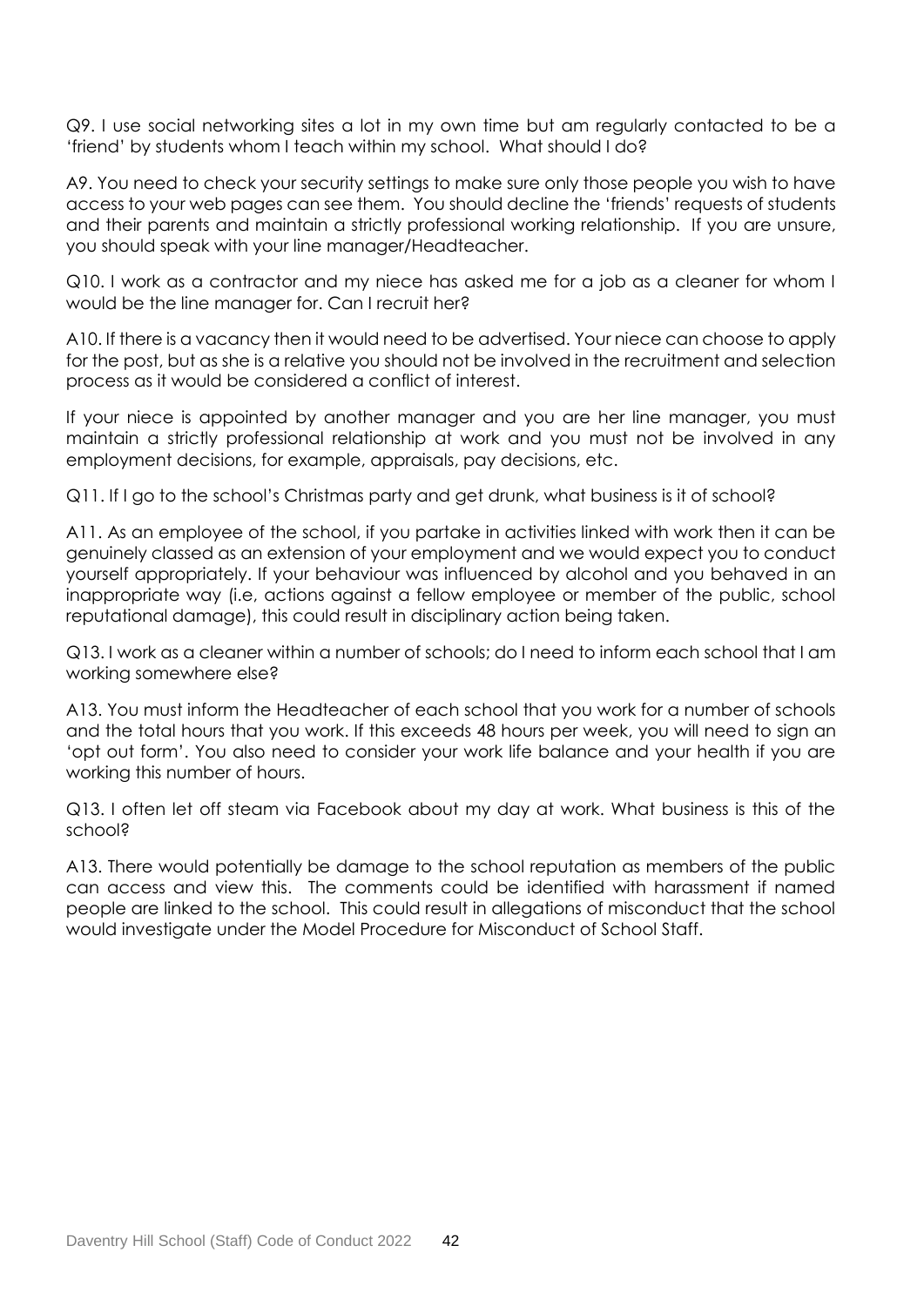Q9. I use social networking sites a lot in my own time but am regularly contacted to be a 'friend' by students whom I teach within my school. What should I do?

A9. You need to check your security settings to make sure only those people you wish to have access to your web pages can see them. You should decline the 'friends' requests of students and their parents and maintain a strictly professional working relationship. If you are unsure, you should speak with your line manager/Headteacher.

Q10. I work as a contractor and my niece has asked me for a job as a cleaner for whom I would be the line manager for. Can I recruit her?

A10. If there is a vacancy then it would need to be advertised. Your niece can choose to apply for the post, but as she is a relative you should not be involved in the recruitment and selection process as it would be considered a conflict of interest.

If your niece is appointed by another manager and you are her line manager, you must maintain a strictly professional relationship at work and you must not be involved in any employment decisions, for example, appraisals, pay decisions, etc.

Q11. If I go to the school's Christmas party and get drunk, what business is it of school?

A11. As an employee of the school, if you partake in activities linked with work then it can be genuinely classed as an extension of your employment and we would expect you to conduct yourself appropriately. If your behaviour was influenced by alcohol and you behaved in an inappropriate way (i.e, actions against a fellow employee or member of the public, school reputational damage), this could result in disciplinary action being taken.

Q13. I work as a cleaner within a number of schools; do I need to inform each school that I am working somewhere else?

A13. You must inform the Headteacher of each school that you work for a number of schools and the total hours that you work. If this exceeds 48 hours per week, you will need to sign an 'opt out form'. You also need to consider your work life balance and your health if you are working this number of hours.

Q13. I often let off steam via Facebook about my day at work. What business is this of the school?

A13. There would potentially be damage to the school reputation as members of the public can access and view this. The comments could be identified with harassment if named people are linked to the school. This could result in allegations of misconduct that the school would investigate under the Model Procedure for Misconduct of School Staff.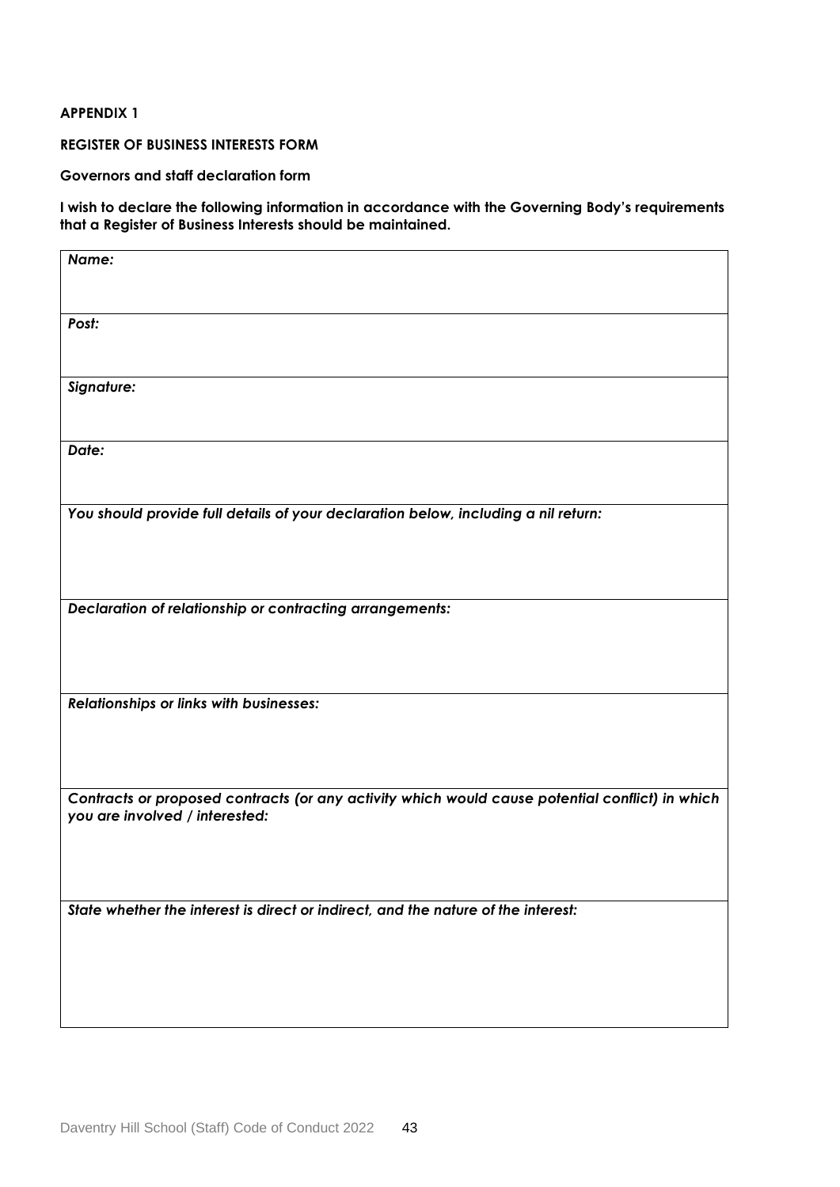**APPENDIX 1**

**REGISTER OF BUSINESS INTERESTS FORM**

**Governors and staff declaration form**

**I wish to declare the following information in accordance with the Governing Body's requirements that a Register of Business Interests should be maintained.**

| ***Name:*** |
|---|
| ***Post:*** |
| ***Signature:*** |
| ***Date:*** |
| ***You should provide full details of your declaration below, including a nil return:*** |
| ***Declaration of relationship or contracting arrangements:*** |
| ***Relationships or links with businesses:*** |
| ***Contracts or proposed contracts (or any activity which would cause potential conflict) in which you are involved / interested:*** |
| ***State whether the interest is direct or indirect, and the nature of the interest:*** |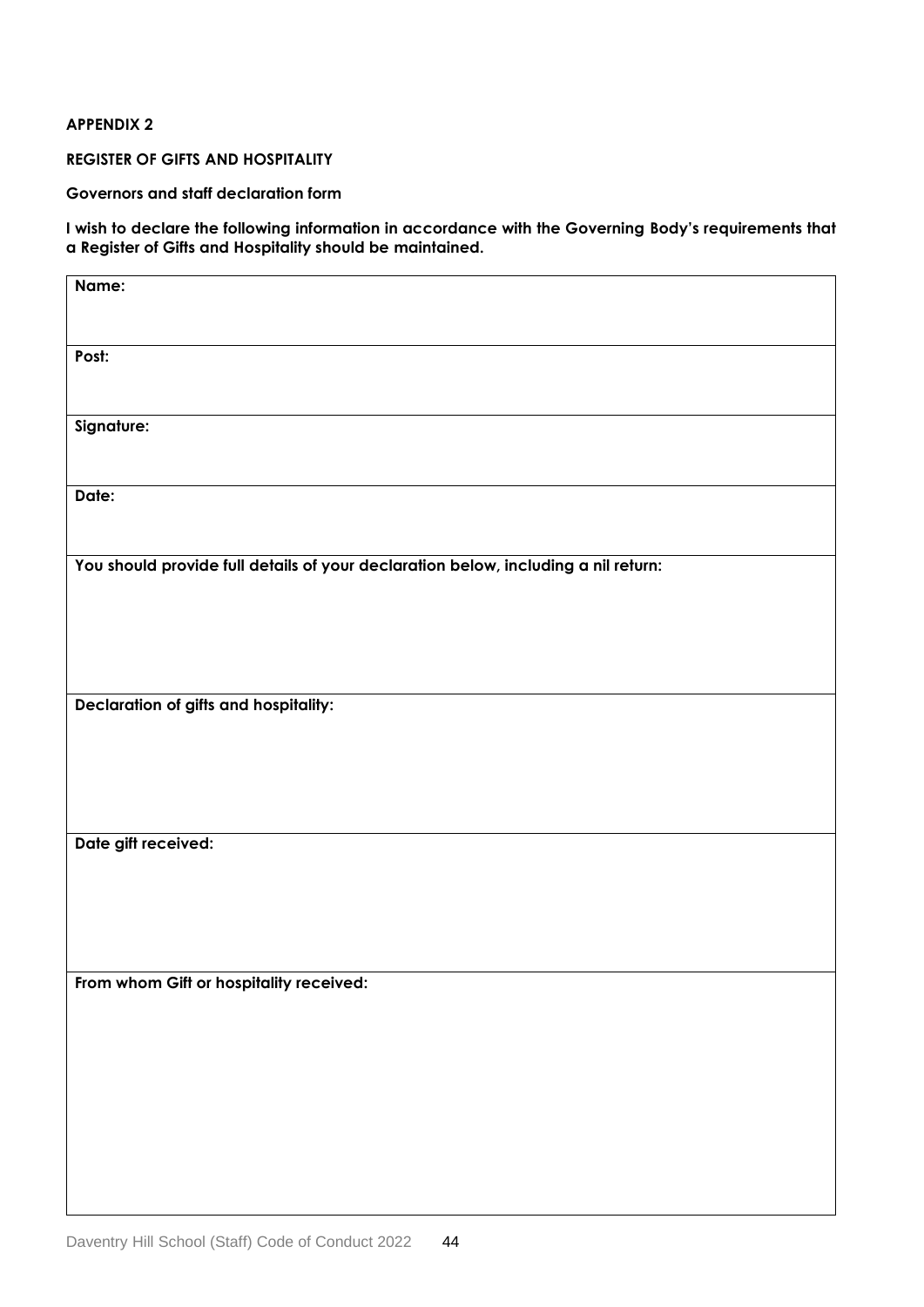**APPENDIX 2**

**REGISTER OF GIFTS AND HOSPITALITY**

**Governors and staff declaration form**

**I wish to declare the following information in accordance with the Governing Body's requirements that a Register of Gifts and Hospitality should be maintained.**

| **Name:** |
|---|
| **Post:** |
| **Signature:** |
| **Date:** |
| **You should provide full details of your declaration below, including a nil return:** |
| **Declaration of gifts and hospitality:** |
| **Date gift received:** |
| **From whom Gift or hospitality received:** |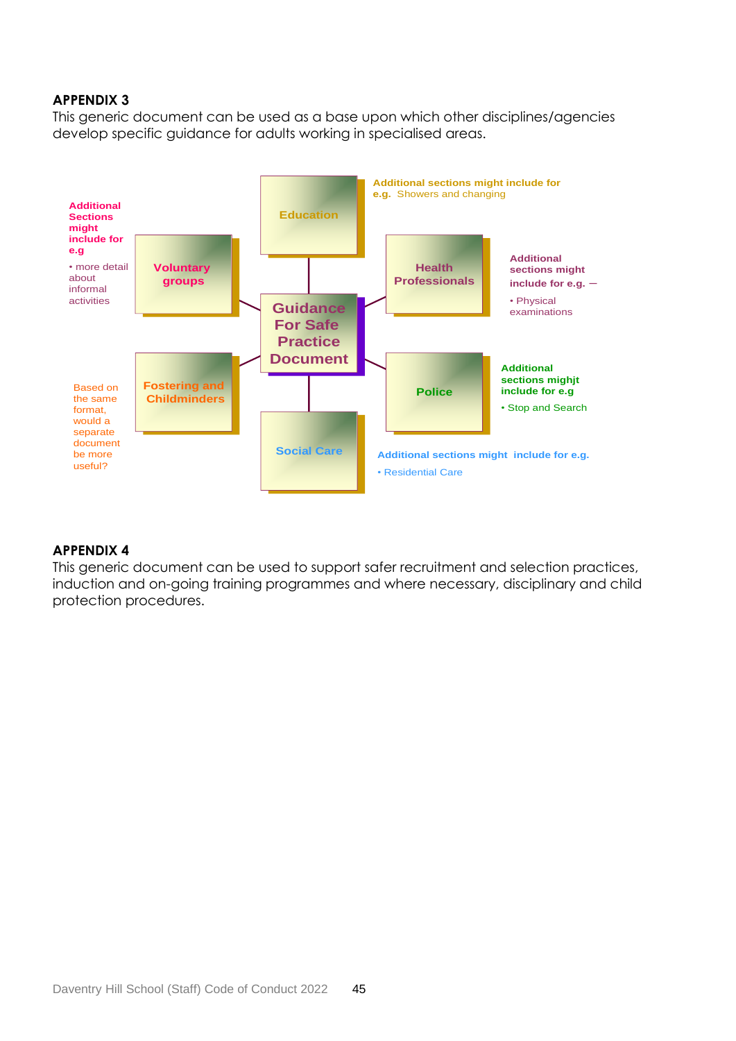**APPENDIX 3**

This generic document can be used as a base upon which other disciplines/agencies develop specific guidance for adults working in specialised areas.

**Guidance For Safe Practice Document**

- **Education** – Additional sections might include for e.g. Showers and changing
- **Voluntary groups** – Additional Sections might include for e.g
  - more detail about informal activities
- **Health Professionals** – Additional sections might include for e.g. –
  - Physical examinations
- **Fostering and Childminders** – Based on the same format, would a separate document be more useful?
- **Police** – Additional sections mighjt include for e.g
  - Stop and Search
- **Social Care** – Additional sections might include for e.g.
  - Residential Care

**APPENDIX 4**

This generic document can be used to support safer recruitment and selection practices, induction and on-going training programmes and where necessary, disciplinary and child protection procedures.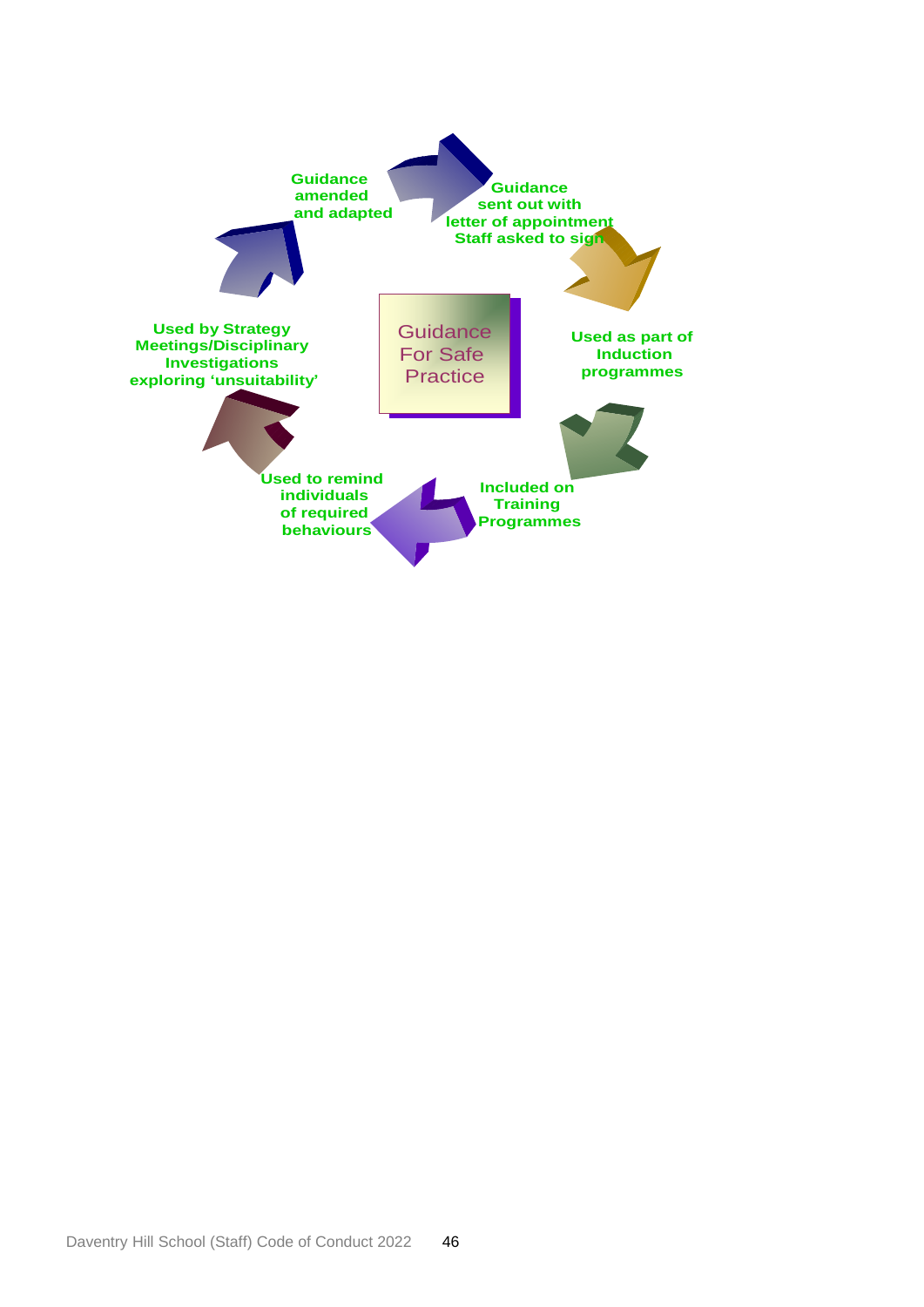Guidance For Safe Practice

Guidance sent out with letter of appointment Staff asked to sign

Used as part of Induction programmes

Included on Training Programmes

Used to remind individuals of required behaviours

Used by Strategy Meetings/Disciplinary Investigations exploring 'unsuitability'

Guidance amended and adapted